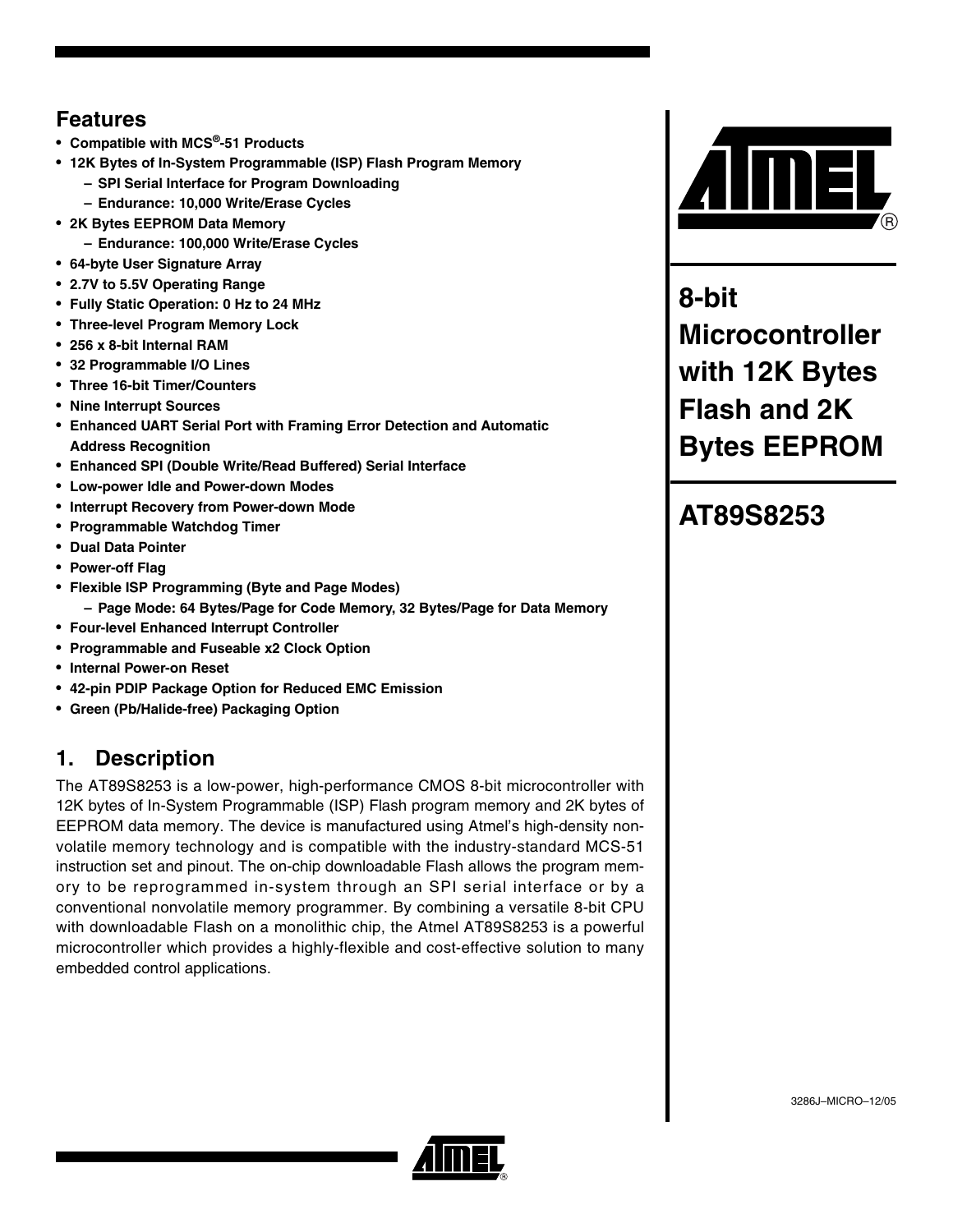## Features

- Compatible with MCS®-51 Products
- 12K Bytes of In-System Programmable (ISP) Flash Program Memory
  - SPI Serial Interface for Program Downloading
  - Endurance: 10,000 Write/Erase Cycles
- 2K Bytes EEPROM Data Memory
  - Endurance: 100,000 Write/Erase Cycles
- 64-byte User Signature Array
- 2.7V to 5.5V Operating Range
- Fully Static Operation: 0 Hz to 24 MHz
- Three-level Program Memory Lock
- 256 x 8-bit Internal RAM
- 32 Programmable I/O Lines
- Three 16-bit Timer/Counters
- Nine Interrupt Sources
- Enhanced UART Serial Port with Framing Error Detection and Automatic Address Recognition
- Enhanced SPI (Double Write/Read Buffered) Serial Interface
- Low-power Idle and Power-down Modes
- Interrupt Recovery from Power-down Mode
- Programmable Watchdog Timer
- Dual Data Pointer
- Power-off Flag
- Flexible ISP Programming (Byte and Page Modes)
  - Page Mode: 64 Bytes/Page for Code Memory, 32 Bytes/Page for Data Memory
- Four-level Enhanced Interrupt Controller
- Programmable and Fuseable x2 Clock Option
- Internal Power-on Reset
- 42-pin PDIP Package Option for Reduced EMC Emission
- Green (Pb/Halide-free) Packaging Option

# 8-bit Microcontroller with 12K Bytes Flash and 2K Bytes EEPROM

# AT89S8253

## 1. Description

The AT89S8253 is a low-power, high-performance CMOS 8-bit microcontroller with 12K bytes of In-System Programmable (ISP) Flash program memory and 2K bytes of EEPROM data memory. The device is manufactured using Atmel's high-density nonvolatile memory technology and is compatible with the industry-standard MCS-51 instruction set and pinout. The on-chip downloadable Flash allows the program memory to be reprogrammed in-system through an SPI serial interface or by a conventional nonvolatile memory programmer. By combining a versatile 8-bit CPU with downloadable Flash on a monolithic chip, the Atmel AT89S8253 is a powerful microcontroller which provides a highly-flexible and cost-effective solution to many embedded control applications.

3286J–MICRO–12/05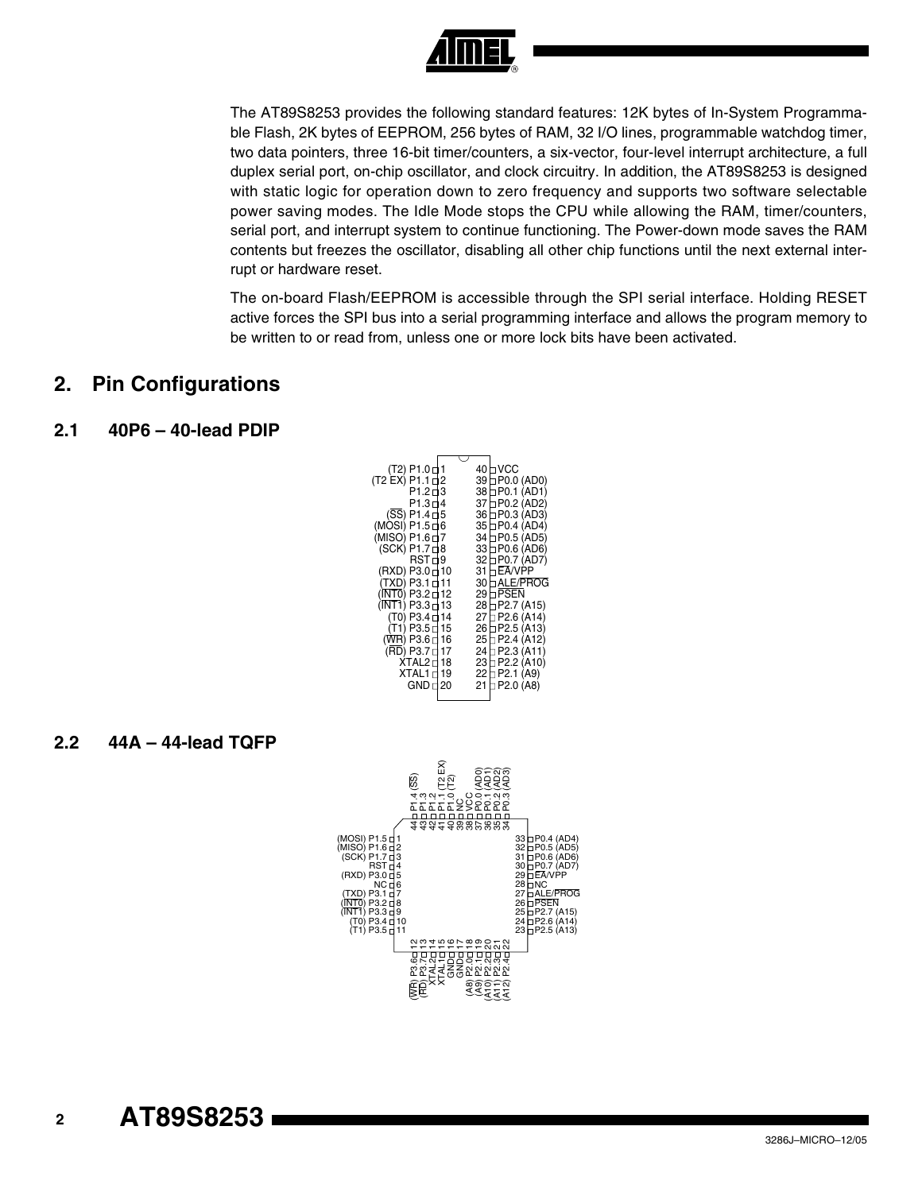The AT89S8253 provides the following standard features: 12K bytes of In-System Programmable Flash, 2K bytes of EEPROM, 256 bytes of RAM, 32 I/O lines, programmable watchdog timer, two data pointers, three 16-bit timer/counters, a six-vector, four-level interrupt architecture, a full duplex serial port, on-chip oscillator, and clock circuitry. In addition, the AT89S8253 is designed with static logic for operation down to zero frequency and supports two software selectable power saving modes. The Idle Mode stops the CPU while allowing the RAM, timer/counters, serial port, and interrupt system to continue functioning. The Power-down mode saves the RAM contents but freezes the oscillator, disabling all other chip functions until the next external interrupt or hardware reset.

The on-board Flash/EEPROM is accessible through the SPI serial interface. Holding RESET active forces the SPI bus into a serial programming interface and allows the program memory to be written to or read from, unless one or more lock bits have been activated.

# 2. Pin Configurations

## 2.1 40P6 – 40-lead PDIP

| Pin | Name | Pin | Name |
|---|---|---|---|
| 1 | (T2) P1.0 | 40 | VCC |
| 2 | (T2 EX) P1.1 | 39 | P0.0 (AD0) |
| 3 | P1.2 | 38 | P0.1 (AD1) |
| 4 | P1.3 | 37 | P0.2 (AD2) |
| 5 | (SS) P1.4 | 36 | P0.3 (AD3) |
| 6 | (MOSI) P1.5 | 35 | P0.4 (AD4) |
| 7 | (MISO) P1.6 | 34 | P0.5 (AD5) |
| 8 | (SCK) P1.7 | 33 | P0.6 (AD6) |
| 9 | RST | 32 | P0.7 (AD7) |
| 10 | (RXD) P3.0 | 31 | EA/VPP |
| 11 | (TXD) P3.1 | 30 | ALE/PROG |
| 12 | (INT0) P3.2 | 29 | PSEN |
| 13 | (INT1) P3.3 | 28 | P2.7 (A15) |
| 14 | (T0) P3.4 | 27 | P2.6 (A14) |
| 15 | (T1) P3.5 | 26 | P2.5 (A13) |
| 16 | (WR) P3.6 | 25 | P2.4 (A12) |
| 17 | (RD) P3.7 | 24 | P2.3 (A11) |
| 18 | XTAL2 | 23 | P2.2 (A10) |
| 19 | XTAL1 | 22 | P2.1 (A9) |
| 20 | GND | 21 | P2.0 (A8) |

## 2.2 44A – 44-lead TQFP

| Pin | Name | Pin | Name |
|---|---|---|---|
| 1 | (MOSI) P1.5 | 23 | P2.5 (A13) |
| 2 | (MISO) P1.6 | 24 | P2.6 (A14) |
| 3 | (SCK) P1.7 | 25 | P2.7 (A15) |
| 4 | RST | 26 | PSEN |
| 5 | (RXD) P3.0 | 27 | ALE/PROG |
| 6 | NC | 28 | NC |
| 7 | (TXD) P3.1 | 29 | EA/VPP |
| 8 | (INT0) P3.2 | 30 | P0.7 (AD7) |
| 9 | (INT1) P3.3 | 31 | P0.6 (AD6) |
| 10 | (T0) P3.4 | 32 | P0.5 (AD5) |
| 11 | (T1) P3.5 | 33 | P0.4 (AD4) |
| 12 | (WR) P3.6 | 34 | P0.3 (AD3) |
| 13 | (RD) P3.7 | 35 | P0.2 (AD2) |
| 14 | XTAL2 | 36 | P0.1 (AD1) |
| 15 | XTAL1 | 37 | P0.0 (AD0) |
| 16 | GND | 38 | VCC |
| 17 | GND | 39 | NC |
| 18 | (A8) P2.0 | 40 | P1.0 (T2) |
| 19 | (A9) P2.1 | 41 | P1.1 (T2 EX) |
| 20 | (A10) P2.2 | 42 | P1.2 |
| 21 | (A11) P2.3 | 43 | P1.3 |
| 22 | (A12) P2.4 | 44 | P1.4 (SS) |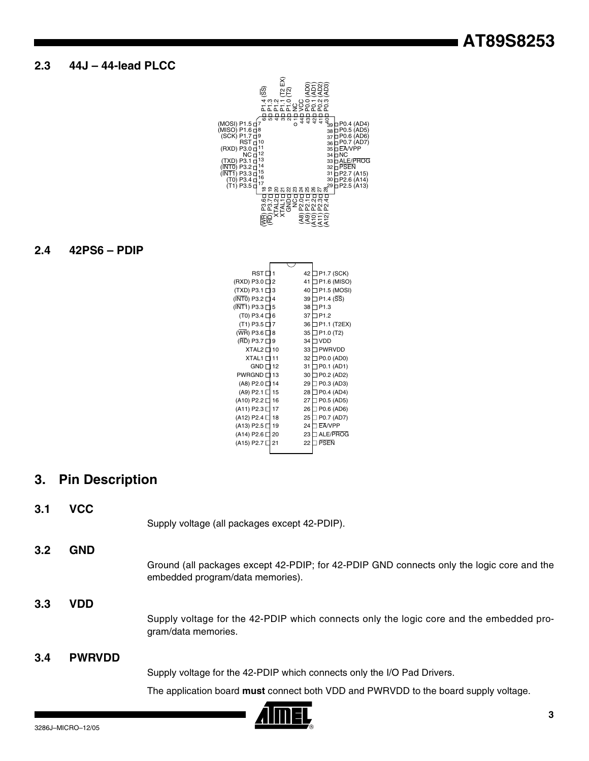## 2.3 44J – 44-lead PLCC

## 2.4 42PS6 – PDIP

| Pin | Function | Pin | Function |
|---|---|---|---|
| 1 | RST | 42 | P1.7 (SCK) |
| 2 | (RXD) P3.0 | 41 | P1.6 (MISO) |
| 3 | (TXD) P3.1 | 40 | P1.5 (MOSI) |
| 4 | (INT0) P3.2 | 39 | P1.4 (SS) |
| 5 | (INT1) P3.3 | 38 | P1.3 |
| 6 | (T0) P3.4 | 37 | P1.2 |
| 7 | (T1) P3.5 | 36 | P1.1 (T2EX) |
| 8 | (WR) P3.6 | 35 | P1.0 (T2) |
| 9 | (RD) P3.7 | 34 | VDD |
| 10 | XTAL2 | 33 | PWRVDD |
| 11 | XTAL1 | 32 | P0.0 (AD0) |
| 12 | GND | 31 | P0.1 (AD1) |
| 13 | PWRGND | 30 | P0.2 (AD2) |
| 14 | (A8) P2.0 | 29 | P0.3 (AD3) |
| 15 | (A9) P2.1 | 28 | P0.4 (AD4) |
| 16 | (A10) P2.2 | 27 | P0.5 (AD5) |
| 17 | (A11) P2.3 | 26 | P0.6 (AD6) |
| 18 | (A12) P2.4 | 25 | P0.7 (AD7) |
| 19 | (A13) P2.5 | 24 | EA/VPP |
| 20 | (A14) P2.6 | 23 | ALE/PROG |
| 21 | (A15) P2.7 | 22 | PSEN |

# 3. Pin Description

## 3.1 VCC

Supply voltage (all packages except 42-PDIP).

## 3.2 GND

Ground (all packages except 42-PDIP; for 42-PDIP GND connects only the logic core and the embedded program/data memories).

## 3.3 VDD

Supply voltage for the 42-PDIP which connects only the logic core and the embedded program/data memories.

## 3.4 PWRVDD

Supply voltage for the 42-PDIP which connects only the I/O Pad Drivers.

The application board **must** connect both VDD and PWRVDD to the board supply voltage.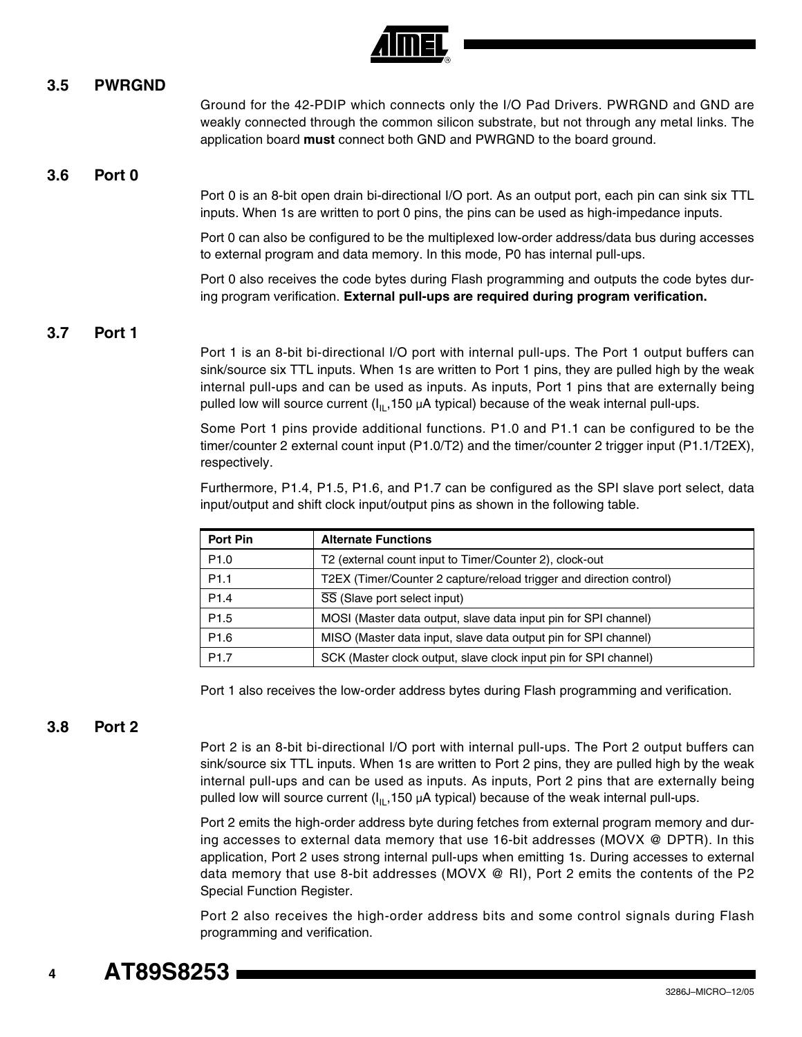### 3.5 PWRGND

Ground for the 42-PDIP which connects only the I/O Pad Drivers. PWRGND and GND are weakly connected through the common silicon substrate, but not through any metal links. The application board **must** connect both GND and PWRGND to the board ground.

### 3.6 Port 0

Port 0 is an 8-bit open drain bi-directional I/O port. As an output port, each pin can sink six TTL inputs. When 1s are written to port 0 pins, the pins can be used as high-impedance inputs.

Port 0 can also be configured to be the multiplexed low-order address/data bus during accesses to external program and data memory. In this mode, P0 has internal pull-ups.

Port 0 also receives the code bytes during Flash programming and outputs the code bytes during program verification. **External pull-ups are required during program verification.**

### 3.7 Port 1

Port 1 is an 8-bit bi-directional I/O port with internal pull-ups. The Port 1 output buffers can sink/source six TTL inputs. When 1s are written to Port 1 pins, they are pulled high by the weak internal pull-ups and can be used as inputs. As inputs, Port 1 pins that are externally being pulled low will source current ($I_{IL}$,150 µA typical) because of the weak internal pull-ups.

Some Port 1 pins provide additional functions. P1.0 and P1.1 can be configured to be the timer/counter 2 external count input (P1.0/T2) and the timer/counter 2 trigger input (P1.1/T2EX), respectively.

Furthermore, P1.4, P1.5, P1.6, and P1.7 can be configured as the SPI slave port select, data input/output and shift clock input/output pins as shown in the following table.

| Port Pin | Alternate Functions |
|---|---|
| P1.0 | T2 (external count input to Timer/Counter 2), clock-out |
| P1.1 | T2EX (Timer/Counter 2 capture/reload trigger and direction control) |
| P1.4 | $\overline{SS}$ (Slave port select input) |
| P1.5 | MOSI (Master data output, slave data input pin for SPI channel) |
| P1.6 | MISO (Master data input, slave data output pin for SPI channel) |
| P1.7 | SCK (Master clock output, slave clock input pin for SPI channel) |

Port 1 also receives the low-order address bytes during Flash programming and verification.

### 3.8 Port 2

Port 2 is an 8-bit bi-directional I/O port with internal pull-ups. The Port 2 output buffers can sink/source six TTL inputs. When 1s are written to Port 2 pins, they are pulled high by the weak internal pull-ups and can be used as inputs. As inputs, Port 2 pins that are externally being pulled low will source current ($I_{IL}$,150 µA typical) because of the weak internal pull-ups.

Port 2 emits the high-order address byte during fetches from external program memory and during accesses to external data memory that use 16-bit addresses (MOVX @ DPTR). In this application, Port 2 uses strong internal pull-ups when emitting 1s. During accesses to external data memory that use 8-bit addresses (MOVX @ RI), Port 2 emits the contents of the P2 Special Function Register.

Port 2 also receives the high-order address bits and some control signals during Flash programming and verification.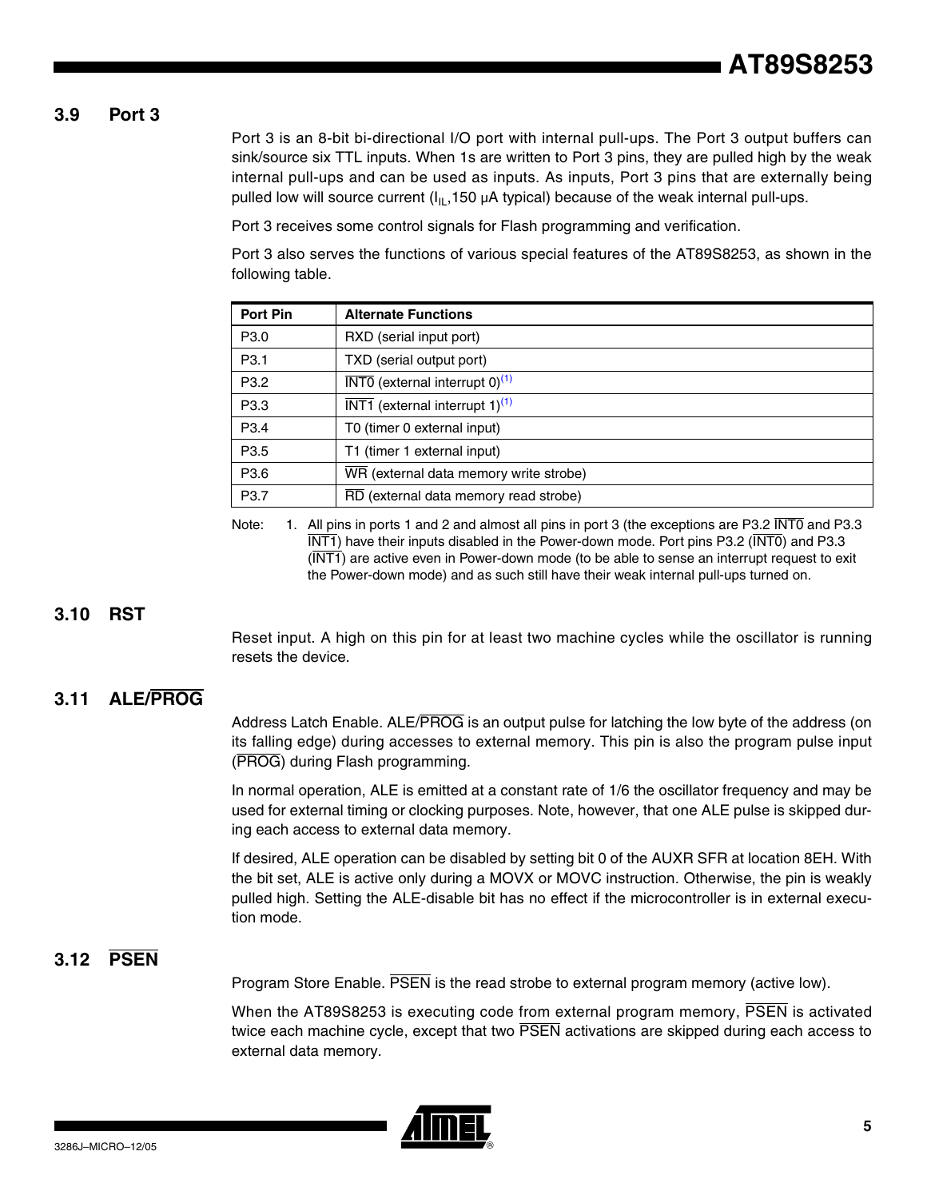### 3.9 Port 3

Port 3 is an 8-bit bi-directional I/O port with internal pull-ups. The Port 3 output buffers can sink/source six TTL inputs. When 1s are written to Port 3 pins, they are pulled high by the weak internal pull-ups and can be used as inputs. As inputs, Port 3 pins that are externally being pulled low will source current ($I_{IL}$,150 µA typical) because of the weak internal pull-ups.

Port 3 receives some control signals for Flash programming and verification.

Port 3 also serves the functions of various special features of the AT89S8253, as shown in the following table.

| Port Pin | Alternate Functions |
|---|---|
| P3.0 | RXD (serial input port) |
| P3.1 | TXD (serial output port) |
| P3.2 | $\overline{\text{INT0}}$ (external interrupt 0)[1] |
| P3.3 | $\overline{\text{INT1}}$ (external interrupt 1)[1] |
| P3.4 | T0 (timer 0 external input) |
| P3.5 | T1 (timer 1 external input) |
| P3.6 | $\overline{\text{WR}}$ (external data memory write strobe) |
| P3.7 | $\overline{\text{RD}}$ (external data memory read strobe) |

Note: 1. All pins in ports 1 and 2 and almost all pins in port 3 (the exceptions are P3.2 $\overline{\text{INT0}}$ and P3.3 $\overline{\text{INT1}}$) have their inputs disabled in the Power-down mode. Port pins P3.2 ($\overline{\text{INT0}}$) and P3.3 ($\overline{\text{INT1}}$) are active even in Power-down mode (to be able to sense an interrupt request to exit the Power-down mode) and as such still have their weak internal pull-ups turned on.

### 3.10 RST

Reset input. A high on this pin for at least two machine cycles while the oscillator is running resets the device.

### 3.11 ALE/$\overline{\text{PROG}}$

Address Latch Enable. ALE/$\overline{\text{PROG}}$ is an output pulse for latching the low byte of the address (on its falling edge) during accesses to external memory. This pin is also the program pulse input ($\overline{\text{PROG}}$) during Flash programming.

In normal operation, ALE is emitted at a constant rate of 1/6 the oscillator frequency and may be used for external timing or clocking purposes. Note, however, that one ALE pulse is skipped during each access to external data memory.

If desired, ALE operation can be disabled by setting bit 0 of the AUXR SFR at location 8EH. With the bit set, ALE is active only during a MOVX or MOVC instruction. Otherwise, the pin is weakly pulled high. Setting the ALE-disable bit has no effect if the microcontroller is in external execution mode.

### 3.12 $\overline{\text{PSEN}}$

Program Store Enable. $\overline{\text{PSEN}}$ is the read strobe to external program memory (active low).

When the AT89S8253 is executing code from external program memory, $\overline{\text{PSEN}}$ is activated twice each machine cycle, except that two $\overline{\text{PSEN}}$ activations are skipped during each access to external data memory.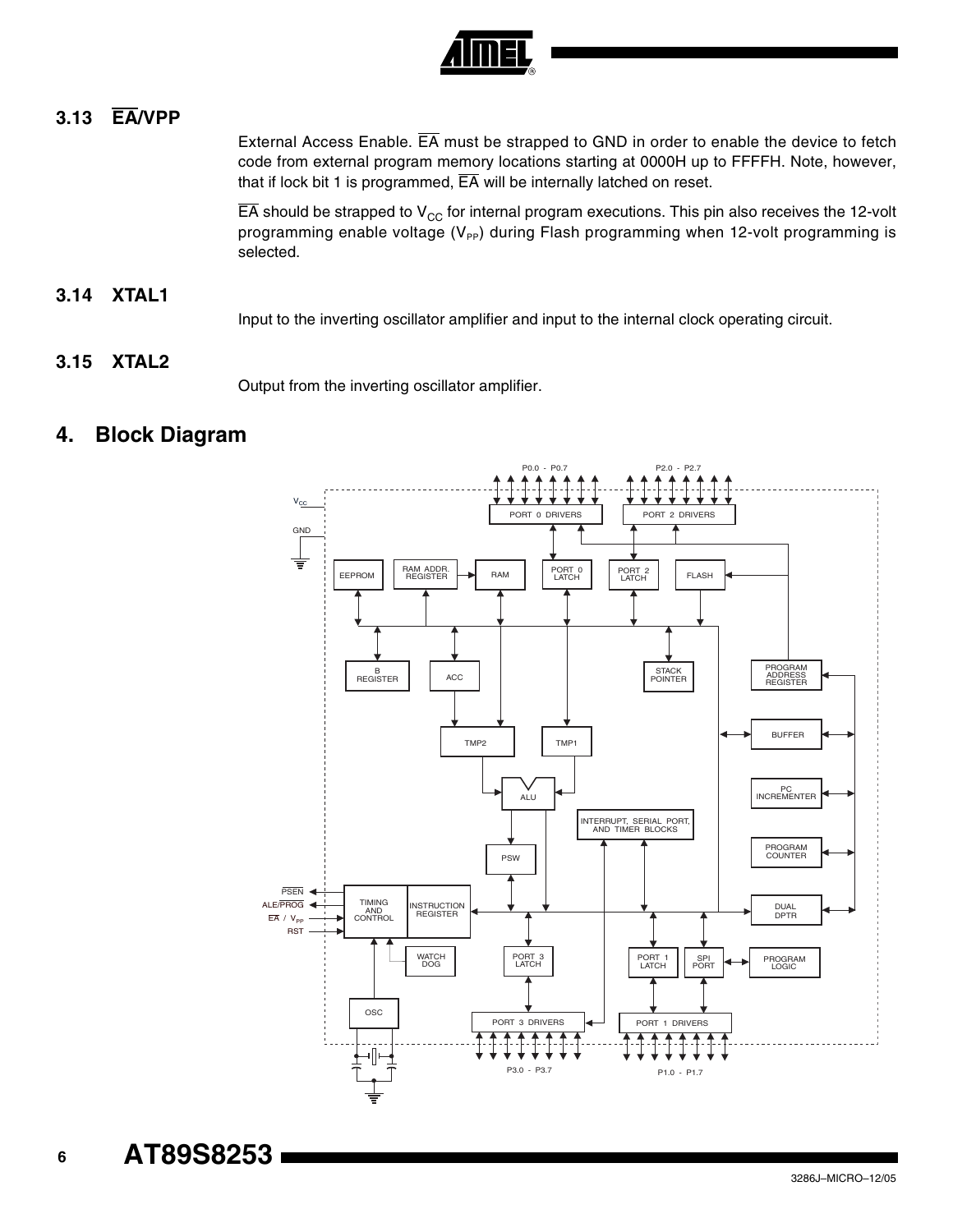### 3.13 $\overline{EA}$/VPP

External Access Enable. $\overline{EA}$ must be strapped to GND in order to enable the device to fetch code from external program memory locations starting at 0000H up to FFFFH. Note, however, that if lock bit 1 is programmed, $\overline{EA}$ will be internally latched on reset.

$\overline{EA}$ should be strapped to $V_{CC}$ for internal program executions. This pin also receives the 12-volt programming enable voltage ($V_{PP}$) during Flash programming when 12-volt programming is selected.

### 3.14 XTAL1

Input to the inverting oscillator amplifier and input to the internal clock operating circuit.

### 3.15 XTAL2

Output from the inverting oscillator amplifier.

## 4. Block Diagram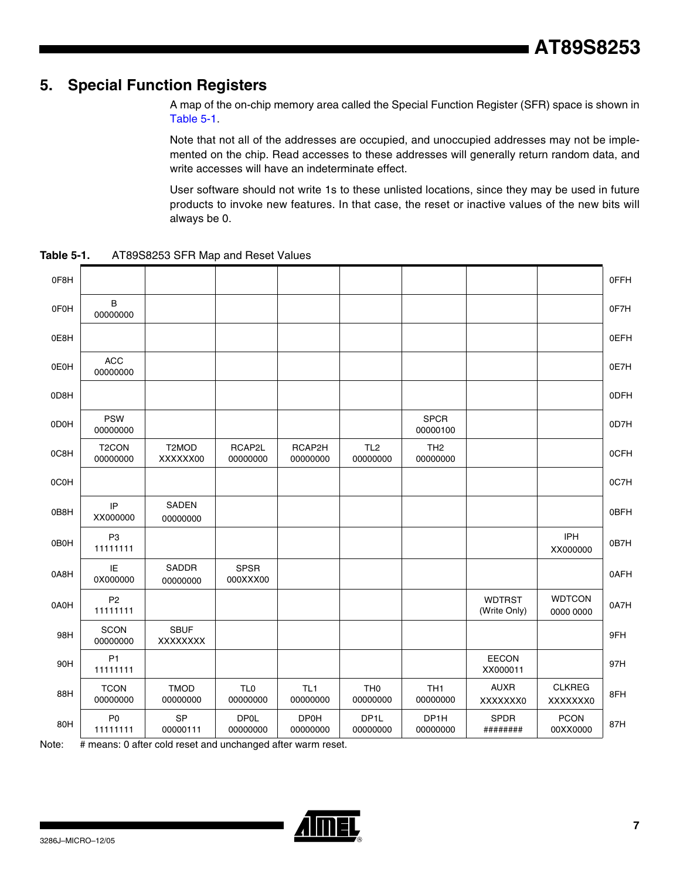## 5. Special Function Registers

A map of the on-chip memory area called the Special Function Register (SFR) space is shown in Table 5-1.

Note that not all of the addresses are occupied, and unoccupied addresses may not be implemented on the chip. Read accesses to these addresses will generally return random data, and write accesses will have an indeterminate effect.

User software should not write 1s to these unlisted locations, since they may be used in future products to invoke new features. In that case, the reset or inactive values of the new bits will always be 0.

**Table 5-1.** AT89S8253 SFR Map and Reset Values

| | | | | | | | | | |
|---|---|---|---|---|---|---|---|---|---|
| 0F8H | | | | | | | | | 0FFH |
| 0F0H | B<br>00000000 | | | | | | | | 0F7H |
| 0E8H | | | | | | | | | 0EFH |
| 0E0H | ACC<br>00000000 | | | | | | | | 0E7H |
| 0D8H | | | | | | | | | 0DFH |
| 0D0H | PSW<br>00000000 | | | | | SPCR<br>00000100 | | | 0D7H |
| 0C8H | T2CON<br>00000000 | T2MOD<br>XXXXXX00 | RCAP2L<br>00000000 | RCAP2H<br>00000000 | TL2<br>00000000 | TH2<br>00000000 | | | 0CFH |
| 0C0H | | | | | | | | | 0C7H |
| 0B8H | IP<br>XX000000 | SADEN<br>00000000 | | | | | | | 0BFH |
| 0B0H | P3<br>11111111 | | | | | | | IPH<br>XX000000 | 0B7H |
| 0A8H | IE<br>0X000000 | SADDR<br>00000000 | SPSR<br>000XXX00 | | | | | | 0AFH |
| 0A0H | P2<br>11111111 | | | | | | WDTRST<br>(Write Only) | WDTCON<br>0000 0000 | 0A7H |
| 98H | SCON<br>00000000 | SBUF<br>XXXXXXXX | | | | | | | 9FH |
| 90H | P1<br>11111111 | | | | | | EECON<br>XX000011 | | 97H |
| 88H | TCON<br>00000000 | TMOD<br>00000000 | TL0<br>00000000 | TL1<br>00000000 | TH0<br>00000000 | TH1<br>00000000 | AUXR<br>XXXXXXX0 | CLKREG<br>XXXXXXX0 | 8FH |
| 80H | P0<br>11111111 | SP<br>00000111 | DP0L<br>00000000 | DP0H<br>00000000 | DP1L<br>00000000 | DP1H<br>00000000 | SPDR<br>######## | PCON<br>00XX0000 | 87H |

Note: # means: 0 after cold reset and unchanged after warm reset.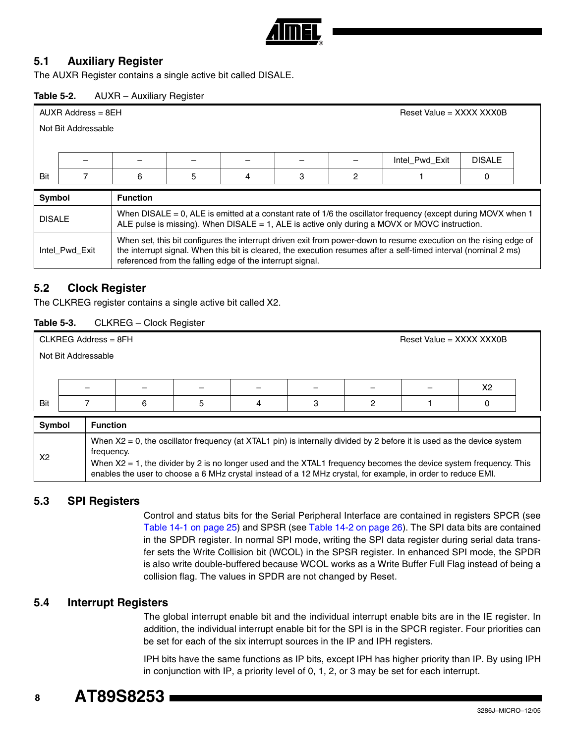## 5.1 Auxiliary Register

The AUXR Register contains a single active bit called DISALE.

**Table 5-2.** AUXR – Auxiliary Register

AUXR Address = 8EH — Reset Value = XXXX XXX0B

Not Bit Addressable

| | – | – | – | – | – | – | Intel_Pwd_Exit | DISALE |
|---|---|---|---|---|---|---|---|---|
| Bit | 7 | 6 | 5 | 4 | 3 | 2 | 1 | 0 |

| Symbol | Function |
|---|---|
| DISALE | When DISALE = 0, ALE is emitted at a constant rate of 1/6 the oscillator frequency (except during MOVX when 1 ALE pulse is missing). When DISALE = 1, ALE is active only during a MOVX or MOVC instruction. |
| Intel_Pwd_Exit | When set, this bit configures the interrupt driven exit from power-down to resume execution on the rising edge of the interrupt signal. When this bit is cleared, the execution resumes after a self-timed interval (nominal 2 ms) referenced from the falling edge of the interrupt signal. |

## 5.2 Clock Register

The CLKREG register contains a single active bit called X2.

**Table 5-3.** CLKREG – Clock Register

CLKREG Address = 8FH — Reset Value = XXXX XXX0B

Not Bit Addressable

| | – | – | – | – | – | – | – | X2 |
|---|---|---|---|---|---|---|---|---|
| Bit | 7 | 6 | 5 | 4 | 3 | 2 | 1 | 0 |

| Symbol | Function |
|---|---|
| X2 | When X2 = 0, the oscillator frequency (at XTAL1 pin) is internally divided by 2 before it is used as the device system frequency.<br>When X2 = 1, the divider by 2 is no longer used and the XTAL1 frequency becomes the device system frequency. This enables the user to choose a 6 MHz crystal instead of a 12 MHz crystal, for example, in order to reduce EMI. |

## 5.3 SPI Registers

Control and status bits for the Serial Peripheral Interface are contained in registers SPCR (see Table 14-1 on page 25) and SPSR (see Table 14-2 on page 26). The SPI data bits are contained in the SPDR register. In normal SPI mode, writing the SPI data register during serial data transfer sets the Write Collision bit (WCOL) in the SPSR register. In enhanced SPI mode, the SPDR is also write double-buffered because WCOL works as a Write Buffer Full Flag instead of being a collision flag. The values in SPDR are not changed by Reset.

## 5.4 Interrupt Registers

The global interrupt enable bit and the individual interrupt enable bits are in the IE register. In addition, the individual interrupt enable bit for the SPI is in the SPCR register. Four priorities can be set for each of the six interrupt sources in the IP and IPH registers.

IPH bits have the same functions as IP bits, except IPH has higher priority than IP. By using IPH in conjunction with IP, a priority level of 0, 1, 2, or 3 may be set for each interrupt.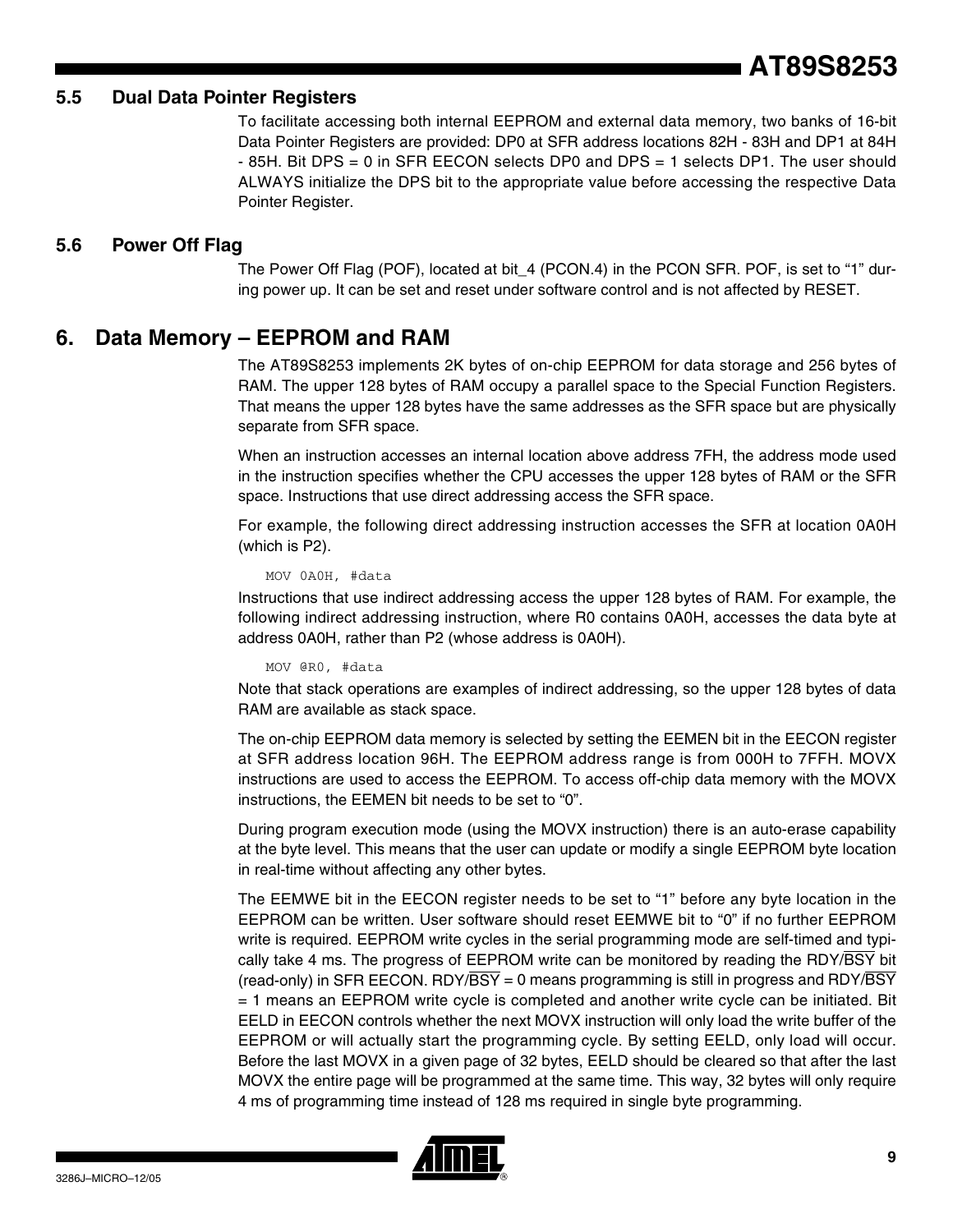### 5.5 Dual Data Pointer Registers

To facilitate accessing both internal EEPROM and external data memory, two banks of 16-bit Data Pointer Registers are provided: DP0 at SFR address locations 82H - 83H and DP1 at 84H - 85H. Bit DPS = 0 in SFR EECON selects DP0 and DPS = 1 selects DP1. The user should ALWAYS initialize the DPS bit to the appropriate value before accessing the respective Data Pointer Register.

### 5.6 Power Off Flag

The Power Off Flag (POF), located at bit_4 (PCON.4) in the PCON SFR. POF, is set to "1" during power up. It can be set and reset under software control and is not affected by RESET.

## 6. Data Memory – EEPROM and RAM

The AT89S8253 implements 2K bytes of on-chip EEPROM for data storage and 256 bytes of RAM. The upper 128 bytes of RAM occupy a parallel space to the Special Function Registers. That means the upper 128 bytes have the same addresses as the SFR space but are physically separate from SFR space.

When an instruction accesses an internal location above address 7FH, the address mode used in the instruction specifies whether the CPU accesses the upper 128 bytes of RAM or the SFR space. Instructions that use direct addressing access the SFR space.

For example, the following direct addressing instruction accesses the SFR at location 0A0H (which is P2).

```
MOV 0A0H, #data
```

Instructions that use indirect addressing access the upper 128 bytes of RAM. For example, the following indirect addressing instruction, where R0 contains 0A0H, accesses the data byte at address 0A0H, rather than P2 (whose address is 0A0H).

```
MOV @R0, #data
```

Note that stack operations are examples of indirect addressing, so the upper 128 bytes of data RAM are available as stack space.

The on-chip EEPROM data memory is selected by setting the EEMEN bit in the EECON register at SFR address location 96H. The EEPROM address range is from 000H to 7FFH. MOVX instructions are used to access the EEPROM. To access off-chip data memory with the MOVX instructions, the EEMEN bit needs to be set to "0".

During program execution mode (using the MOVX instruction) there is an auto-erase capability at the byte level. This means that the user can update or modify a single EEPROM byte location in real-time without affecting any other bytes.

The EEMWE bit in the EECON register needs to be set to "1" before any byte location in the EEPROM can be written. User software should reset EEMWE bit to "0" if no further EEPROM write is required. EEPROM write cycles in the serial programming mode are self-timed and typically take 4 ms. The progress of EEPROM write can be monitored by reading the RDY/$\overline{\text{BSY}}$ bit (read-only) in SFR EECON. RDY/$\overline{\text{BSY}}$ = 0 means programming is still in progress and RDY/$\overline{\text{BSY}}$ = 1 means an EEPROM write cycle is completed and another write cycle can be initiated. Bit EELD in EECON controls whether the next MOVX instruction will only load the write buffer of the EEPROM or will actually start the programming cycle. By setting EELD, only load will occur. Before the last MOVX in a given page of 32 bytes, EELD should be cleared so that after the last MOVX the entire page will be programmed at the same time. This way, 32 bytes will only require 4 ms of programming time instead of 128 ms required in single byte programming.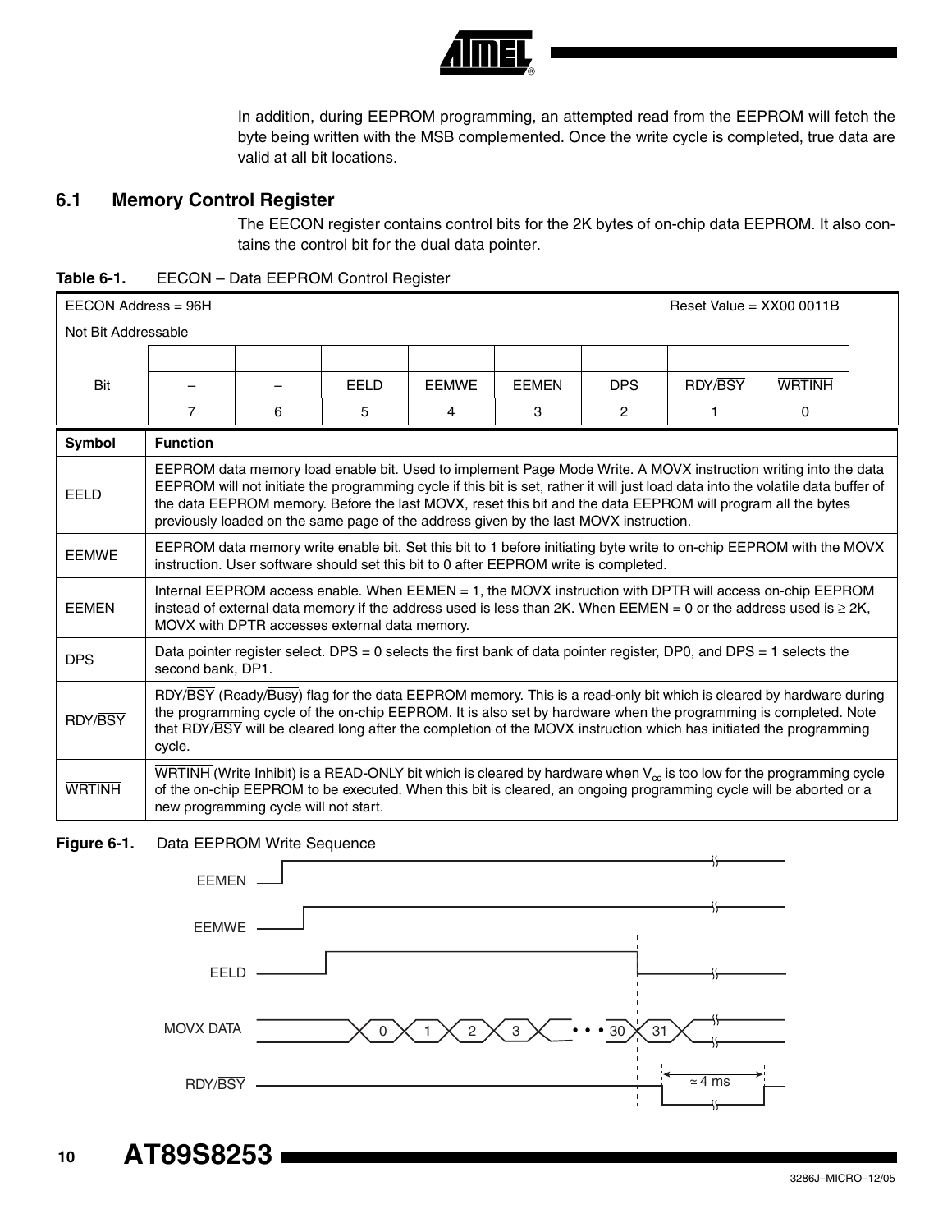In addition, during EEPROM programming, an attempted read from the EEPROM will fetch the byte being written with the MSB complemented. Once the write cycle is completed, true data are valid at all bit locations.

## 6.1 Memory Control Register

The EECON register contains control bits for the 2K bytes of on-chip data EEPROM. It also contains the control bit for the dual data pointer.

**Table 6-1.** EECON – Data EEPROM Control Register

EECON Address = 96H — Reset Value = XX00 0011B

Not Bit Addressable

| Bit | – | – | EELD | EEMWE | EEMEN | DPS | RDY/$\overline{\text{BSY}}$ | $\overline{\text{WRTINH}}$ |
|---|---|---|---|---|---|---|---|---|
| | 7 | 6 | 5 | 4 | 3 | 2 | 1 | 0 |

| Symbol | Function |
|---|---|
| EELD | EEPROM data memory load enable bit. Used to implement Page Mode Write. A MOVX instruction writing into the data EEPROM will not initiate the programming cycle if this bit is set, rather it will just load data into the volatile data buffer of the data EEPROM memory. Before the last MOVX, reset this bit and the data EEPROM will program all the bytes previously loaded on the same page of the address given by the last MOVX instruction. |
| EEMWE | EEPROM data memory write enable bit. Set this bit to 1 before initiating byte write to on-chip EEPROM with the MOVX instruction. User software should set this bit to 0 after EEPROM write is completed. |
| EEMEN | Internal EEPROM access enable. When EEMEN = 1, the MOVX instruction with DPTR will access on-chip EEPROM instead of external data memory if the address used is less than 2K. When EEMEN = 0 or the address used is ≥ 2K, MOVX with DPTR accesses external data memory. |
| DPS | Data pointer register select. DPS = 0 selects the first bank of data pointer register, DP0, and DPS = 1 selects the second bank, DP1. |
| RDY/$\overline{\text{BSY}}$ | RDY/$\overline{\text{BSY}}$ (Ready/$\overline{\text{Busy}}$) flag for the data EEPROM memory. This is a read-only bit which is cleared by hardware during the programming cycle of the on-chip EEPROM. It is also set by hardware when the programming is completed. Note that RDY/$\overline{\text{BSY}}$ will be cleared long after the completion of the MOVX instruction which has initiated the programming cycle. |
| $\overline{\text{WRTINH}}$ | $\overline{\text{WRTINH}}$ (Write Inhibit) is a READ-ONLY bit which is cleared by hardware when $V_{cc}$ is too low for the programming cycle of the on-chip EEPROM to be executed. When this bit is cleared, an ongoing programming cycle will be aborted or a new programming cycle will not start. |

**Figure 6-1.** Data EEPROM Write Sequence

EEMEN

EEMWE

EELD

MOVX DATA 0 1 2 3 • • • 30 31

RDY/$\overline{\text{BSY}}$ ≃ 4 ms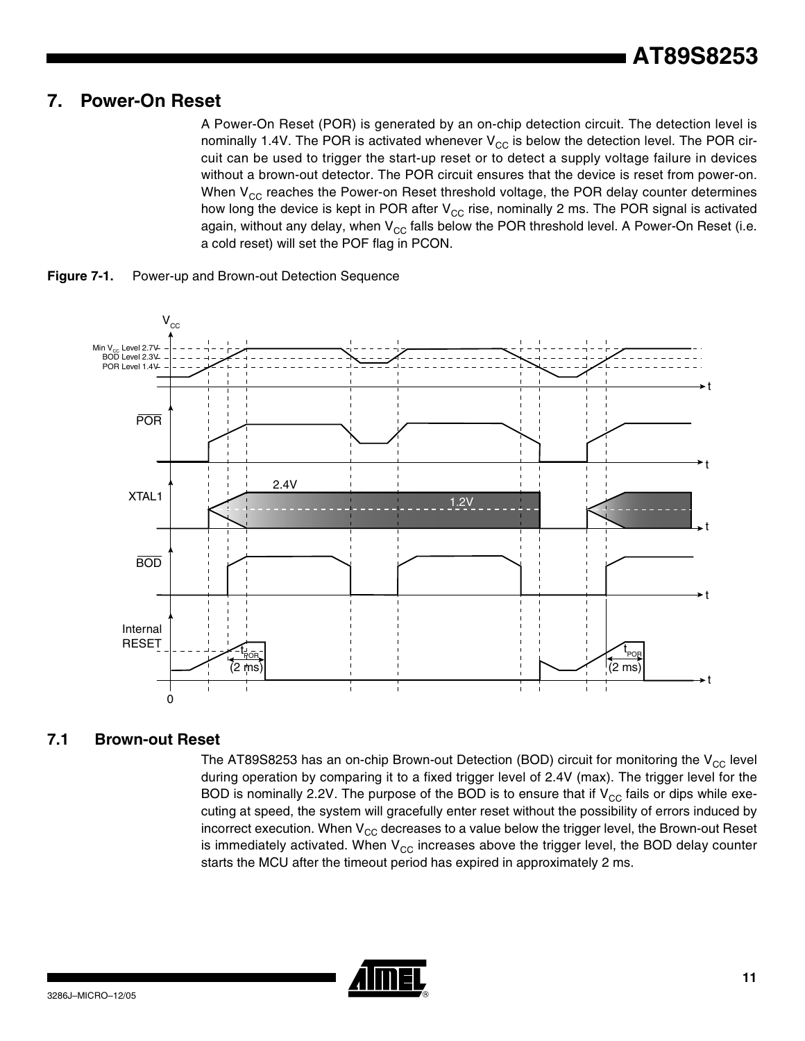# 7. Power-On Reset

A Power-On Reset (POR) is generated by an on-chip detection circuit. The detection level is nominally 1.4V. The POR is activated whenever $V_{CC}$ is below the detection level. The POR circuit can be used to trigger the start-up reset or to detect a supply voltage failure in devices without a brown-out detector. The POR circuit ensures that the device is reset from power-on. When $V_{CC}$ reaches the Power-on Reset threshold voltage, the POR delay counter determines how long the device is kept in POR after $V_{CC}$ rise, nominally 2 ms. The POR signal is activated again, without any delay, when $V_{CC}$ falls below the POR threshold level. A Power-On Reset (i.e. a cold reset) will set the POF flag in PCON.

**Figure 7-1.** Power-up and Brown-out Detection Sequence

## 7.1 Brown-out Reset

The AT89S8253 has an on-chip Brown-out Detection (BOD) circuit for monitoring the $V_{CC}$ level during operation by comparing it to a fixed trigger level of 2.4V (max). The trigger level for the BOD is nominally 2.2V. The purpose of the BOD is to ensure that if $V_{CC}$ fails or dips while executing at speed, the system will gracefully enter reset without the possibility of errors induced by incorrect execution. When $V_{CC}$ decreases to a value below the trigger level, the Brown-out Reset is immediately activated. When $V_{CC}$ increases above the trigger level, the BOD delay counter starts the MCU after the timeout period has expired in approximately 2 ms.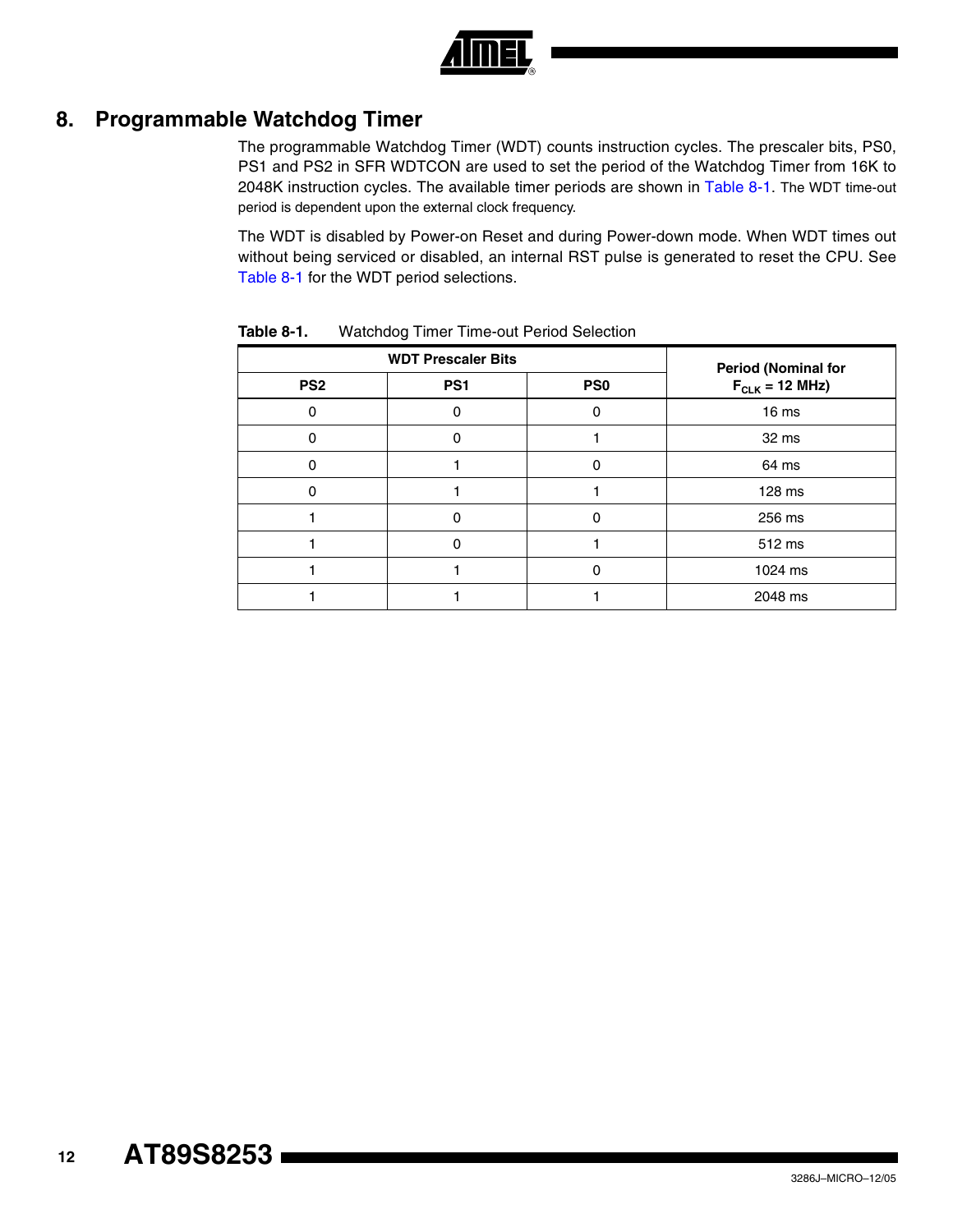## 8. Programmable Watchdog Timer

The programmable Watchdog Timer (WDT) counts instruction cycles. The prescaler bits, PS0, PS1 and PS2 in SFR WDTCON are used to set the period of the Watchdog Timer from 16K to 2048K instruction cycles. The available timer periods are shown in Table 8-1. The WDT time-out period is dependent upon the external clock frequency.

The WDT is disabled by Power-on Reset and during Power-down mode. When WDT times out without being serviced or disabled, an internal RST pulse is generated to reset the CPU. See Table 8-1 for the WDT period selections.

**Table 8-1.** Watchdog Timer Time-out Period Selection

| WDT Prescaler Bits | | | Period (Nominal for $F_{CLK}$ = 12 MHz) |
|---|---|---|---|
| **PS2** | **PS1** | **PS0** | |
| 0 | 0 | 0 | 16 ms |
| 0 | 0 | 1 | 32 ms |
| 0 | 1 | 0 | 64 ms |
| 0 | 1 | 1 | 128 ms |
| 1 | 0 | 0 | 256 ms |
| 1 | 0 | 1 | 512 ms |
| 1 | 1 | 0 | 1024 ms |
| 1 | 1 | 1 | 2048 ms |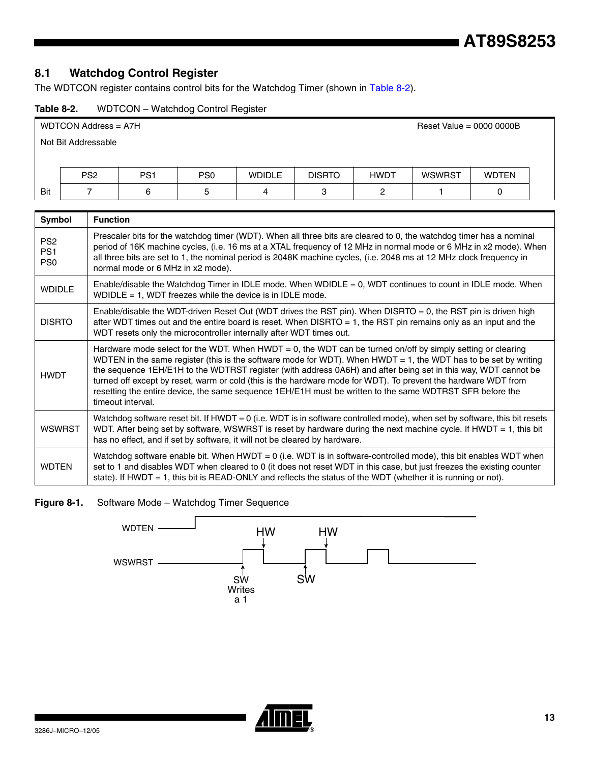## 8.1 Watchdog Control Register

The WDTCON register contains control bits for the Watchdog Timer (shown in Table 8-2).

**Table 8-2.** WDTCON – Watchdog Control Register

WDTCON Address = A7H — Reset Value = 0000 0000B

Not Bit Addressable

| | PS2 | PS1 | PS0 | WDIDLE | DISRTO | HWDT | WSWRST | WDTEN |
|---|---|---|---|---|---|---|---|---|
| Bit | 7 | 6 | 5 | 4 | 3 | 2 | 1 | 0 |

| Symbol | Function |
|---|---|
| PS2<br>PS1<br>PS0 | Prescaler bits for the watchdog timer (WDT). When all three bits are cleared to 0, the watchdog timer has a nominal period of 16K machine cycles, (i.e. 16 ms at a XTAL frequency of 12 MHz in normal mode or 6 MHz in x2 mode). When all three bits are set to 1, the nominal period is 2048K machine cycles, (i.e. 2048 ms at 12 MHz clock frequency in normal mode or 6 MHz in x2 mode). |
| WDIDLE | Enable/disable the Watchdog Timer in IDLE mode. When WDIDLE = 0, WDT continues to count in IDLE mode. When WDIDLE = 1, WDT freezes while the device is in IDLE mode. |
| DISRTO | Enable/disable the WDT-driven Reset Out (WDT drives the RST pin). When DISRTO = 0, the RST pin is driven high after WDT times out and the entire board is reset. When DISRTO = 1, the RST pin remains only as an input and the WDT resets only the microcontroller internally after WDT times out. |
| HWDT | Hardware mode select for the WDT. When HWDT = 0, the WDT can be turned on/off by simply setting or clearing WDTEN in the same register (this is the software mode for WDT). When HWDT = 1, the WDT has to be set by writing the sequence 1EH/E1H to the WDTRST register (with address 0A6H) and after being set in this way, WDT cannot be turned off except by reset, warm or cold (this is the hardware mode for WDT). To prevent the hardware WDT from resetting the entire device, the same sequence 1EH/E1H must be written to the same WDTRST SFR before the timeout interval. |
| WSWRST | Watchdog software reset bit. If HWDT = 0 (i.e. WDT is in software controlled mode), when set by software, this bit resets WDT. After being set by software, WSWRST is reset by hardware during the next machine cycle. If HWDT = 1, this bit has no effect, and if set by software, it will not be cleared by hardware. |
| WDTEN | Watchdog software enable bit. When HWDT = 0 (i.e. WDT is in software-controlled mode), this bit enables WDT when set to 1 and disables WDT when cleared to 0 (it does not reset WDT in this case, but just freezes the existing counter state). If HWDT = 1, this bit is READ-ONLY and reflects the status of the WDT (whether it is running or not). |

**Figure 8-1.** Software Mode – Watchdog Timer Sequence

WDTEN

WSWRST

HW HW

SW Writes a 1 SW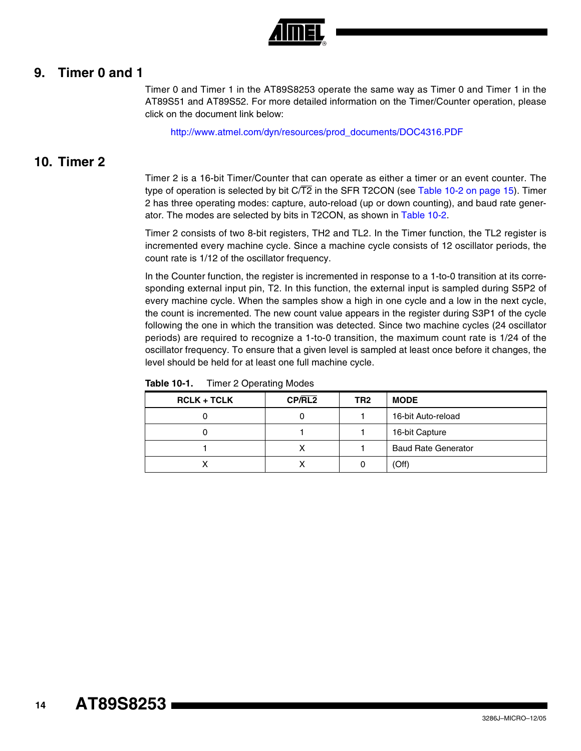# 9. Timer 0 and 1

Timer 0 and Timer 1 in the AT89S8253 operate the same way as Timer 0 and Timer 1 in the AT89S51 and AT89S52. For more detailed information on the Timer/Counter operation, please click on the document link below:

http://www.atmel.com/dyn/resources/prod_documents/DOC4316.PDF

# 10. Timer 2

Timer 2 is a 16-bit Timer/Counter that can operate as either a timer or an event counter. The type of operation is selected by bit C/$\overline{\text{T2}}$ in the SFR T2CON (see Table 10-2 on page 15). Timer 2 has three operating modes: capture, auto-reload (up or down counting), and baud rate generator. The modes are selected by bits in T2CON, as shown in Table 10-2.

Timer 2 consists of two 8-bit registers, TH2 and TL2. In the Timer function, the TL2 register is incremented every machine cycle. Since a machine cycle consists of 12 oscillator periods, the count rate is 1/12 of the oscillator frequency.

In the Counter function, the register is incremented in response to a 1-to-0 transition at its corresponding external input pin, T2. In this function, the external input is sampled during S5P2 of every machine cycle. When the samples show a high in one cycle and a low in the next cycle, the count is incremented. The new count value appears in the register during S3P1 of the cycle following the one in which the transition was detected. Since two machine cycles (24 oscillator periods) are required to recognize a 1-to-0 transition, the maximum count rate is 1/24 of the oscillator frequency. To ensure that a given level is sampled at least once before it changes, the level should be held for at least one full machine cycle.

**Table 10-1.** Timer 2 Operating Modes

| RCLK + TCLK | CP/$\overline{\text{RL2}}$ | TR2 | MODE |
|---|---|---|---|
| 0 | 0 | 1 | 16-bit Auto-reload |
| 0 | 1 | 1 | 16-bit Capture |
| 1 | X | 1 | Baud Rate Generator |
| X | X | 0 | (Off) |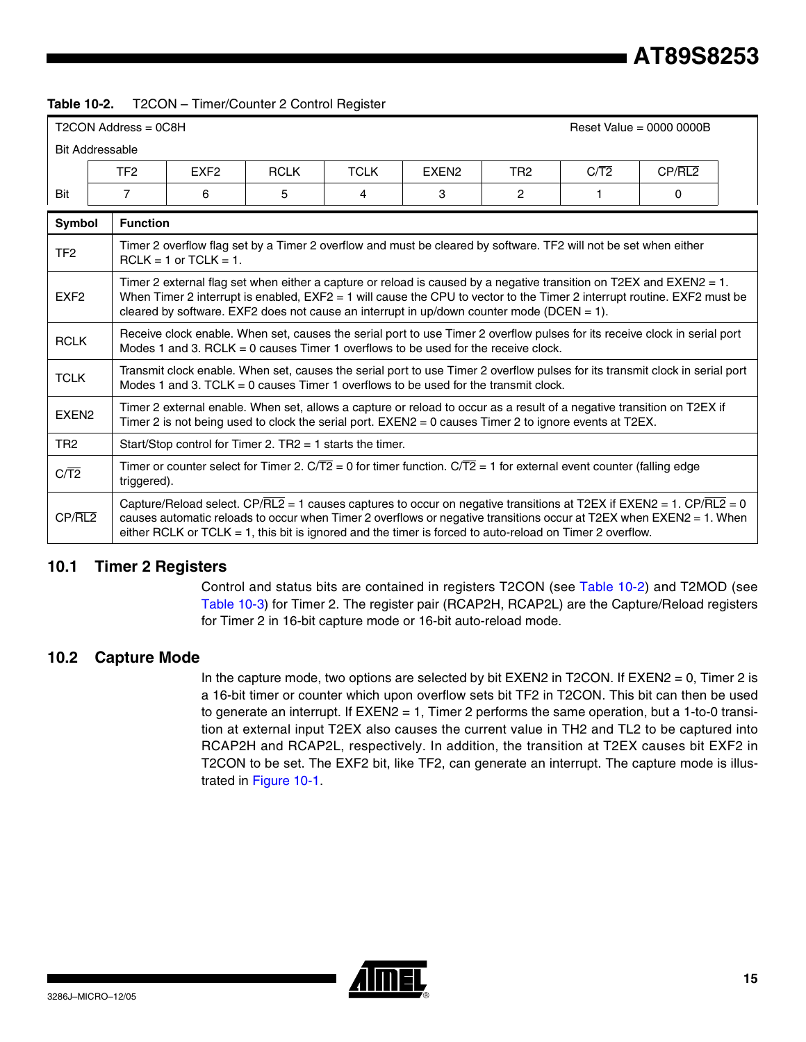**Table 10-2.** T2CON – Timer/Counter 2 Control Register

| T2CON Address = 0C8H | | | | | | | | Reset Value = 0000 0000B |
|---|---|---|---|---|---|---|---|---|
| Bit Addressable | | | | | | | | |
| | TF2 | EXF2 | RCLK | TCLK | EXEN2 | TR2 | C/$\overline{T2}$ | CP/$\overline{RL2}$ |
| Bit | 7 | 6 | 5 | 4 | 3 | 2 | 1 | 0 |

| Symbol | Function |
|---|---|
| TF2 | Timer 2 overflow flag set by a Timer 2 overflow and must be cleared by software. TF2 will not be set when either RCLK = 1 or TCLK = 1. |
| EXF2 | Timer 2 external flag set when either a capture or reload is caused by a negative transition on T2EX and EXEN2 = 1. When Timer 2 interrupt is enabled, EXF2 = 1 will cause the CPU to vector to the Timer 2 interrupt routine. EXF2 must be cleared by software. EXF2 does not cause an interrupt in up/down counter mode (DCEN = 1). |
| RCLK | Receive clock enable. When set, causes the serial port to use Timer 2 overflow pulses for its receive clock in serial port Modes 1 and 3. RCLK = 0 causes Timer 1 overflows to be used for the receive clock. |
| TCLK | Transmit clock enable. When set, causes the serial port to use Timer 2 overflow pulses for its transmit clock in serial port Modes 1 and 3. TCLK = 0 causes Timer 1 overflows to be used for the transmit clock. |
| EXEN2 | Timer 2 external enable. When set, allows a capture or reload to occur as a result of a negative transition on T2EX if Timer 2 is not being used to clock the serial port. EXEN2 = 0 causes Timer 2 to ignore events at T2EX. |
| TR2 | Start/Stop control for Timer 2. TR2 = 1 starts the timer. |
| C/$\overline{T2}$ | Timer or counter select for Timer 2. C/$\overline{T2}$ = 0 for timer function. C/$\overline{T2}$ = 1 for external event counter (falling edge triggered). |
| CP/$\overline{RL2}$ | Capture/Reload select. CP/$\overline{RL2}$ = 1 causes captures to occur on negative transitions at T2EX if EXEN2 = 1. CP/$\overline{RL2}$ = 0 causes automatic reloads to occur when Timer 2 overflows or negative transitions occur at T2EX when EXEN2 = 1. When either RCLK or TCLK = 1, this bit is ignored and the timer is forced to auto-reload on Timer 2 overflow. |

## 10.1 Timer 2 Registers

Control and status bits are contained in registers T2CON (see Table 10-2) and T2MOD (see Table 10-3) for Timer 2. The register pair (RCAP2H, RCAP2L) are the Capture/Reload registers for Timer 2 in 16-bit capture mode or 16-bit auto-reload mode.

## 10.2 Capture Mode

In the capture mode, two options are selected by bit EXEN2 in T2CON. If EXEN2 = 0, Timer 2 is a 16-bit timer or counter which upon overflow sets bit TF2 in T2CON. This bit can then be used to generate an interrupt. If EXEN2 = 1, Timer 2 performs the same operation, but a 1-to-0 transition at external input T2EX also causes the current value in TH2 and TL2 to be captured into RCAP2H and RCAP2L, respectively. In addition, the transition at T2EX causes bit EXF2 in T2CON to be set. The EXF2 bit, like TF2, can generate an interrupt. The capture mode is illustrated in Figure 10-1.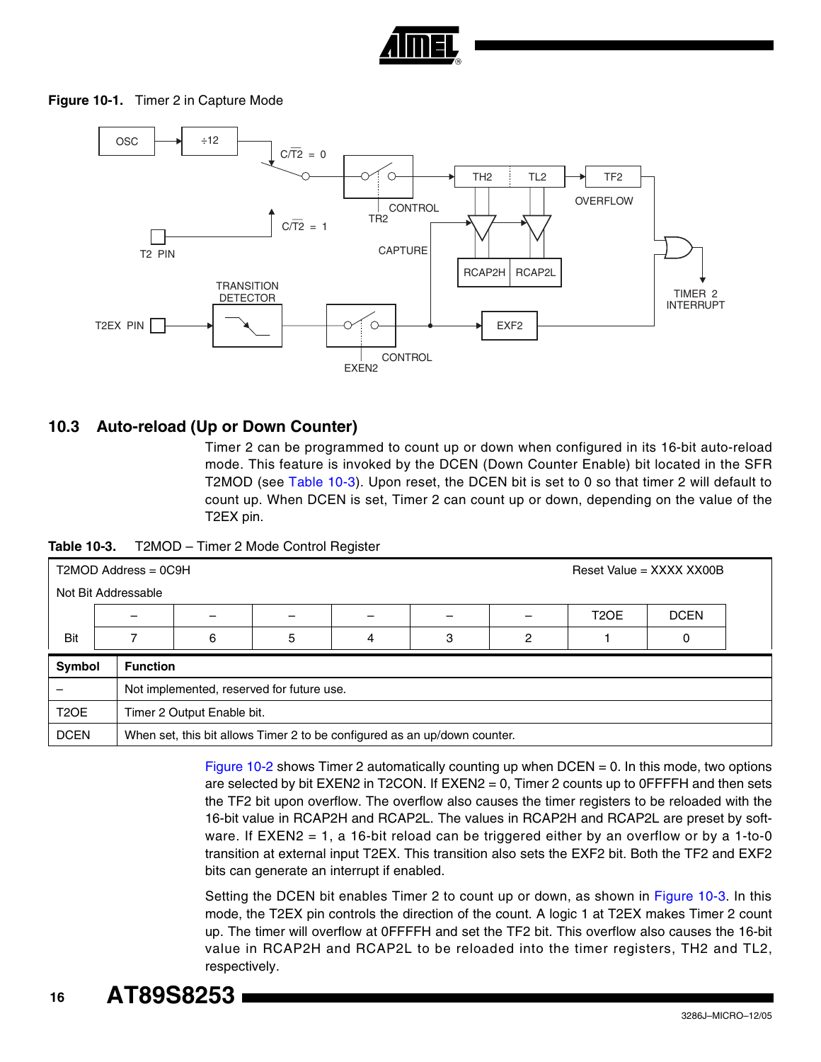**Figure 10-1.** Timer 2 in Capture Mode

## 10.3 Auto-reload (Up or Down Counter)

Timer 2 can be programmed to count up or down when configured in its 16-bit auto-reload mode. This feature is invoked by the DCEN (Down Counter Enable) bit located in the SFR T2MOD (see Table 10-3). Upon reset, the DCEN bit is set to 0 so that timer 2 will default to count up. When DCEN is set, Timer 2 can count up or down, depending on the value of the T2EX pin.

**Table 10-3.** T2MOD – Timer 2 Mode Control Register

| T2MOD Address = 0C9H | | | | | | | Reset Value = XXXX XX00B | |
|---|---|---|---|---|---|---|---|---|
| Not Bit Addressable | | | | | | | | |
| | – | – | – | – | – | – | T2OE | DCEN |
| Bit | 7 | 6 | 5 | 4 | 3 | 2 | 1 | 0 |

| Symbol | Function |
|---|---|
| – | Not implemented, reserved for future use. |
| T2OE | Timer 2 Output Enable bit. |
| DCEN | When set, this bit allows Timer 2 to be configured as an up/down counter. |

Figure 10-2 shows Timer 2 automatically counting up when DCEN = 0. In this mode, two options are selected by bit EXEN2 in T2CON. If EXEN2 = 0, Timer 2 counts up to 0FFFFH and then sets the TF2 bit upon overflow. The overflow also causes the timer registers to be reloaded with the 16-bit value in RCAP2H and RCAP2L. The values in RCAP2H and RCAP2L are preset by software. If EXEN2 = 1, a 16-bit reload can be triggered either by an overflow or by a 1-to-0 transition at external input T2EX. This transition also sets the EXF2 bit. Both the TF2 and EXF2 bits can generate an interrupt if enabled.

Setting the DCEN bit enables Timer 2 to count up or down, as shown in Figure 10-3. In this mode, the T2EX pin controls the direction of the count. A logic 1 at T2EX makes Timer 2 count up. The timer will overflow at 0FFFFH and set the TF2 bit. This overflow also causes the 16-bit value in RCAP2H and RCAP2L to be reloaded into the timer registers, TH2 and TL2, respectively.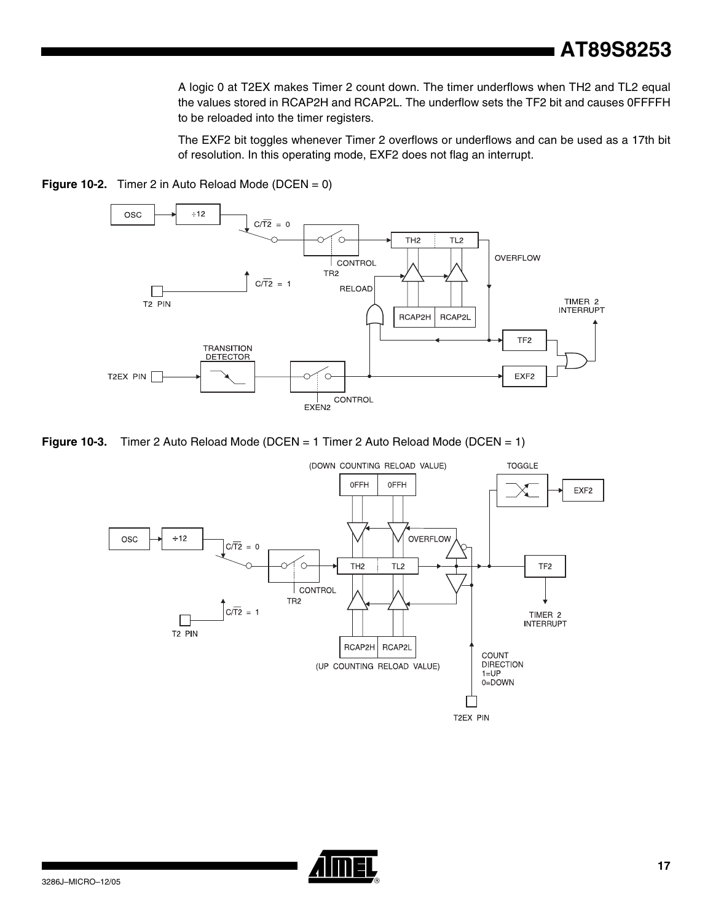A logic 0 at T2EX makes Timer 2 count down. The timer underflows when TH2 and TL2 equal the values stored in RCAP2H and RCAP2L. The underflow sets the TF2 bit and causes 0FFFFH to be reloaded into the timer registers.

The EXF2 bit toggles whenever Timer 2 overflows or underflows and can be used as a 17th bit of resolution. In this operating mode, EXF2 does not flag an interrupt.

**Figure 10-2.** Timer 2 in Auto Reload Mode (DCEN = 0)

**Figure 10-3.** Timer 2 Auto Reload Mode (DCEN = 1 Timer 2 Auto Reload Mode (DCEN = 1)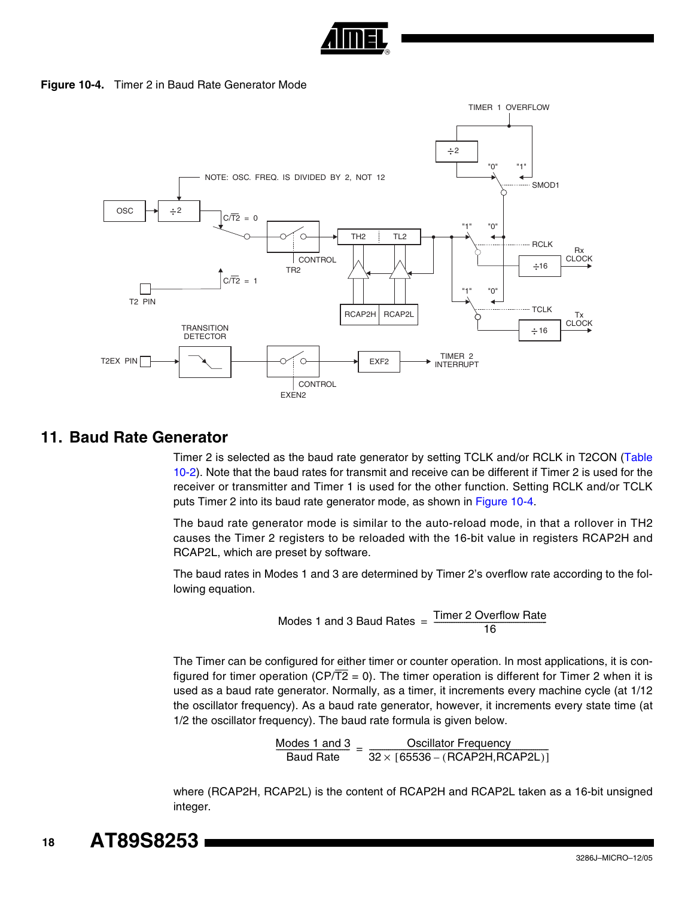**Figure 10-4.** Timer 2 in Baud Rate Generator Mode

## 11. Baud Rate Generator

Timer 2 is selected as the baud rate generator by setting TCLK and/or RCLK in T2CON (Table 10-2). Note that the baud rates for transmit and receive can be different if Timer 2 is used for the receiver or transmitter and Timer 1 is used for the other function. Setting RCLK and/or TCLK puts Timer 2 into its baud rate generator mode, as shown in Figure 10-4.

The baud rate generator mode is similar to the auto-reload mode, in that a rollover in TH2 causes the Timer 2 registers to be reloaded with the 16-bit value in registers RCAP2H and RCAP2L, which are preset by software.

The baud rates in Modes 1 and 3 are determined by Timer 2's overflow rate according to the following equation.

$$\text{Modes 1 and 3 Baud Rates} = \frac{\text{Timer 2 Overflow Rate}}{16}$$

The Timer can be configured for either timer or counter operation. In most applications, it is configured for timer operation (CP/$\overline{\text{T2}}$ = 0). The timer operation is different for Timer 2 when it is used as a baud rate generator. Normally, as a timer, it increments every machine cycle (at 1/12 the oscillator frequency). As a baud rate generator, however, it increments every state time (at 1/2 the oscillator frequency). The baud rate formula is given below.

$$\frac{\text{Modes 1 and 3}}{\text{Baud Rate}} = \frac{\text{Oscillator Frequency}}{32 \times [65536 - (\text{RCAP2H,RCAP2L})]}$$

where (RCAP2H, RCAP2L) is the content of RCAP2H and RCAP2L taken as a 16-bit unsigned integer.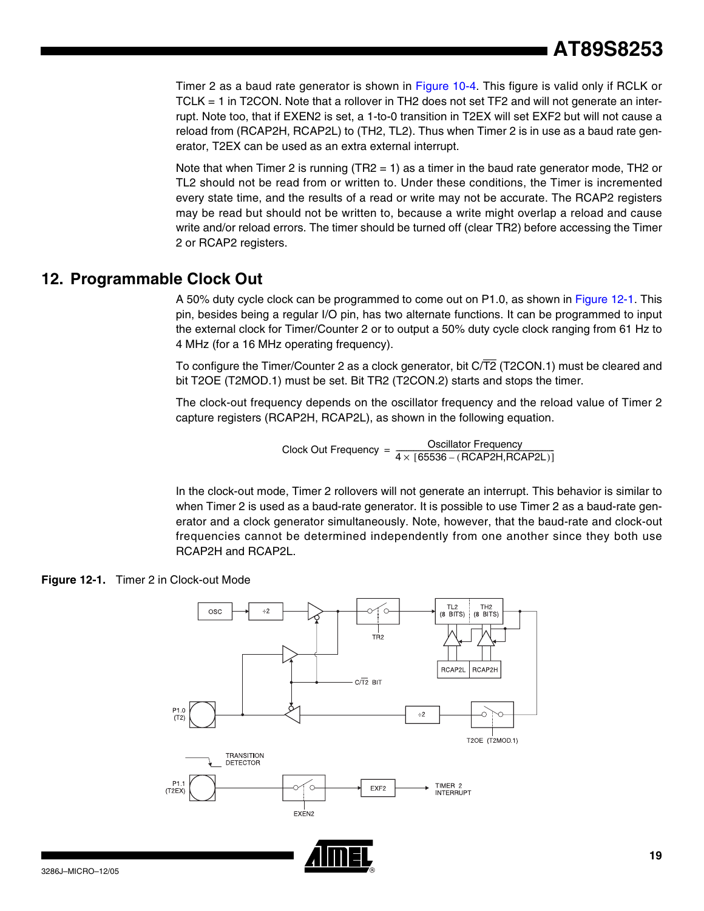Timer 2 as a baud rate generator is shown in Figure 10-4. This figure is valid only if RCLK or TCLK = 1 in T2CON. Note that a rollover in TH2 does not set TF2 and will not generate an interrupt. Note too, that if EXEN2 is set, a 1-to-0 transition in T2EX will set EXF2 but will not cause a reload from (RCAP2H, RCAP2L) to (TH2, TL2). Thus when Timer 2 is in use as a baud rate generator, T2EX can be used as an extra external interrupt.

Note that when Timer 2 is running (TR2 = 1) as a timer in the baud rate generator mode, TH2 or TL2 should not be read from or written to. Under these conditions, the Timer is incremented every state time, and the results of a read or write may not be accurate. The RCAP2 registers may be read but should not be written to, because a write might overlap a reload and cause write and/or reload errors. The timer should be turned off (clear TR2) before accessing the Timer 2 or RCAP2 registers.

## 12. Programmable Clock Out

A 50% duty cycle clock can be programmed to come out on P1.0, as shown in Figure 12-1. This pin, besides being a regular I/O pin, has two alternate functions. It can be programmed to input the external clock for Timer/Counter 2 or to output a 50% duty cycle clock ranging from 61 Hz to 4 MHz (for a 16 MHz operating frequency).

To configure the Timer/Counter 2 as a clock generator, bit C/$\overline{\text{T2}}$ (T2CON.1) must be cleared and bit T2OE (T2MOD.1) must be set. Bit TR2 (T2CON.2) starts and stops the timer.

The clock-out frequency depends on the oscillator frequency and the reload value of Timer 2 capture registers (RCAP2H, RCAP2L), as shown in the following equation.

$$\text{Clock Out Frequency} = \frac{\text{Oscillator Frequency}}{4 \times [65536 - (\text{RCAP2H,RCAP2L})]}$$

In the clock-out mode, Timer 2 rollovers will not generate an interrupt. This behavior is similar to when Timer 2 is used as a baud-rate generator. It is possible to use Timer 2 as a baud-rate generator and a clock generator simultaneously. Note, however, that the baud-rate and clock-out frequencies cannot be determined independently from one another since they both use RCAP2H and RCAP2L.

**Figure 12-1.** Timer 2 in Clock-out Mode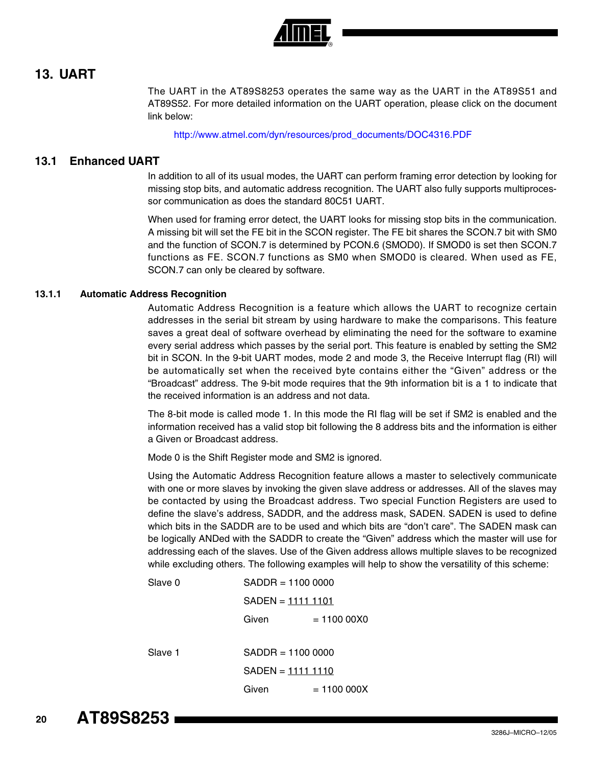# 13. UART

The UART in the AT89S8253 operates the same way as the UART in the AT89S51 and AT89S52. For more detailed information on the UART operation, please click on the document link below:

http://www.atmel.com/dyn/resources/prod_documents/DOC4316.PDF

## 13.1 Enhanced UART

In addition to all of its usual modes, the UART can perform framing error detection by looking for missing stop bits, and automatic address recognition. The UART also fully supports multiprocessor communication as does the standard 80C51 UART.

When used for framing error detect, the UART looks for missing stop bits in the communication. A missing bit will set the FE bit in the SCON register. The FE bit shares the SCON.7 bit with SM0 and the function of SCON.7 is determined by PCON.6 (SMOD0). If SMOD0 is set then SCON.7 functions as FE. SCON.7 functions as SM0 when SMOD0 is cleared. When used as FE, SCON.7 can only be cleared by software.

### 13.1.1 Automatic Address Recognition

Automatic Address Recognition is a feature which allows the UART to recognize certain addresses in the serial bit stream by using hardware to make the comparisons. This feature saves a great deal of software overhead by eliminating the need for the software to examine every serial address which passes by the serial port. This feature is enabled by setting the SM2 bit in SCON. In the 9-bit UART modes, mode 2 and mode 3, the Receive Interrupt flag (RI) will be automatically set when the received byte contains either the "Given" address or the "Broadcast" address. The 9-bit mode requires that the 9th information bit is a 1 to indicate that the received information is an address and not data.

The 8-bit mode is called mode 1. In this mode the RI flag will be set if SM2 is enabled and the information received has a valid stop bit following the 8 address bits and the information is either a Given or Broadcast address.

Mode 0 is the Shift Register mode and SM2 is ignored.

Using the Automatic Address Recognition feature allows a master to selectively communicate with one or more slaves by invoking the given slave address or addresses. All of the slaves may be contacted by using the Broadcast address. Two special Function Registers are used to define the slave's address, SADDR, and the address mask, SADEN. SADEN is used to define which bits in the SADDR are to be used and which bits are "don't care". The SADEN mask can be logically ANDed with the SADDR to create the "Given" address which the master will use for addressing each of the slaves. Use of the Given address allows multiple slaves to be recognized while excluding others. The following examples will help to show the versatility of this scheme:

```
Slave 0     SADDR = 1100 0000
            SADEN = 1111 1101
            Given       = 1100 00X0

Slave 1     SADDR = 1100 0000
            SADEN = 1111 1110
            Given       = 1100 000X
```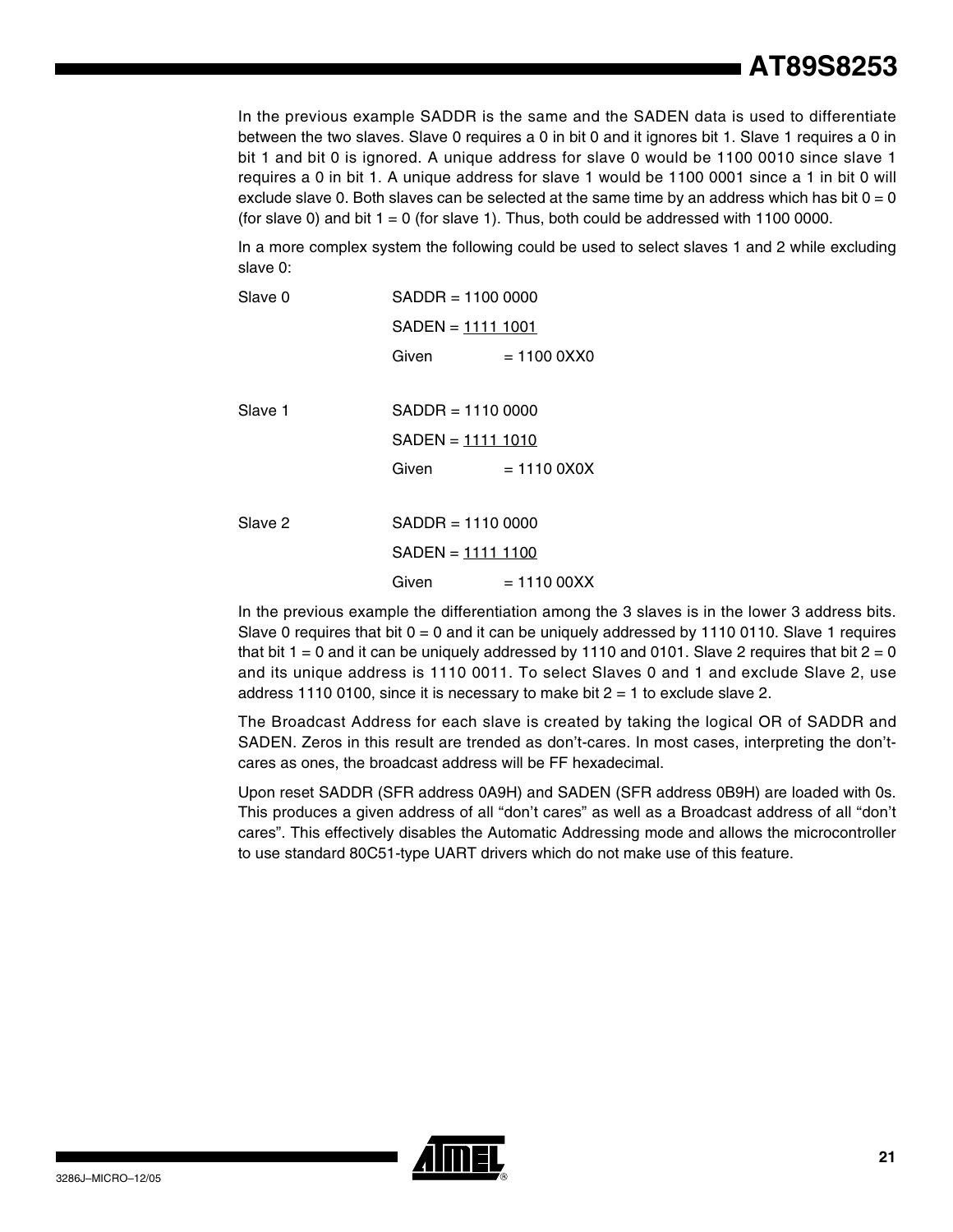In the previous example SADDR is the same and the SADEN data is used to differentiate between the two slaves. Slave 0 requires a 0 in bit 0 and it ignores bit 1. Slave 1 requires a 0 in bit 1 and bit 0 is ignored. A unique address for slave 0 would be 1100 0010 since slave 1 requires a 0 in bit 1. A unique address for slave 1 would be 1100 0001 since a 1 in bit 0 will exclude slave 0. Both slaves can be selected at the same time by an address which has bit 0 = 0 (for slave 0) and bit 1 = 0 (for slave 1). Thus, both could be addressed with 1100 0000.

In a more complex system the following could be used to select slaves 1 and 2 while excluding slave 0:

```
Slave 0     SADDR = 1100 0000
            SADEN = 1111 1001
            Given       = 1100 0XX0

Slave 1     SADDR = 1110 0000
            SADEN = 1111 1010
            Given       = 1110 0X0X

Slave 2     SADDR = 1110 0000
            SADEN = 1111 1100
            Given       = 1110 00XX
```

In the previous example the differentiation among the 3 slaves is in the lower 3 address bits. Slave 0 requires that bit 0 = 0 and it can be uniquely addressed by 1110 0110. Slave 1 requires that bit 1 = 0 and it can be uniquely addressed by 1110 and 0101. Slave 2 requires that bit 2 = 0 and its unique address is 1110 0011. To select Slaves 0 and 1 and exclude Slave 2, use address 1110 0100, since it is necessary to make bit 2 = 1 to exclude slave 2.

The Broadcast Address for each slave is created by taking the logical OR of SADDR and SADEN. Zeros in this result are trended as don't-cares. In most cases, interpreting the don't-cares as ones, the broadcast address will be FF hexadecimal.

Upon reset SADDR (SFR address 0A9H) and SADEN (SFR address 0B9H) are loaded with 0s. This produces a given address of all "don't cares" as well as a Broadcast address of all "don't cares". This effectively disables the Automatic Addressing mode and allows the microcontroller to use standard 80C51-type UART drivers which do not make use of this feature.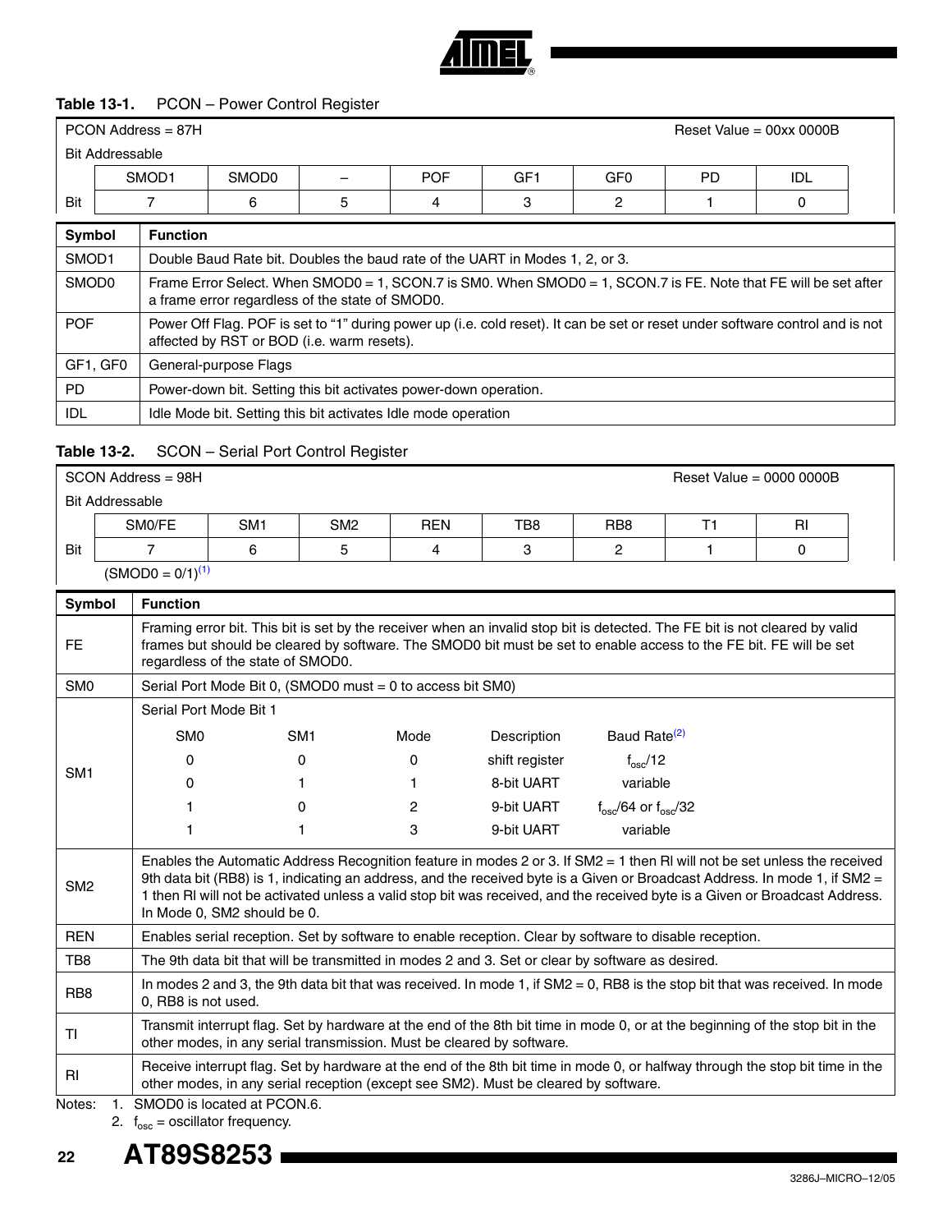**Table 13-1.** PCON – Power Control Register

PCON Address = 87H — Reset Value = 00xx 0000B

Bit Addressable

| | SMOD1 | SMOD0 | – | POF | GF1 | GF0 | PD | IDL |
|---|---|---|---|---|---|---|---|---|
| Bit | 7 | 6 | 5 | 4 | 3 | 2 | 1 | 0 |

| Symbol | Function |
|---|---|
| SMOD1 | Double Baud Rate bit. Doubles the baud rate of the UART in Modes 1, 2, or 3. |
| SMOD0 | Frame Error Select. When SMOD0 = 1, SCON.7 is SM0. When SMOD0 = 1, SCON.7 is FE. Note that FE will be set after a frame error regardless of the state of SMOD0. |
| POF | Power Off Flag. POF is set to "1" during power up (i.e. cold reset). It can be set or reset under software control and is not affected by RST or BOD (i.e. warm resets). |
| GF1, GF0 | General-purpose Flags |
| PD | Power-down bit. Setting this bit activates power-down operation. |
| IDL | Idle Mode bit. Setting this bit activates Idle mode operation |

**Table 13-2.** SCON – Serial Port Control Register

SCON Address = 98H — Reset Value = 0000 0000B

Bit Addressable

| | SM0/FE | SM1 | SM2 | REN | TB8 | RB8 | T1 | RI |
|---|---|---|---|---|---|---|---|---|
| Bit | 7 | 6 | 5 | 4 | 3 | 2 | 1 | 0 |

(SMOD0 = 0/1)[1]

| Symbol | Function |
|---|---|
| FE | Framing error bit. This bit is set by the receiver when an invalid stop bit is detected. The FE bit is not cleared by valid frames but should be cleared by software. The SMOD0 bit must be set to enable access to the FE bit. FE will be set regardless of the state of SMOD0. |
| SM0 | Serial Port Mode Bit 0, (SMOD0 must = 0 to access bit SM0) |
| SM1 | Serial Port Mode Bit 1<br>SM0 / SM1 / Mode / Description / Baud Rate[2]<br>0 / 0 / 0 / shift register / $f_{osc}/12$<br>0 / 1 / 1 / 8-bit UART / variable<br>1 / 0 / 2 / 9-bit UART / $f_{osc}/64$ or $f_{osc}/32$<br>1 / 1 / 3 / 9-bit UART / variable |
| SM2 | Enables the Automatic Address Recognition feature in modes 2 or 3. If SM2 = 1 then RI will not be set unless the received 9th data bit (RB8) is 1, indicating an address, and the received byte is a Given or Broadcast Address. In mode 1, if SM2 = 1 then RI will not be activated unless a valid stop bit was received, and the received byte is a Given or Broadcast Address. In Mode 0, SM2 should be 0. |
| REN | Enables serial reception. Set by software to enable reception. Clear by software to disable reception. |
| TB8 | The 9th data bit that will be transmitted in modes 2 and 3. Set or clear by software as desired. |
| RB8 | In modes 2 and 3, the 9th data bit that was received. In mode 1, if SM2 = 0, RB8 is the stop bit that was received. In mode 0, RB8 is not used. |
| TI | Transmit interrupt flag. Set by hardware at the end of the 8th bit time in mode 0, or at the beginning of the stop bit in the other modes, in any serial transmission. Must be cleared by software. |
| RI | Receive interrupt flag. Set by hardware at the end of the 8th bit time in mode 0, or halfway through the stop bit time in the other modes, in any serial reception (except see SM2). Must be cleared by software. |

Notes: 1. SMOD0 is located at PCON.6.
2. $f_{osc}$ = oscillator frequency.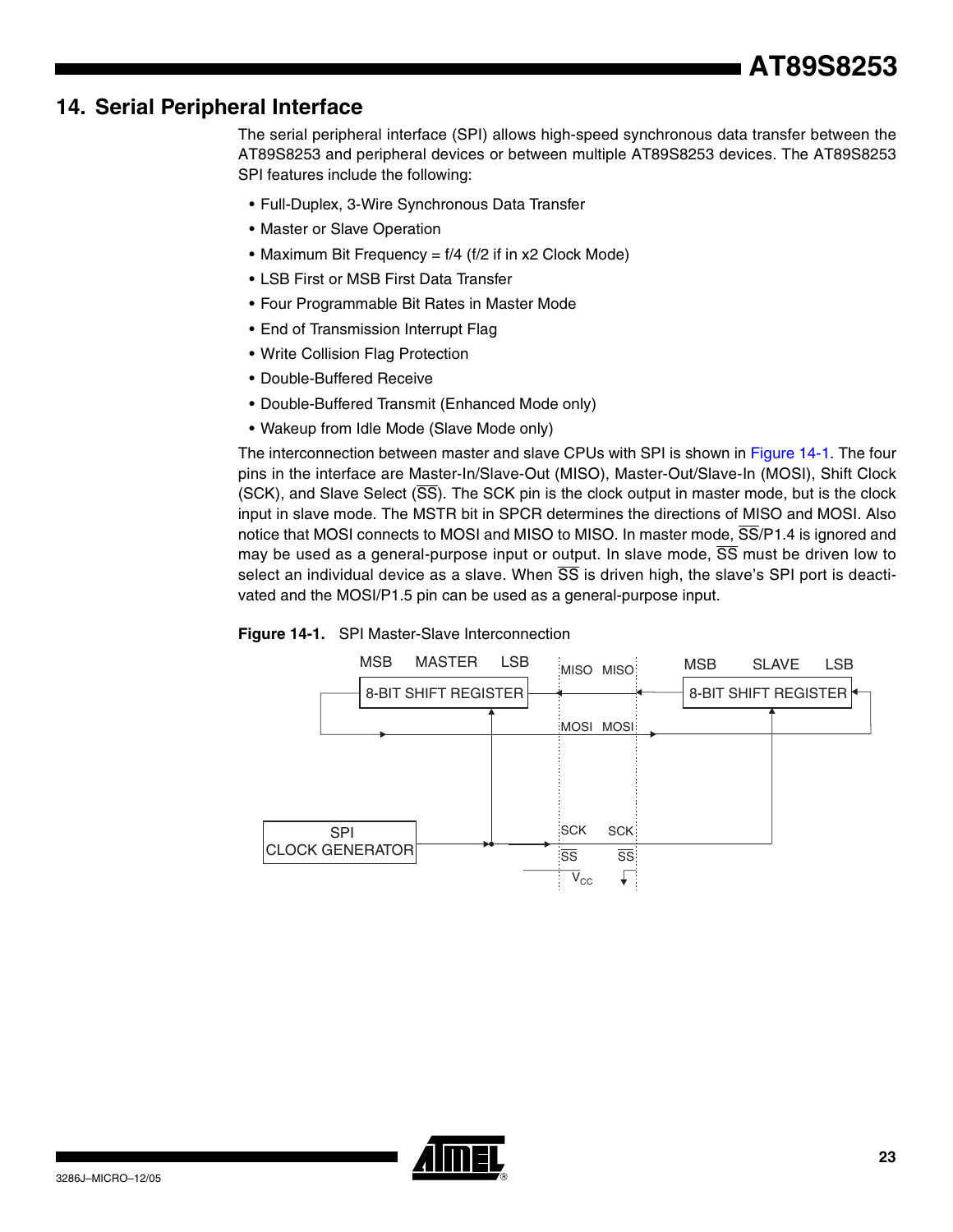## 14. Serial Peripheral Interface

The serial peripheral interface (SPI) allows high-speed synchronous data transfer between the AT89S8253 and peripheral devices or between multiple AT89S8253 devices. The AT89S8253 SPI features include the following:

- Full-Duplex, 3-Wire Synchronous Data Transfer
- Master or Slave Operation
- Maximum Bit Frequency = f/4 (f/2 if in x2 Clock Mode)
- LSB First or MSB First Data Transfer
- Four Programmable Bit Rates in Master Mode
- End of Transmission Interrupt Flag
- Write Collision Flag Protection
- Double-Buffered Receive
- Double-Buffered Transmit (Enhanced Mode only)
- Wakeup from Idle Mode (Slave Mode only)

The interconnection between master and slave CPUs with SPI is shown in Figure 14-1. The four pins in the interface are Master-In/Slave-Out (MISO), Master-Out/Slave-In (MOSI), Shift Clock (SCK), and Slave Select ($\overline{SS}$). The SCK pin is the clock output in master mode, but is the clock input in slave mode. The MSTR bit in SPCR determines the directions of MISO and MOSI. Also notice that MOSI connects to MOSI and MISO to MISO. In master mode, $\overline{SS}$/P1.4 is ignored and may be used as a general-purpose input or output. In slave mode, $\overline{SS}$ must be driven low to select an individual device as a slave. When $\overline{SS}$ is driven high, the slave's SPI port is deactivated and the MOSI/P1.5 pin can be used as a general-purpose input.

**Figure 14-1.** SPI Master-Slave Interconnection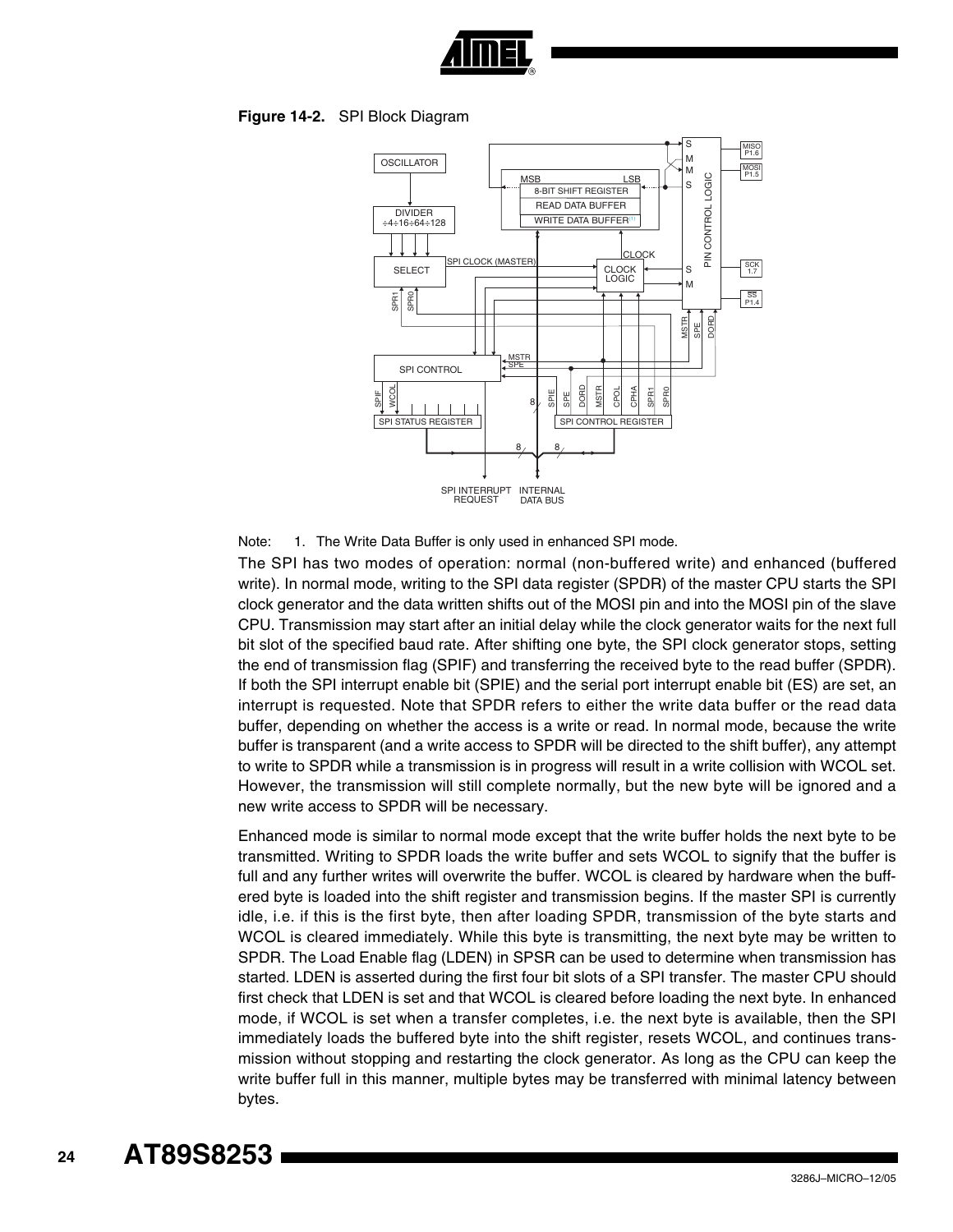**Figure 14-2.** SPI Block Diagram

Note: 1. The Write Data Buffer is only used in enhanced SPI mode.

The SPI has two modes of operation: normal (non-buffered write) and enhanced (buffered write). In normal mode, writing to the SPI data register (SPDR) of the master CPU starts the SPI clock generator and the data written shifts out of the MOSI pin and into the MOSI pin of the slave CPU. Transmission may start after an initial delay while the clock generator waits for the next full bit slot of the specified baud rate. After shifting one byte, the SPI clock generator stops, setting the end of transmission flag (SPIF) and transferring the received byte to the read buffer (SPDR). If both the SPI interrupt enable bit (SPIE) and the serial port interrupt enable bit (ES) are set, an interrupt is requested. Note that SPDR refers to either the write data buffer or the read data buffer, depending on whether the access is a write or read. In normal mode, because the write buffer is transparent (and a write access to SPDR will be directed to the shift buffer), any attempt to write to SPDR while a transmission is in progress will result in a write collision with WCOL set. However, the transmission will still complete normally, but the new byte will be ignored and a new write access to SPDR will be necessary.

Enhanced mode is similar to normal mode except that the write buffer holds the next byte to be transmitted. Writing to SPDR loads the write buffer and sets WCOL to signify that the buffer is full and any further writes will overwrite the buffer. WCOL is cleared by hardware when the buffered byte is loaded into the shift register and transmission begins. If the master SPI is currently idle, i.e. if this is the first byte, then after loading SPDR, transmission of the byte starts and WCOL is cleared immediately. While this byte is transmitting, the next byte may be written to SPDR. The Load Enable flag (LDEN) in SPSR can be used to determine when transmission has started. LDEN is asserted during the first four bit slots of a SPI transfer. The master CPU should first check that LDEN is set and that WCOL is cleared before loading the next byte. In enhanced mode, if WCOL is set when a transfer completes, i.e. the next byte is available, then the SPI immediately loads the buffered byte into the shift register, resets WCOL, and continues transmission without stopping and restarting the clock generator. As long as the CPU can keep the write buffer full in this manner, multiple bytes may be transferred with minimal latency between bytes.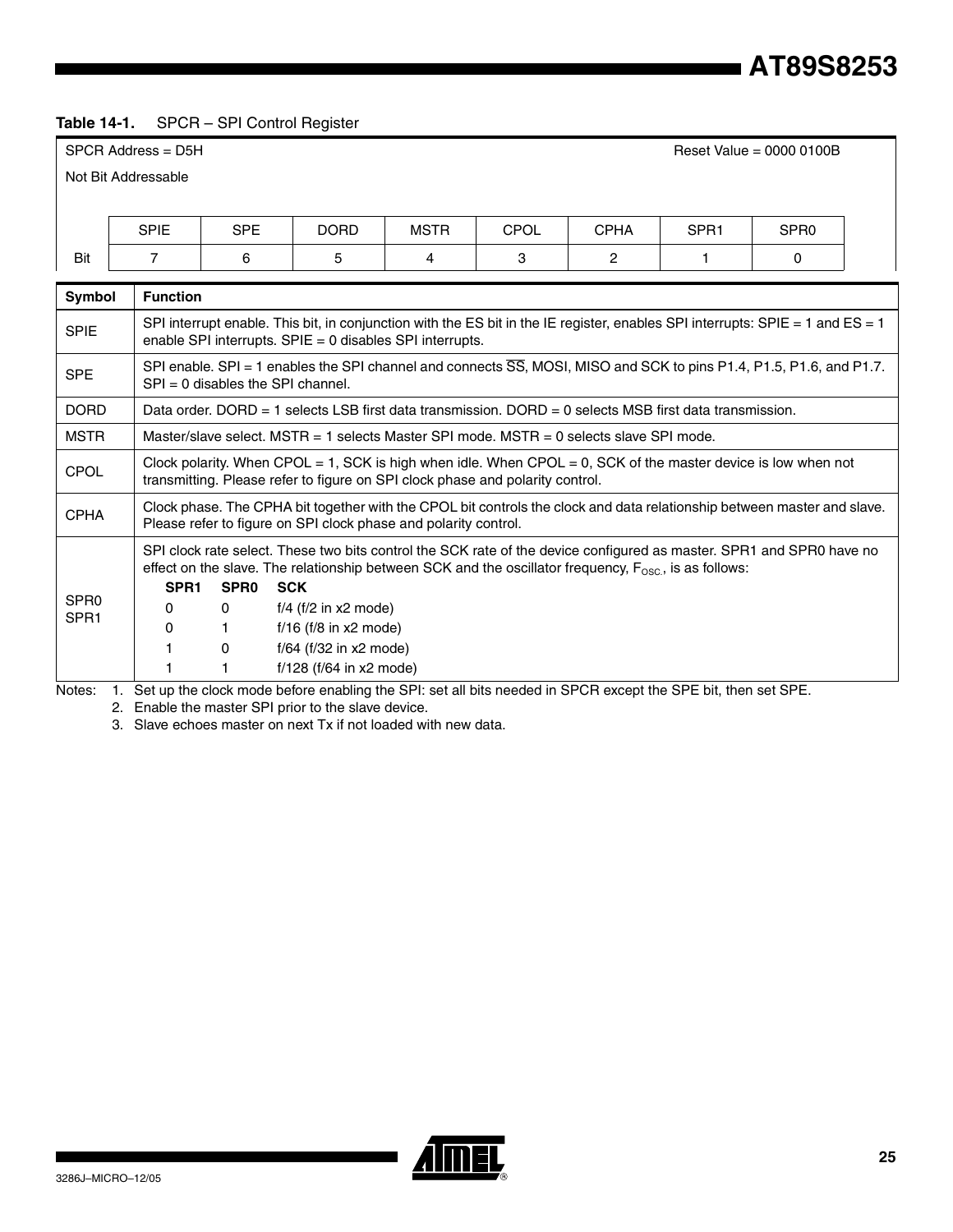**Table 14-1.** SPCR – SPI Control Register

SPCR Address = D5H — Reset Value = 0000 0100B

Not Bit Addressable

| | SPIE | SPE | DORD | MSTR | CPOL | CPHA | SPR1 | SPR0 |
|---|---|---|---|---|---|---|---|---|
| Bit | 7 | 6 | 5 | 4 | 3 | 2 | 1 | 0 |

| Symbol | Function |
|---|---|
| SPIE | SPI interrupt enable. This bit, in conjunction with the ES bit in the IE register, enables SPI interrupts: SPIE = 1 and ES = 1 enable SPI interrupts. SPIE = 0 disables SPI interrupts. |
| SPE | SPI enable. SPI = 1 enables the SPI channel and connects $\overline{SS}$, MOSI, MISO and SCK to pins P1.4, P1.5, P1.6, and P1.7. SPI = 0 disables the SPI channel. |
| DORD | Data order. DORD = 1 selects LSB first data transmission. DORD = 0 selects MSB first data transmission. |
| MSTR | Master/slave select. MSTR = 1 selects Master SPI mode. MSTR = 0 selects slave SPI mode. |
| CPOL | Clock polarity. When CPOL = 1, SCK is high when idle. When CPOL = 0, SCK of the master device is low when not transmitting. Please refer to figure on SPI clock phase and polarity control. |
| CPHA | Clock phase. The CPHA bit together with the CPOL bit controls the clock and data relationship between master and slave. Please refer to figure on SPI clock phase and polarity control. |
| SPR0<br>SPR1 | SPI clock rate select. These two bits control the SCK rate of the device configured as master. SPR1 and SPR0 have no effect on the slave. The relationship between SCK and the oscillator frequency, $F_{OSC.}$, is as follows:<br>**SPR1 SPR0 SCK**<br>0 0 f/4 (f/2 in x2 mode)<br>0 1 f/16 (f/8 in x2 mode)<br>1 0 f/64 (f/32 in x2 mode)<br>1 1 f/128 (f/64 in x2 mode) |

Notes: 1. Set up the clock mode before enabling the SPI: set all bits needed in SPCR except the SPE bit, then set SPE.

2. Enable the master SPI prior to the slave device.

3. Slave echoes master on next Tx if not loaded with new data.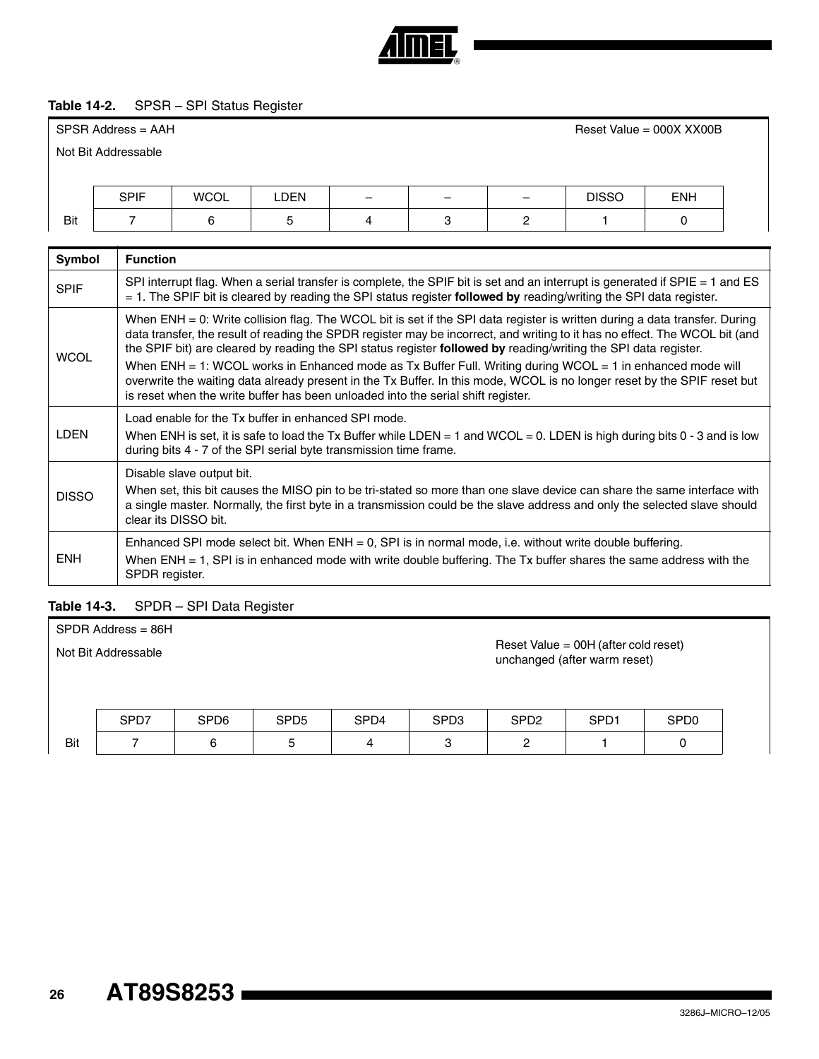**Table 14-2.** SPSR – SPI Status Register

SPSR Address = AAH　　　　Reset Value = 000X XX00B

Not Bit Addressable

| | | | | | | | | |
|---|---|---|---|---|---|---|---|---|
| | SPIF | WCOL | LDEN | – | – | – | DISSO | ENH |
| Bit | 7 | 6 | 5 | 4 | 3 | 2 | 1 | 0 |

| Symbol | Function |
|---|---|
| SPIF | SPI interrupt flag. When a serial transfer is complete, the SPIF bit is set and an interrupt is generated if SPIE = 1 and ES = 1. The SPIF bit is cleared by reading the SPI status register **followed by** reading/writing the SPI data register. |
| WCOL | When ENH = 0: Write collision flag. The WCOL bit is set if the SPI data register is written during a data transfer. During data transfer, the result of reading the SPDR register may be incorrect, and writing to it has no effect. The WCOL bit (and the SPIF bit) are cleared by reading the SPI status register **followed by** reading/writing the SPI data register.<br>When ENH = 1: WCOL works in Enhanced mode as Tx Buffer Full. Writing during WCOL = 1 in enhanced mode will overwrite the waiting data already present in the Tx Buffer. In this mode, WCOL is no longer reset by the SPIF reset but is reset when the write buffer has been unloaded into the serial shift register. |
| LDEN | Load enable for the Tx buffer in enhanced SPI mode.<br>When ENH is set, it is safe to load the Tx Buffer while LDEN = 1 and WCOL = 0. LDEN is high during bits 0 - 3 and is low during bits 4 - 7 of the SPI serial byte transmission time frame. |
| DISSO | Disable slave output bit.<br>When set, this bit causes the MISO pin to be tri-stated so more than one slave device can share the same interface with a single master. Normally, the first byte in a transmission could be the slave address and only the selected slave should clear its DISSO bit. |
| ENH | Enhanced SPI mode select bit. When ENH = 0, SPI is in normal mode, i.e. without write double buffering.<br>When ENH = 1, SPI is in enhanced mode with write double buffering. The Tx buffer shares the same address with the SPDR register. |

**Table 14-3.** SPDR – SPI Data Register

SPDR Address = 86H

Not Bit Addressable　　　　Reset Value = 00H (after cold reset) unchanged (after warm reset)

| | | | | | | | | |
|---|---|---|---|---|---|---|---|---|
| | SPD7 | SPD6 | SPD5 | SPD4 | SPD3 | SPD2 | SPD1 | SPD0 |
| Bit | 7 | 6 | 5 | 4 | 3 | 2 | 1 | 0 |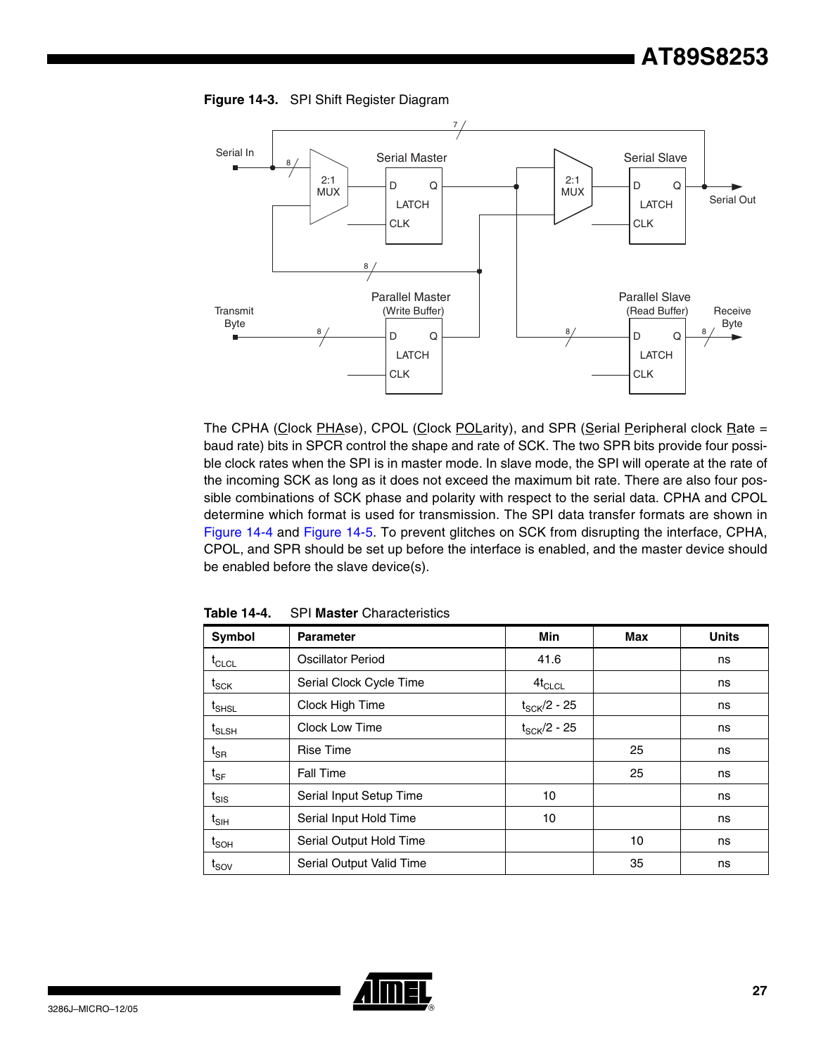**Figure 14-3.** SPI Shift Register Diagram

The CPHA (Clock PHAse), CPOL (Clock POLarity), and SPR (Serial Peripheral clock Rate = baud rate) bits in SPCR control the shape and rate of SCK. The two SPR bits provide four possible clock rates when the SPI is in master mode. In slave mode, the SPI will operate at the rate of the incoming SCK as long as it does not exceed the maximum bit rate. There are also four possible combinations of SCK phase and polarity with respect to the serial data. CPHA and CPOL determine which format is used for transmission. The SPI data transfer formats are shown in Figure 14-4 and Figure 14-5. To prevent glitches on SCK from disrupting the interface, CPHA, CPOL, and SPR should be set up before the interface is enabled, and the master device should be enabled before the slave device(s).

**Table 14-4.** SPI **Master** Characteristics

| Symbol | Parameter | Min | Max | Units |
|---|---|---|---|---|
| $t_{CLCL}$ | Oscillator Period | 41.6 | | ns |
| $t_{SCK}$ | Serial Clock Cycle Time | $4t_{CLCL}$ | | ns |
| $t_{SHSL}$ | Clock High Time | $t_{SCK}/2 - 25$ | | ns |
| $t_{SLSH}$ | Clock Low Time | $t_{SCK}/2 - 25$ | | ns |
| $t_{SR}$ | Rise Time | | 25 | ns |
| $t_{SF}$ | Fall Time | | 25 | ns |
| $t_{SIS}$ | Serial Input Setup Time | 10 | | ns |
| $t_{SIH}$ | Serial Input Hold Time | 10 | | ns |
| $t_{SOH}$ | Serial Output Hold Time | | 10 | ns |
| $t_{SOV}$ | Serial Output Valid Time | | 35 | ns |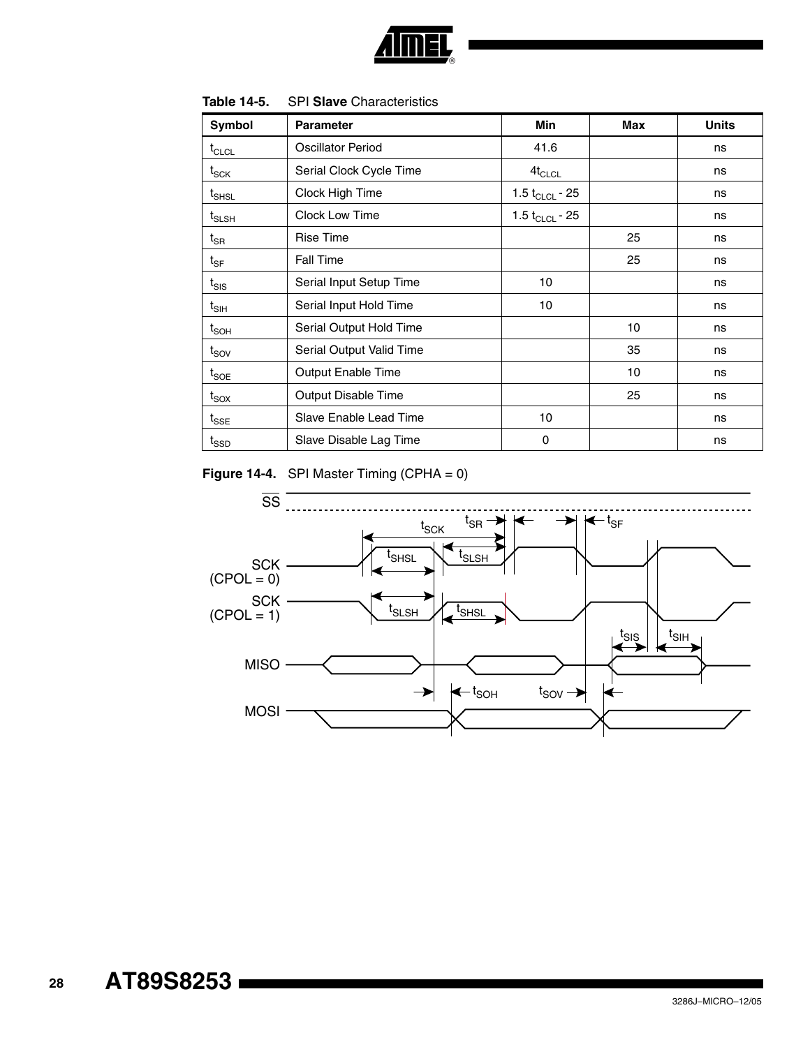**Table 14-5.** SPI **Slave** Characteristics

| Symbol | Parameter | Min | Max | Units |
|---|---|---|---|---|
| $t_{CLCL}$ | Oscillator Period | 41.6 | | ns |
| $t_{SCK}$ | Serial Clock Cycle Time | $4t_{CLCL}$ | | ns |
| $t_{SHSL}$ | Clock High Time | $1.5\ t_{CLCL}$ - 25 | | ns |
| $t_{SLSH}$ | Clock Low Time | $1.5\ t_{CLCL}$ - 25 | | ns |
| $t_{SR}$ | Rise Time | | 25 | ns |
| $t_{SF}$ | Fall Time | | 25 | ns |
| $t_{SIS}$ | Serial Input Setup Time | 10 | | ns |
| $t_{SIH}$ | Serial Input Hold Time | 10 | | ns |
| $t_{SOH}$ | Serial Output Hold Time | | 10 | ns |
| $t_{SOV}$ | Serial Output Valid Time | | 35 | ns |
| $t_{SOE}$ | Output Enable Time | | 10 | ns |
| $t_{SOX}$ | Output Disable Time | | 25 | ns |
| $t_{SSE}$ | Slave Enable Lead Time | 10 | | ns |
| $t_{SSD}$ | Slave Disable Lag Time | 0 | | ns |

**Figure 14-4.** SPI Master Timing (CPHA = 0)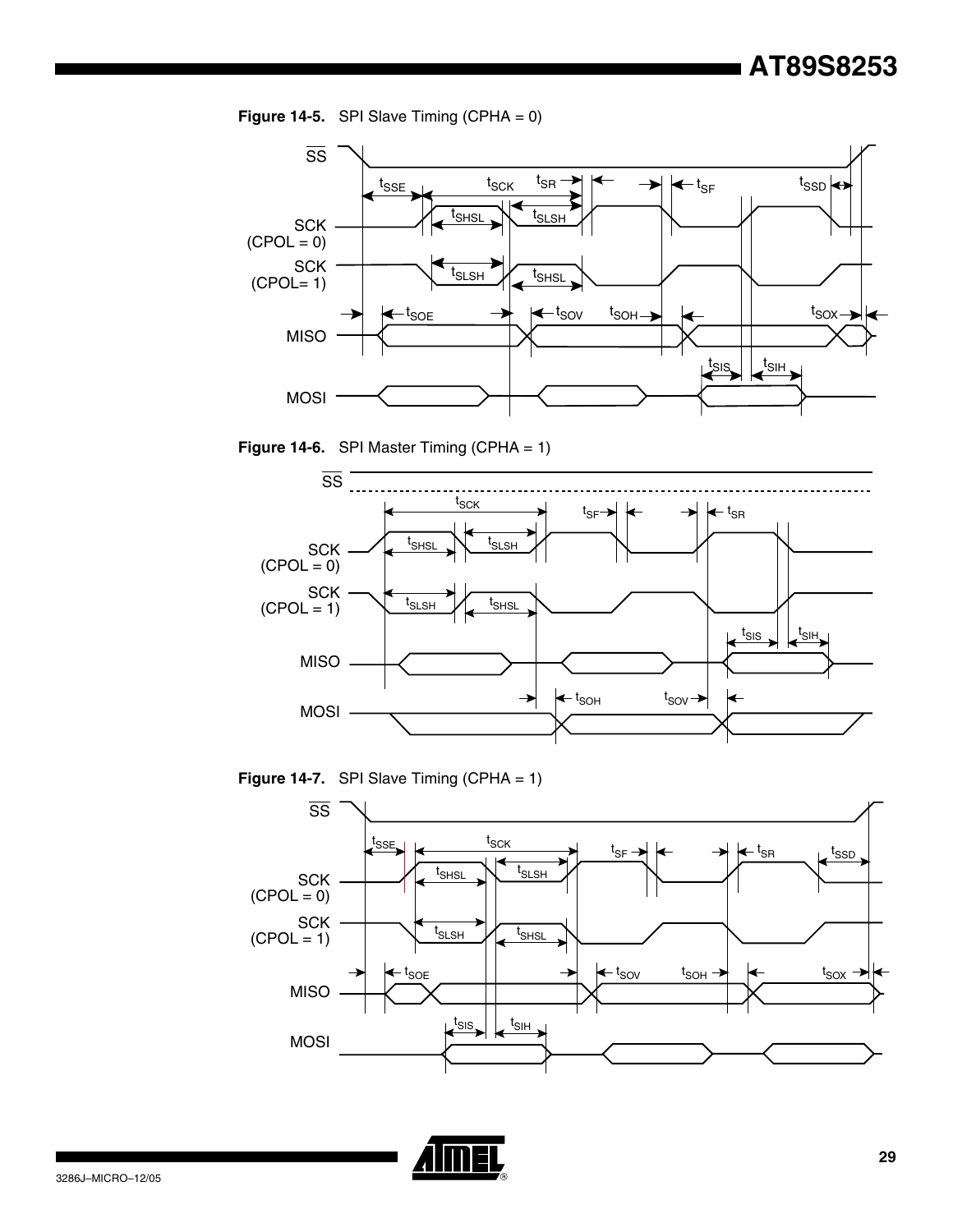**Figure 14-5.** SPI Slave Timing (CPHA = 0)

**Figure 14-6.** SPI Master Timing (CPHA = 1)

**Figure 14-7.** SPI Slave Timing (CPHA = 1)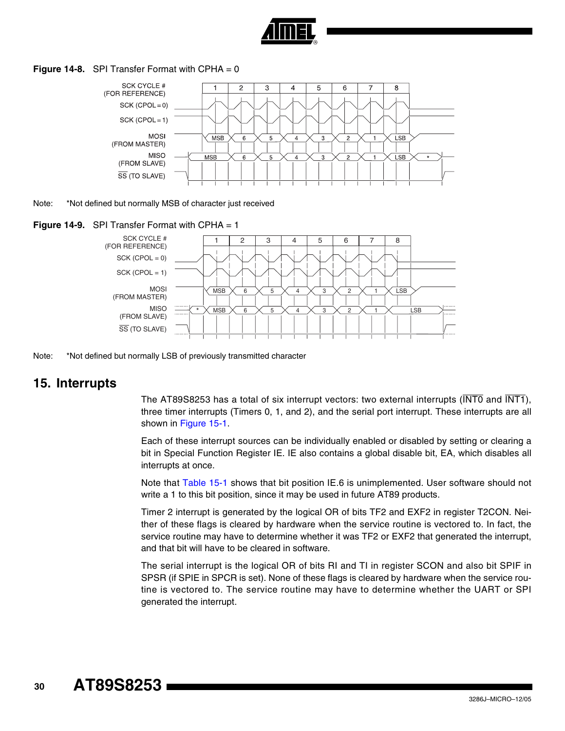**Figure 14-8.** SPI Transfer Format with CPHA = 0

Note: *Not defined but normally MSB of character just received

**Figure 14-9.** SPI Transfer Format with CPHA = 1

Note: *Not defined but normally LSB of previously transmitted character

## 15. Interrupts

The AT89S8253 has a total of six interrupt vectors: two external interrupts ($\overline{INT0}$ and $\overline{INT1}$), three timer interrupts (Timers 0, 1, and 2), and the serial port interrupt. These interrupts are all shown in Figure 15-1.

Each of these interrupt sources can be individually enabled or disabled by setting or clearing a bit in Special Function Register IE. IE also contains a global disable bit, EA, which disables all interrupts at once.

Note that Table 15-1 shows that bit position IE.6 is unimplemented. User software should not write a 1 to this bit position, since it may be used in future AT89 products.

Timer 2 interrupt is generated by the logical OR of bits TF2 and EXF2 in register T2CON. Neither of these flags is cleared by hardware when the service routine is vectored to. In fact, the service routine may have to determine whether it was TF2 or EXF2 that generated the interrupt, and that bit will have to be cleared in software.

The serial interrupt is the logical OR of bits RI and TI in register SCON and also bit SPIF in SPSR (if SPIE in SPCR is set). None of these flags is cleared by hardware when the service routine is vectored to. The service routine may have to determine whether the UART or SPI generated the interrupt.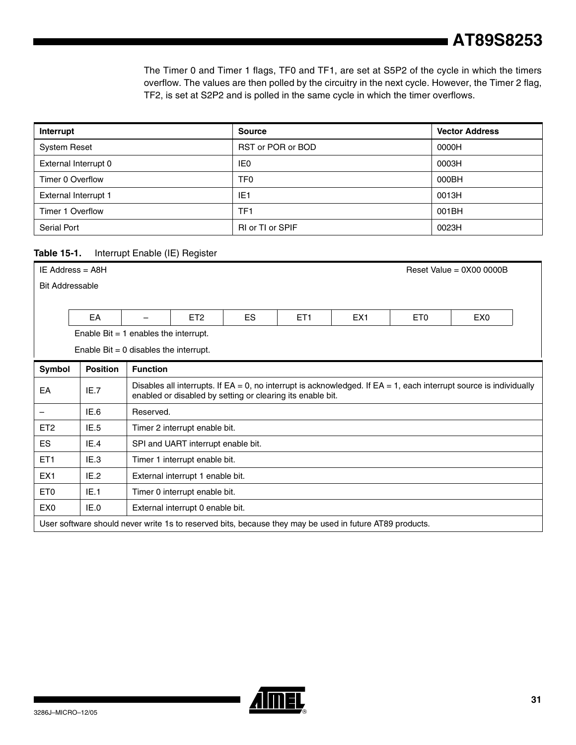The Timer 0 and Timer 1 flags, TF0 and TF1, are set at S5P2 of the cycle in which the timers overflow. The values are then polled by the circuitry in the next cycle. However, the Timer 2 flag, TF2, is set at S2P2 and is polled in the same cycle in which the timer overflows.

| Interrupt | Source | Vector Address |
|---|---|---|
| System Reset | RST or POR or BOD | 0000H |
| External Interrupt 0 | IE0 | 0003H |
| Timer 0 Overflow | TF0 | 000BH |
| External Interrupt 1 | IE1 | 0013H |
| Timer 1 Overflow | TF1 | 001BH |
| Serial Port | RI or TI or SPIF | 0023H |

**Table 15-1.** Interrupt Enable (IE) Register

IE Address = A8H    Reset Value = 0X00 0000B

Bit Addressable

| EA | – | ET2 | ES | ET1 | EX1 | ET0 | EX0 |
|---|---|---|---|---|---|---|---|

Enable Bit = 1 enables the interrupt.

Enable Bit = 0 disables the interrupt.

| Symbol | Position | Function |
|---|---|---|
| EA | IE.7 | Disables all interrupts. If EA = 0, no interrupt is acknowledged. If EA = 1, each interrupt source is individually enabled or disabled by setting or clearing its enable bit. |
| – | IE.6 | Reserved. |
| ET2 | IE.5 | Timer 2 interrupt enable bit. |
| ES | IE.4 | SPI and UART interrupt enable bit. |
| ET1 | IE.3 | Timer 1 interrupt enable bit. |
| EX1 | IE.2 | External interrupt 1 enable bit. |
| ET0 | IE.1 | Timer 0 interrupt enable bit. |
| EX0 | IE.0 | External interrupt 0 enable bit. |

User software should never write 1s to reserved bits, because they may be used in future AT89 products.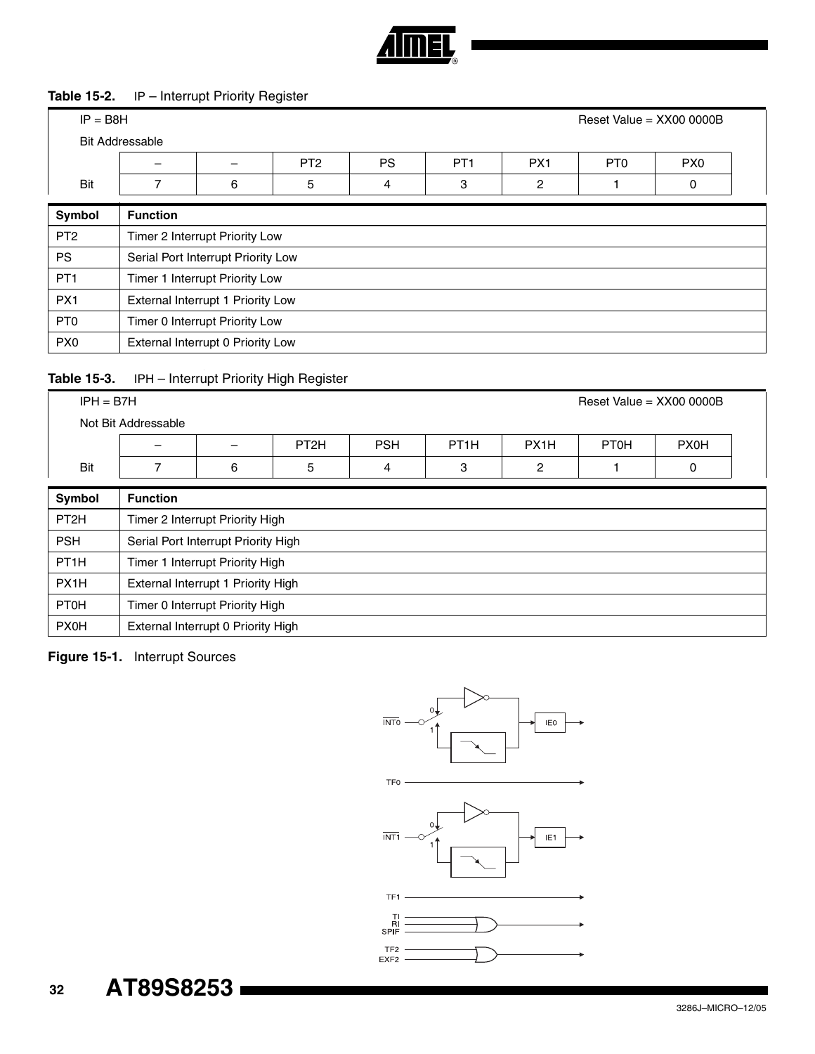**Table 15-2.** IP – Interrupt Priority Register

| IP = B8H | | | | | | | | |
|---|---|---|---|---|---|---|---|---|
| Bit Addressable | | | | | | | Reset Value = XX00 0000B | |
| | – | – | PT2 | PS | PT1 | PX1 | PT0 | PX0 |
| Bit | 7 | 6 | 5 | 4 | 3 | 2 | 1 | 0 |

| Symbol | Function |
|---|---|
| PT2 | Timer 2 Interrupt Priority Low |
| PS | Serial Port Interrupt Priority Low |
| PT1 | Timer 1 Interrupt Priority Low |
| PX1 | External Interrupt 1 Priority Low |
| PT0 | Timer 0 Interrupt Priority Low |
| PX0 | External Interrupt 0 Priority Low |

**Table 15-3.** IPH – Interrupt Priority High Register

| IPH = B7H | | | | | | | | |
|---|---|---|---|---|---|---|---|---|
| Not Bit Addressable | | | | | | | Reset Value = XX00 0000B | |
| | – | – | PT2H | PSH | PT1H | PX1H | PT0H | PX0H |
| Bit | 7 | 6 | 5 | 4 | 3 | 2 | 1 | 0 |

| Symbol | Function |
|---|---|
| PT2H | Timer 2 Interrupt Priority High |
| PSH | Serial Port Interrupt Priority High |
| PT1H | Timer 1 Interrupt Priority High |
| PX1H | External Interrupt 1 Priority High |
| PT0H | Timer 0 Interrupt Priority High |
| PX0H | External Interrupt 0 Priority High |

**Figure 15-1.** Interrupt Sources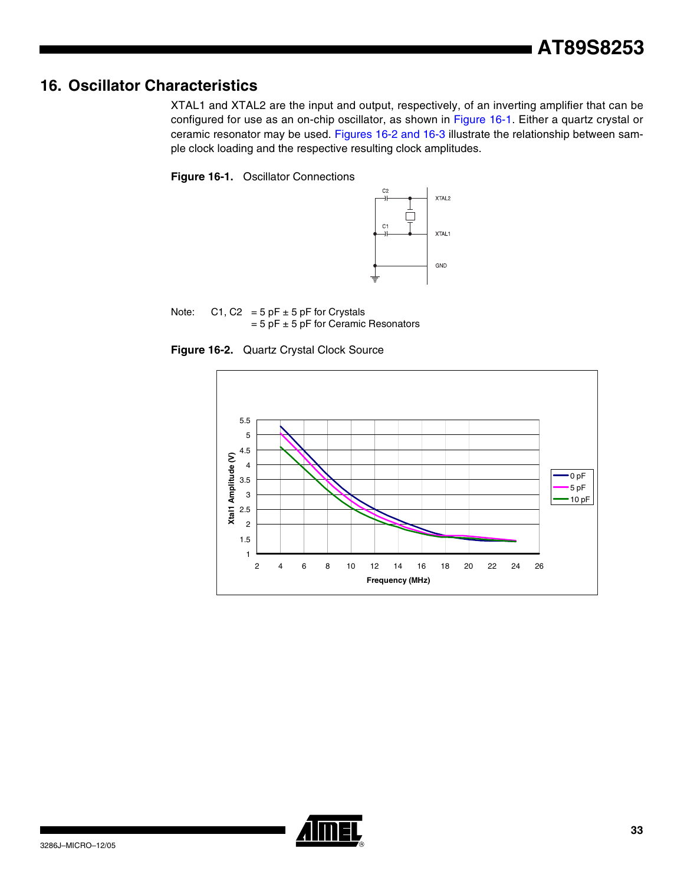## 16. Oscillator Characteristics

XTAL1 and XTAL2 are the input and output, respectively, of an inverting amplifier that can be configured for use as an on-chip oscillator, as shown in Figure 16-1. Either a quartz crystal or ceramic resonator may be used. Figures 16-2 and 16-3 illustrate the relationship between sample clock loading and the respective resulting clock amplitudes.

**Figure 16-1.** Oscillator Connections

Note: C1, C2 = 5 pF ± 5 pF for Crystals
= 5 pF ± 5 pF for Ceramic Resonators

**Figure 16-2.** Quartz Crystal Clock Source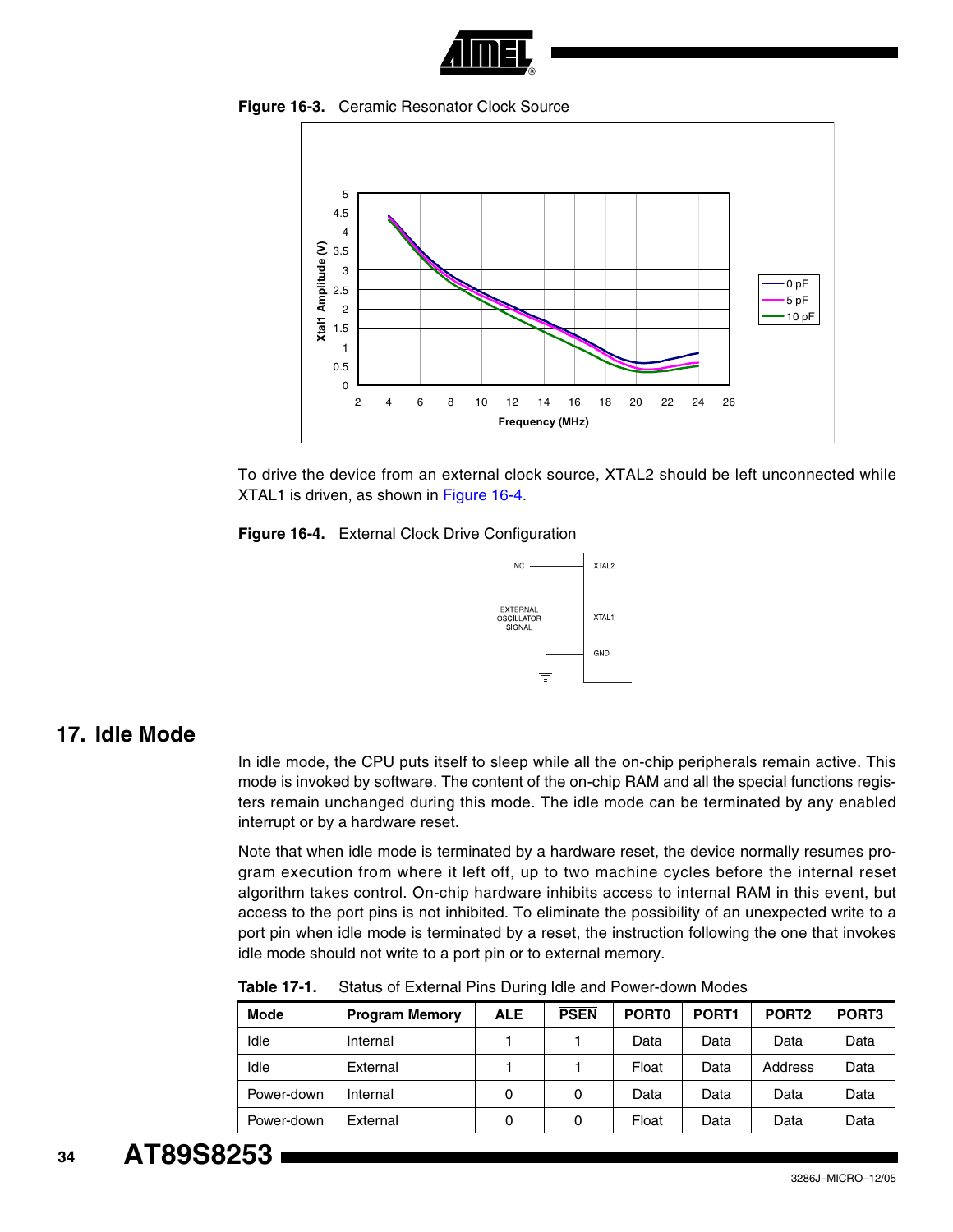**Figure 16-3.** Ceramic Resonator Clock Source

To drive the device from an external clock source, XTAL2 should be left unconnected while XTAL1 is driven, as shown in Figure 16-4.

**Figure 16-4.** External Clock Drive Configuration

## 17. Idle Mode

In idle mode, the CPU puts itself to sleep while all the on-chip peripherals remain active. This mode is invoked by software. The content of the on-chip RAM and all the special functions registers remain unchanged during this mode. The idle mode can be terminated by any enabled interrupt or by a hardware reset.

Note that when idle mode is terminated by a hardware reset, the device normally resumes program execution from where it left off, up to two machine cycles before the internal reset algorithm takes control. On-chip hardware inhibits access to internal RAM in this event, but access to the port pins is not inhibited. To eliminate the possibility of an unexpected write to a port pin when idle mode is terminated by a reset, the instruction following the one that invokes idle mode should not write to a port pin or to external memory.

**Table 17-1.** Status of External Pins During Idle and Power-down Modes

| Mode | Program Memory | ALE | $\overline{\text{PSEN}}$ | PORT0 | PORT1 | PORT2 | PORT3 |
|---|---|---|---|---|---|---|---|
| Idle | Internal | 1 | 1 | Data | Data | Data | Data |
| Idle | External | 1 | 1 | Float | Data | Address | Data |
| Power-down | Internal | 0 | 0 | Data | Data | Data | Data |
| Power-down | External | 0 | 0 | Float | Data | Data | Data |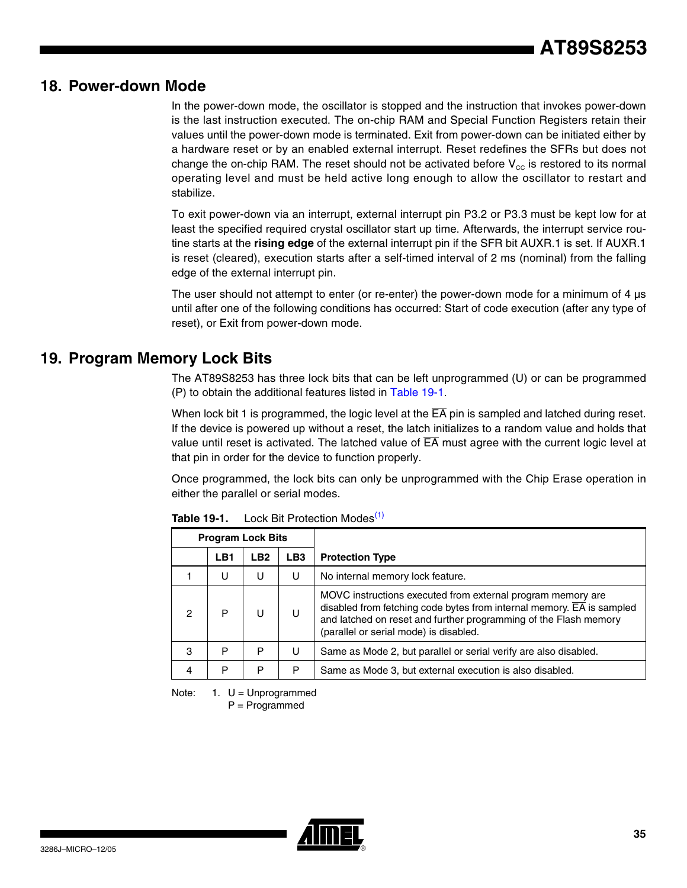## 18. Power-down Mode

In the power-down mode, the oscillator is stopped and the instruction that invokes power-down is the last instruction executed. The on-chip RAM and Special Function Registers retain their values until the power-down mode is terminated. Exit from power-down can be initiated either by a hardware reset or by an enabled external interrupt. Reset redefines the SFRs but does not change the on-chip RAM. The reset should not be activated before $V_{CC}$ is restored to its normal operating level and must be held active long enough to allow the oscillator to restart and stabilize.

To exit power-down via an interrupt, external interrupt pin P3.2 or P3.3 must be kept low for at least the specified required crystal oscillator start up time. Afterwards, the interrupt service routine starts at the **rising edge** of the external interrupt pin if the SFR bit AUXR.1 is set. If AUXR.1 is reset (cleared), execution starts after a self-timed interval of 2 ms (nominal) from the falling edge of the external interrupt pin.

The user should not attempt to enter (or re-enter) the power-down mode for a minimum of 4 µs until after one of the following conditions has occurred: Start of code execution (after any type of reset), or Exit from power-down mode.

## 19. Program Memory Lock Bits

The AT89S8253 has three lock bits that can be left unprogrammed (U) or can be programmed (P) to obtain the additional features listed in Table 19-1.

When lock bit 1 is programmed, the logic level at the $\overline{EA}$ pin is sampled and latched during reset. If the device is powered up without a reset, the latch initializes to a random value and holds that value until reset is activated. The latched value of $\overline{EA}$ must agree with the current logic level at that pin in order for the device to function properly.

Once programmed, the lock bits can only be unprogrammed with the Chip Erase operation in either the parallel or serial modes.

**Table 19-1.** Lock Bit Protection Modes[1]

| Program Lock Bits | | | | |
|---|---|---|---|---|
| | LB1 | LB2 | LB3 | Protection Type |
| 1 | U | U | U | No internal memory lock feature. |
| 2 | P | U | U | MOVC instructions executed from external program memory are disabled from fetching code bytes from internal memory. $\overline{EA}$ is sampled and latched on reset and further programming of the Flash memory (parallel or serial mode) is disabled. |
| 3 | P | P | U | Same as Mode 2, but parallel or serial verify are also disabled. |
| 4 | P | P | P | Same as Mode 3, but external execution is also disabled. |

Note: 1. U = Unprogrammed
P = Programmed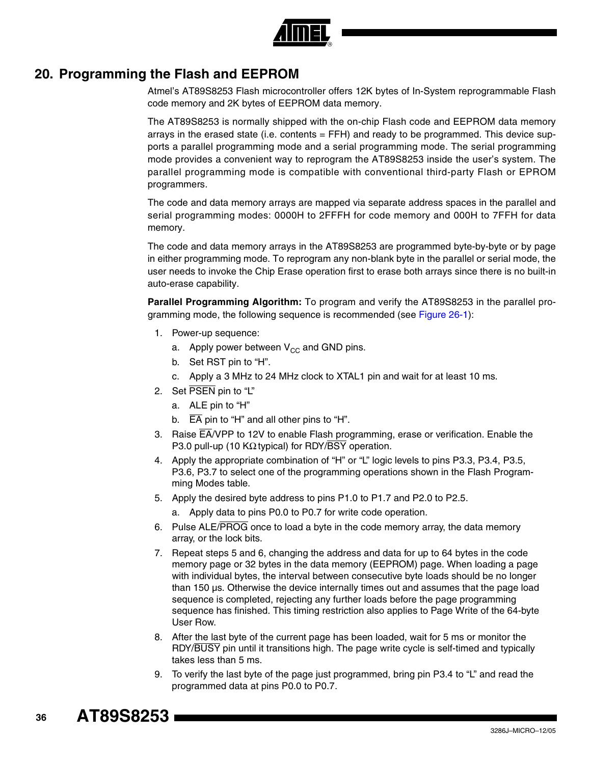## 20. Programming the Flash and EEPROM

Atmel's AT89S8253 Flash microcontroller offers 12K bytes of In-System reprogrammable Flash code memory and 2K bytes of EEPROM data memory.

The AT89S8253 is normally shipped with the on-chip Flash code and EEPROM data memory arrays in the erased state (i.e. contents = FFH) and ready to be programmed. This device supports a parallel programming mode and a serial programming mode. The serial programming mode provides a convenient way to reprogram the AT89S8253 inside the user's system. The parallel programming mode is compatible with conventional third-party Flash or EPROM programmers.

The code and data memory arrays are mapped via separate address spaces in the parallel and serial programming modes: 0000H to 2FFFH for code memory and 000H to 7FFH for data memory.

The code and data memory arrays in the AT89S8253 are programmed byte-by-byte or by page in either programming mode. To reprogram any non-blank byte in the parallel or serial mode, the user needs to invoke the Chip Erase operation first to erase both arrays since there is no built-in auto-erase capability.

**Parallel Programming Algorithm:** To program and verify the AT89S8253 in the parallel programming mode, the following sequence is recommended (see Figure 26-1):

1. Power-up sequence:
   a. Apply power between $V_{CC}$ and GND pins.
   b. Set RST pin to "H".
   c. Apply a 3 MHz to 24 MHz clock to XTAL1 pin and wait for at least 10 ms.
2. Set $\overline{\text{PSEN}}$ pin to "L"
   a. ALE pin to "H"
   b. $\overline{\text{EA}}$ pin to "H" and all other pins to "H".
3. Raise $\overline{\text{EA}}$/VPP to 12V to enable Flash programming, erase or verification. Enable the P3.0 pull-up (10 KΩ typical) for RDY/$\overline{\text{BSY}}$ operation.
4. Apply the appropriate combination of "H" or "L" logic levels to pins P3.3, P3.4, P3.5, P3.6, P3.7 to select one of the programming operations shown in the Flash Programming Modes table.
5. Apply the desired byte address to pins P1.0 to P1.7 and P2.0 to P2.5.
   a. Apply data to pins P0.0 to P0.7 for write code operation.
6. Pulse ALE/$\overline{\text{PROG}}$ once to load a byte in the code memory array, the data memory array, or the lock bits.
7. Repeat steps 5 and 6, changing the address and data for up to 64 bytes in the code memory page or 32 bytes in the data memory (EEPROM) page. When loading a page with individual bytes, the interval between consecutive byte loads should be no longer than 150 µs. Otherwise the device internally times out and assumes that the page load sequence is completed, rejecting any further loads before the page programming sequence has finished. This timing restriction also applies to Page Write of the 64-byte User Row.
8. After the last byte of the current page has been loaded, wait for 5 ms or monitor the RDY/$\overline{\text{BUSY}}$ pin until it transitions high. The page write cycle is self-timed and typically takes less than 5 ms.
9. To verify the last byte of the page just programmed, bring pin P3.4 to "L" and read the programmed data at pins P0.0 to P0.7.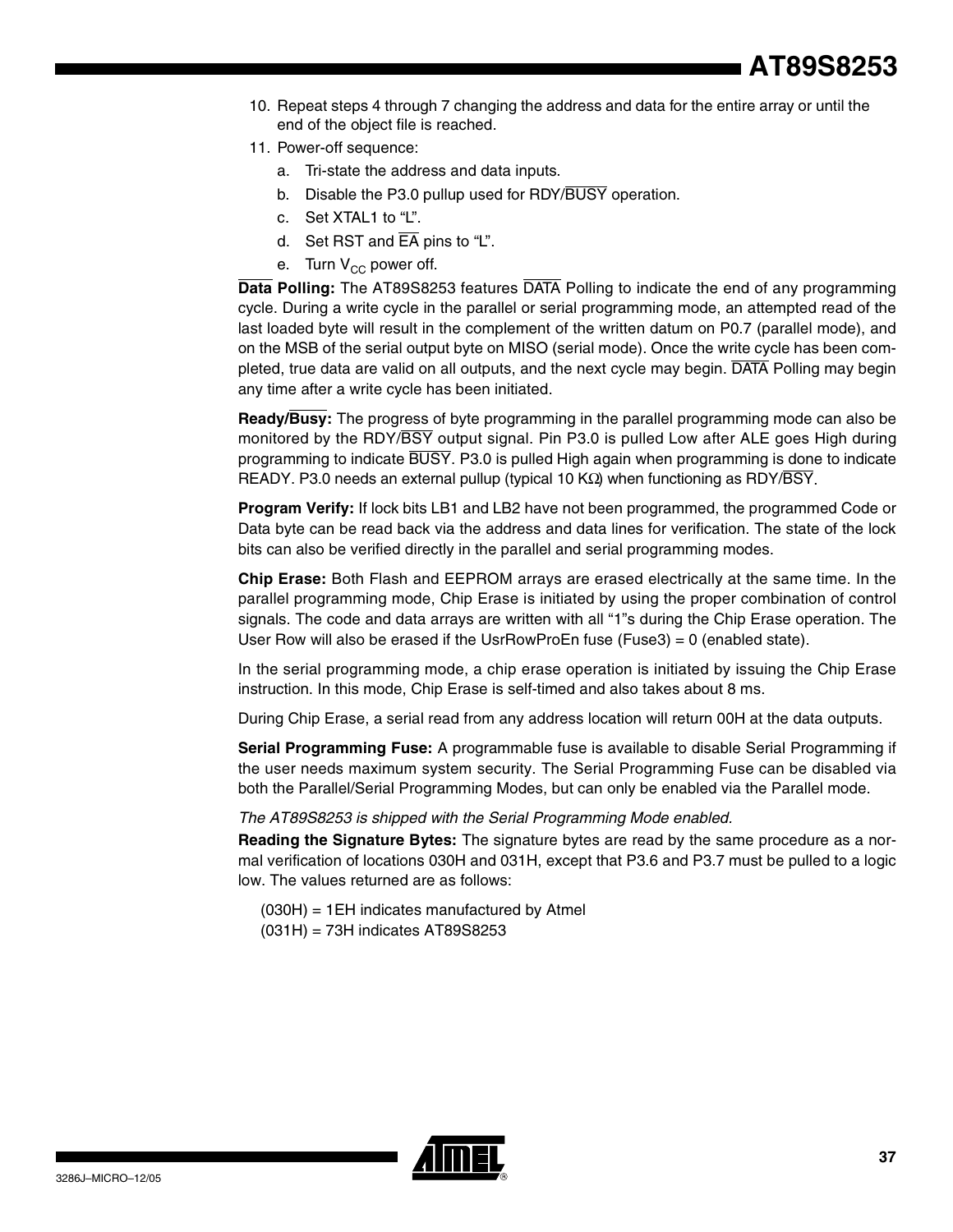10. Repeat steps 4 through 7 changing the address and data for the entire array or until the end of the object file is reached.
11. Power-off sequence:
    a. Tri-state the address and data inputs.
    b. Disable the P3.0 pullup used for RDY/$\overline{\text{BUSY}}$ operation.
    c. Set XTAL1 to "L".
    d. Set RST and $\overline{\text{EA}}$ pins to "L".
    e. Turn $V_{CC}$ power off.

**$\overline{\text{Data}}$ Polling:** The AT89S8253 features $\overline{\text{DATA}}$ Polling to indicate the end of any programming cycle. During a write cycle in the parallel or serial programming mode, an attempted read of the last loaded byte will result in the complement of the written datum on P0.7 (parallel mode), and on the MSB of the serial output byte on MISO (serial mode). Once the write cycle has been completed, true data are valid on all outputs, and the next cycle may begin. $\overline{\text{DATA}}$ Polling may begin any time after a write cycle has been initiated.

**Ready/$\overline{\text{Busy}}$:** The progress of byte programming in the parallel programming mode can also be monitored by the RDY/$\overline{\text{BSY}}$ output signal. Pin P3.0 is pulled Low after ALE goes High during programming to indicate $\overline{\text{BUSY}}$. P3.0 is pulled High again when programming is done to indicate READY. P3.0 needs an external pullup (typical 10 KΩ) when functioning as RDY/$\overline{\text{BSY}}$.

**Program Verify:** If lock bits LB1 and LB2 have not been programmed, the programmed Code or Data byte can be read back via the address and data lines for verification. The state of the lock bits can also be verified directly in the parallel and serial programming modes.

**Chip Erase:** Both Flash and EEPROM arrays are erased electrically at the same time. In the parallel programming mode, Chip Erase is initiated by using the proper combination of control signals. The code and data arrays are written with all "1"s during the Chip Erase operation. The User Row will also be erased if the UsrRowProEn fuse (Fuse3) = 0 (enabled state).

In the serial programming mode, a chip erase operation is initiated by issuing the Chip Erase instruction. In this mode, Chip Erase is self-timed and also takes about 8 ms.

During Chip Erase, a serial read from any address location will return 00H at the data outputs.

**Serial Programming Fuse:** A programmable fuse is available to disable Serial Programming if the user needs maximum system security. The Serial Programming Fuse can be disabled via both the Parallel/Serial Programming Modes, but can only be enabled via the Parallel mode.

*The AT89S8253 is shipped with the Serial Programming Mode enabled.*

**Reading the Signature Bytes:** The signature bytes are read by the same procedure as a normal verification of locations 030H and 031H, except that P3.6 and P3.7 must be pulled to a logic low. The values returned are as follows:

(030H) = 1EH indicates manufactured by Atmel
(031H) = 73H indicates AT89S8253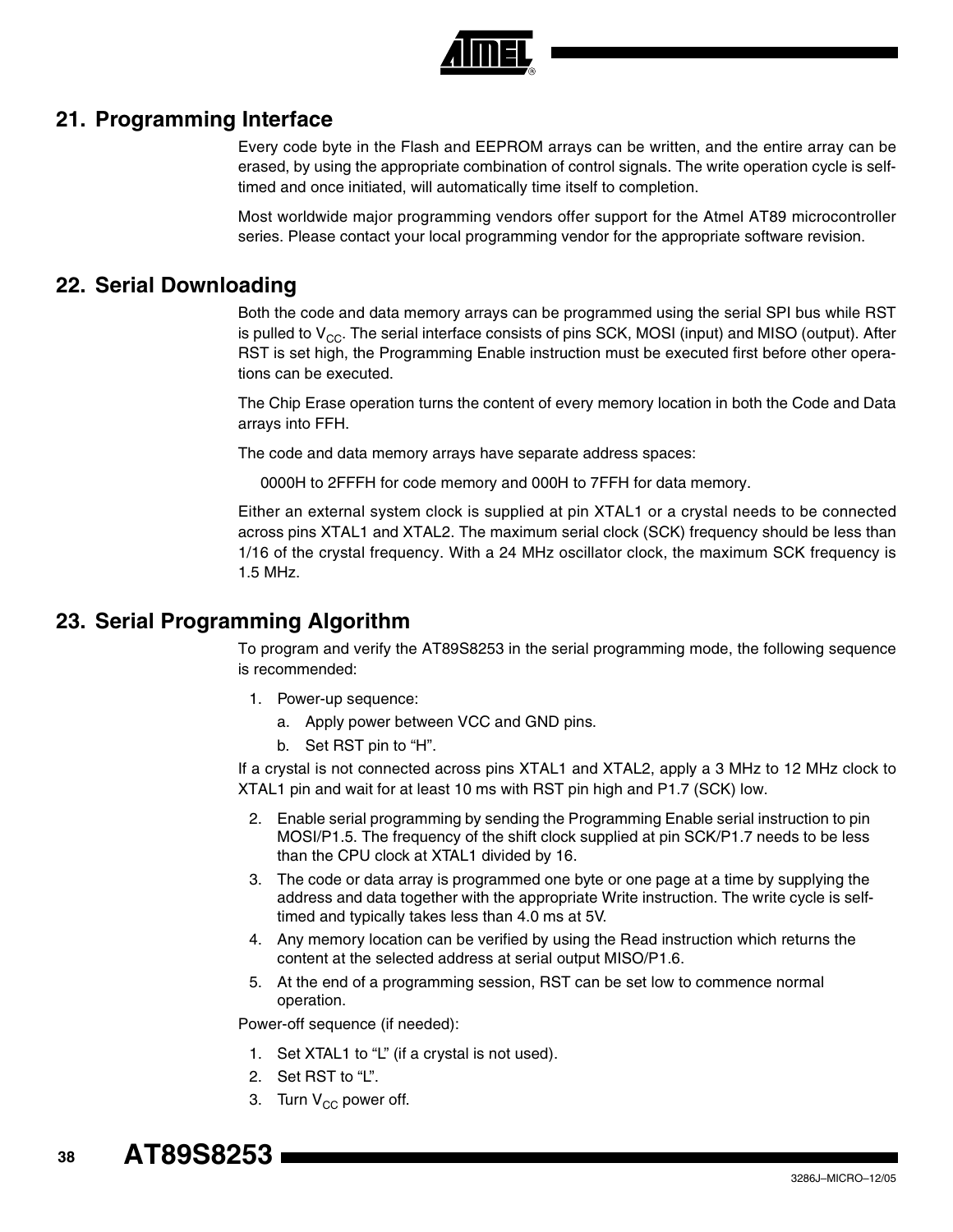## 21. Programming Interface

Every code byte in the Flash and EEPROM arrays can be written, and the entire array can be erased, by using the appropriate combination of control signals. The write operation cycle is self-timed and once initiated, will automatically time itself to completion.

Most worldwide major programming vendors offer support for the Atmel AT89 microcontroller series. Please contact your local programming vendor for the appropriate software revision.

## 22. Serial Downloading

Both the code and data memory arrays can be programmed using the serial SPI bus while RST is pulled to $V_{CC}$. The serial interface consists of pins SCK, MOSI (input) and MISO (output). After RST is set high, the Programming Enable instruction must be executed first before other operations can be executed.

The Chip Erase operation turns the content of every memory location in both the Code and Data arrays into FFH.

The code and data memory arrays have separate address spaces:

0000H to 2FFFH for code memory and 000H to 7FFH for data memory.

Either an external system clock is supplied at pin XTAL1 or a crystal needs to be connected across pins XTAL1 and XTAL2. The maximum serial clock (SCK) frequency should be less than 1/16 of the crystal frequency. With a 24 MHz oscillator clock, the maximum SCK frequency is 1.5 MHz.

## 23. Serial Programming Algorithm

To program and verify the AT89S8253 in the serial programming mode, the following sequence is recommended:

1. Power-up sequence:
   a. Apply power between VCC and GND pins.
   b. Set RST pin to "H".

If a crystal is not connected across pins XTAL1 and XTAL2, apply a 3 MHz to 12 MHz clock to XTAL1 pin and wait for at least 10 ms with RST pin high and P1.7 (SCK) low.

2. Enable serial programming by sending the Programming Enable serial instruction to pin MOSI/P1.5. The frequency of the shift clock supplied at pin SCK/P1.7 needs to be less than the CPU clock at XTAL1 divided by 16.
3. The code or data array is programmed one byte or one page at a time by supplying the address and data together with the appropriate Write instruction. The write cycle is self-timed and typically takes less than 4.0 ms at 5V.
4. Any memory location can be verified by using the Read instruction which returns the content at the selected address at serial output MISO/P1.6.
5. At the end of a programming session, RST can be set low to commence normal operation.

Power-off sequence (if needed):

1. Set XTAL1 to "L" (if a crystal is not used).
2. Set RST to "L".
3. Turn $V_{CC}$ power off.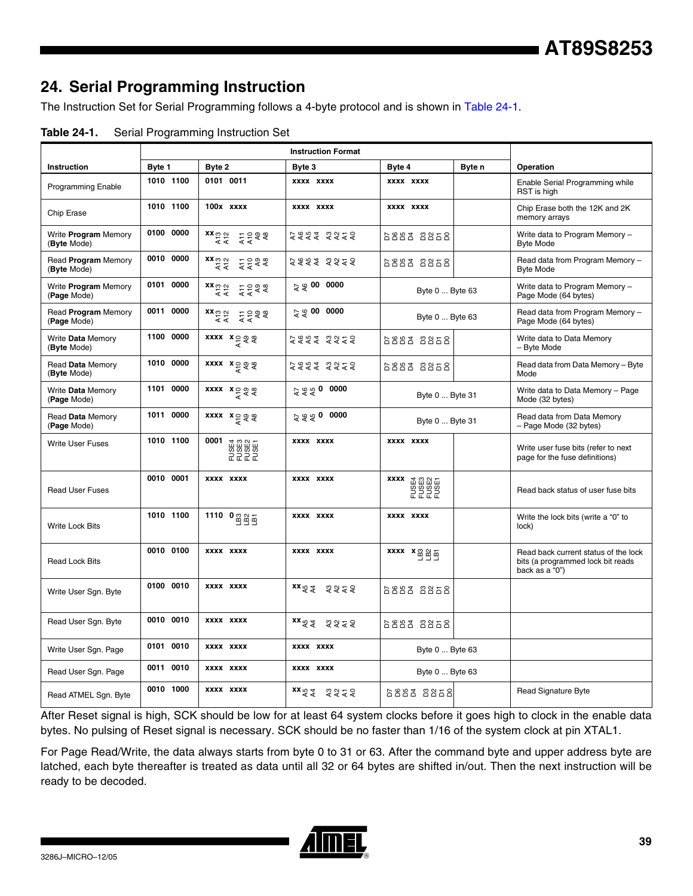## 24. Serial Programming Instruction

The Instruction Set for Serial Programming follows a 4-byte protocol and is shown in Table 24-1.

**Table 24-1.** Serial Programming Instruction Set

| Instruction | Instruction Format | | | | | Operation |
|---|---|---|---|---|---|---|
| | Byte 1 | Byte 2 | Byte 3 | Byte 4 | Byte n | |
| Programming Enable | 1010 1100 | 0101 0011 | xxxx xxxx | xxxx xxxx | | Enable Serial Programming while RST is high |
| Chip Erase | 1010 1100 | 100x xxxx | xxxx xxxx | xxxx xxxx | | Chip Erase both the 12K and 2K memory arrays |
| Write **Program** Memory (**Byte** Mode) | 0100 0000 | xx A13 A12 A11 A10 A9 A8 | A7 A6 A5 A4 A3 A2 A1 A0 | D7 D6 D5 D4 D3 D2 D1 D0 | | Write data to Program Memory – Byte Mode |
| Read **Program** Memory (**Byte** Mode) | 0010 0000 | xx A13 A12 A11 A10 A9 A8 | A7 A6 A5 A4 A3 A2 A1 A0 | D7 D6 D5 D4 D3 D2 D1 D0 | | Read data from Program Memory – Byte Mode |
| Write **Program** Memory (**Page** Mode) | 0101 0000 | xx A13 A12 A11 A10 A9 A8 | A7 A6 00 0000 | Byte 0 ... Byte 63 | | Write data to Program Memory – Page Mode (64 bytes) |
| Read **Program** Memory (**Page** Mode) | 0011 0000 | xx A13 A12 A11 A10 A9 A8 | A7 A6 00 0000 | Byte 0 ... Byte 63 | | Read data from Program Memory – Page Mode (64 bytes) |
| Write **Data** Memory (**Byte** Mode) | 1100 0000 | xxxx x A10 A9 A8 | A7 A6 A5 A4 A3 A2 A1 A0 | D7 D6 D5 D4 D3 D2 D1 D0 | | Write data to Data Memory – Byte Mode |
| Read **Data** Memory (**Byte** Mode) | 1010 0000 | xxxx x A10 A9 A8 | A7 A6 A5 A4 A3 A2 A1 A0 | D7 D6 D5 D4 D3 D2 D1 D0 | | Read data from Data Memory – Byte Mode |
| Write **Data** Memory (**Page** Mode) | 1101 0000 | xxxx x A10 A9 A8 | A7 A6 A5 0 0000 | Byte 0 ... Byte 31 | | Write data to Data Memory – Page Mode (32 bytes) |
| Read **Data** Memory (**Page** Mode) | 1011 0000 | xxxx x A10 A9 A8 | A7 A6 A5 0 0000 | Byte 0 ... Byte 31 | | Read data from Data Memory – Page Mode (32 bytes) |
| Write User Fuses | 1010 1100 | 0001 FUSE4 FUSE3 FUSE2 FUSE1 | xxxx xxxx | xxxx xxxx | | Write user fuse bits (refer to next page for the fuse definitions) |
| Read User Fuses | 0010 0001 | xxxx xxxx | xxxx xxxx | xxxx FUSE4 FUSE3 FUSE2 FUSE1 | | Read back status of user fuse bits |
| Write Lock Bits | 1010 1100 | 1110 0 LB3 LB2 LB1 | xxxx xxxx | xxxx xxxx | | Write the lock bits (write a "0" to lock) |
| Read Lock Bits | 0010 0100 | xxxx xxxx | xxxx xxxx | xxxx x LB3 LB2 LB1 | | Read back current status of the lock bits (a programmed lock bit reads back as a "0") |
| Write User Sgn. Byte | 0100 0010 | xxxx xxxx | xx A5 A4 A3 A2 A1 A0 | D7 D6 D5 D4 D3 D2 D1 D0 | | |
| Read User Sgn. Byte | 0010 0010 | xxxx xxxx | xx A5 A4 A3 A2 A1 A0 | D7 D6 D5 D4 D3 D2 D1 D0 | | |
| Write User Sgn. Page | 0101 0010 | xxxx xxxx | xxxx xxxx | Byte 0 ... Byte 63 | | |
| Read User Sgn. Page | 0011 0010 | xxxx xxxx | xxxx xxxx | Byte 0 ... Byte 63 | | |
| Read ATMEL Sgn. Byte | 0010 1000 | xxxx xxxx | xx A5 A4 A3 A2 A1 A0 | D7 D6 D5 D4 D3 D2 D1 D0 | | Read Signature Byte |

After Reset signal is high, SCK should be low for at least 64 system clocks before it goes high to clock in the enable data bytes. No pulsing of Reset signal is necessary. SCK should be no faster than 1/16 of the system clock at pin XTAL1.

For Page Read/Write, the data always starts from byte 0 to 31 or 63. After the command byte and upper address byte are latched, each byte thereafter is treated as data until all 32 or 64 bytes are shifted in/out. Then the next instruction will be ready to be decoded.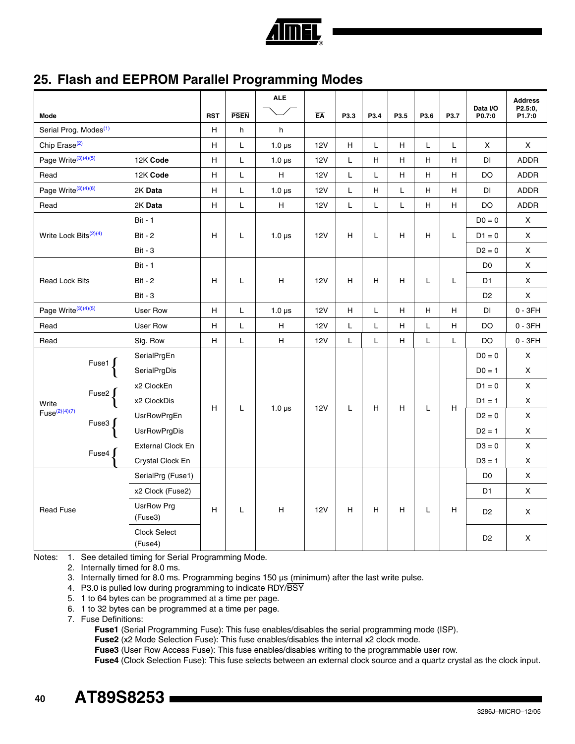# 25. Flash and EEPROM Parallel Programming Modes

| Mode | | | RST | PSEN | ALE | EA | P3.3 | P3.4 | P3.5 | P3.6 | P3.7 | Data I/O P0.7:0 | Address P2.5:0, P1.7:0 |
|---|---|---|---|---|---|---|---|---|---|---|---|---|---|
| Serial Prog. Modes(1) | | | H | h | h | | | | | | | | |
| Chip Erase(2) | | | H | L | 1.0 µs | 12V | H | L | H | L | L | X | X |
| Page Write(3)(4)(5) | | 12K Code | H | L | 1.0 µs | 12V | L | H | H | H | H | DI | ADDR |
| Read | | 12K Code | H | L | H | 12V | L | L | H | H | H | DO | ADDR |
| Page Write(3)(4)(6) | | 2K Data | H | L | 1.0 µs | 12V | L | H | L | H | H | DI | ADDR |
| Read | | 2K Data | H | L | H | 12V | L | L | L | H | H | DO | ADDR |
| Write Lock Bits(2)(4) | | Bit - 1 | H | L | 1.0 µs | 12V | H | L | H | H | L | D0 = 0 | X |
| | | Bit - 2 | | | | | | | | | | D1 = 0 | X |
| | | Bit - 3 | | | | | | | | | | D2 = 0 | X |
| Read Lock Bits | | Bit - 1 | H | L | H | 12V | H | H | H | L | L | D0 | X |
| | | Bit - 2 | | | | | | | | | | D1 | X |
| | | Bit - 3 | | | | | | | | | | D2 | X |
| Page Write(3)(4)(5) | | User Row | H | L | 1.0 µs | 12V | H | L | H | H | H | DI | 0 - 3FH |
| Read | | User Row | H | L | H | 12V | L | L | H | L | H | DO | 0 - 3FH |
| Read | | Sig. Row | H | L | H | 12V | L | L | H | L | L | DO | 0 - 3FH |
| Write Fuse(2)(4)(7) | Fuse1 | SerialPrgEn | H | L | 1.0 µs | 12V | L | H | H | L | H | D0 = 0 | X |
| | | SerialPrgDis | | | | | | | | | | D0 = 1 | X |
| | Fuse2 | x2 ClockEn | | | | | | | | | | D1 = 0 | X |
| | | x2 ClockDis | | | | | | | | | | D1 = 1 | X |
| | Fuse3 | UsrRowPrgEn | | | | | | | | | | D2 = 0 | X |
| | | UsrRowPrgDis | | | | | | | | | | D2 = 1 | X |
| | Fuse4 | External Clock En | | | | | | | | | | D3 = 0 | X |
| | | Crystal Clock En | | | | | | | | | | D3 = 1 | X |
| Read Fuse | | SerialPrg (Fuse1) | H | L | H | 12V | H | H | H | L | H | D0 | X |
| | | x2 Clock (Fuse2) | | | | | | | | | | D1 | X |
| | | UsrRow Prg (Fuse3) | | | | | | | | | | D2 | X |
| | | Clock Select (Fuse4) | | | | | | | | | | D2 | X |

Notes:
1. See detailed timing for Serial Programming Mode.
2. Internally timed for 8.0 ms.
3. Internally timed for 8.0 ms. Programming begins 150 µs (minimum) after the last write pulse.
4. P3.0 is pulled low during programming to indicate RDY/BSY
5. 1 to 64 bytes can be programmed at a time per page.
6. 1 to 32 bytes can be programmed at a time per page.
7. Fuse Definitions:
   **Fuse1** (Serial Programming Fuse): This fuse enables/disables the serial programming mode (ISP).
   **Fuse2** (x2 Mode Selection Fuse): This fuse enables/disables the internal x2 clock mode.
   **Fuse3** (User Row Access Fuse): This fuse enables/disables writing to the programmable user row.
   **Fuse4** (Clock Selection Fuse): This fuse selects between an external clock source and a quartz crystal as the clock input.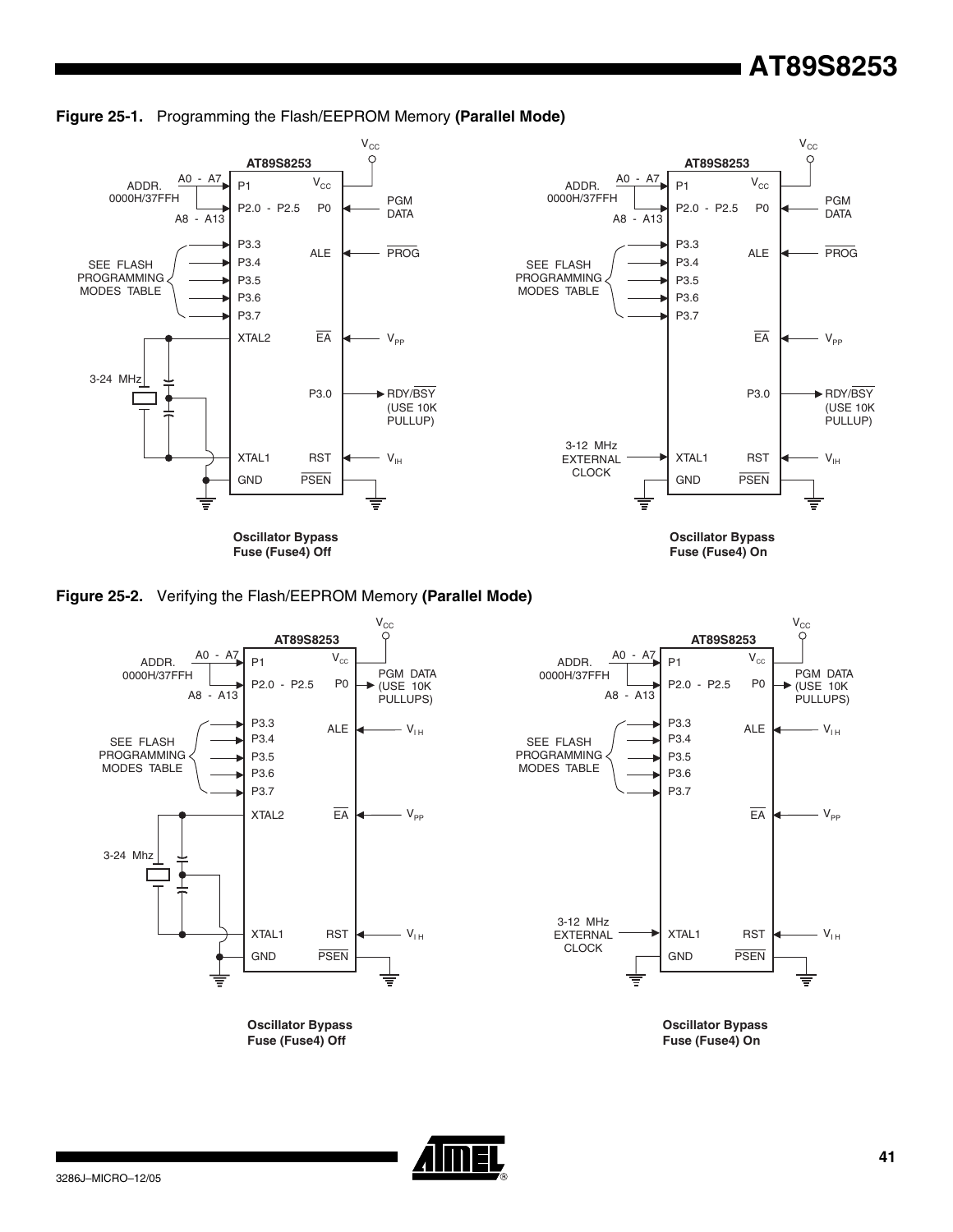**Figure 25-1.** Programming the Flash/EEPROM Memory **(Parallel Mode)**

AT89S8253

ADDR. 0000H/37FFH — A0 - A7 → P1; A8 - A13 → P2.0 - P2.5

SEE FLASH PROGRAMMING MODES TABLE → P3.3, P3.4, P3.5, P3.6, P3.7

$V_{CC}$ → $V_{CC}$

PGM DATA → P0

$\overline{PROG}$ → ALE

$V_{PP}$ → $\overline{EA}$

P3.0 → RDY/$\overline{BSY}$ (USE 10K PULLUP)

$V_{IH}$ → RST

3-24 MHz — XTAL2, XTAL1

GND, $\overline{PSEN}$

**Oscillator Bypass Fuse (Fuse4) Off**

3-12 MHz EXTERNAL CLOCK → XTAL1

**Oscillator Bypass Fuse (Fuse4) On**

**Figure 25-2.** Verifying the Flash/EEPROM Memory **(Parallel Mode)**

AT89S8253

ADDR. 0000H/37FFH — A0 - A7 → P1; A8 - A13 → P2.0 - P2.5

SEE FLASH PROGRAMMING MODES TABLE → P3.3, P3.4, P3.5, P3.6, P3.7

$V_{CC}$ → $V_{CC}$

P0 → PGM DATA (USE 10K PULLUPS)

$V_{IH}$ → ALE

$V_{PP}$ → $\overline{EA}$

$V_{IH}$ → RST

3-24 Mhz — XTAL2, XTAL1

GND, $\overline{PSEN}$

**Oscillator Bypass Fuse (Fuse4) Off**

3-12 MHz EXTERNAL CLOCK → XTAL1

**Oscillator Bypass Fuse (Fuse4) On**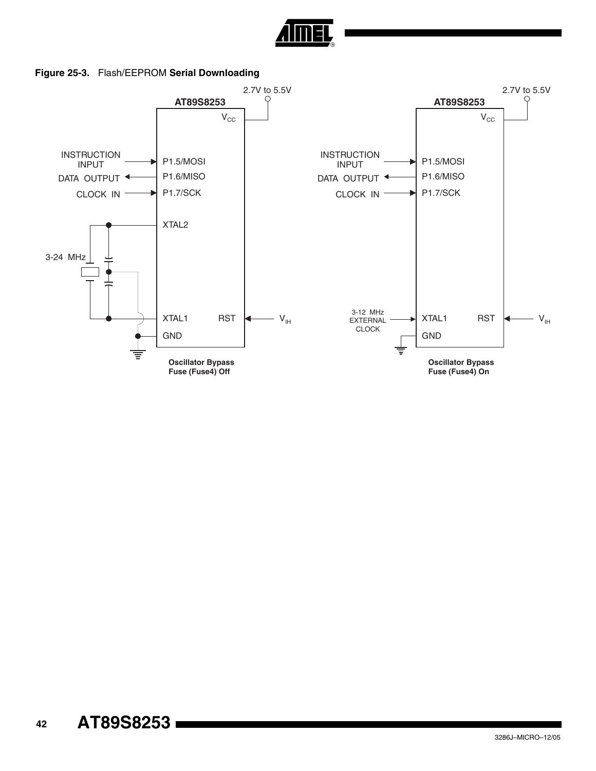**Figure 25-3.** Flash/EEPROM **Serial Downloading**

AT89S8253 — Oscillator Bypass Fuse (Fuse4) Off

- $V_{CC}$: 2.7V to 5.5V
- INSTRUCTION INPUT → P1.5/MOSI
- DATA OUTPUT ← P1.6/MISO
- CLOCK IN → P1.7/SCK
- XTAL2 / XTAL1: 3-24 MHz crystal
- RST ← $V_{IH}$
- GND

AT89S8253 — Oscillator Bypass Fuse (Fuse4) On

- $V_{CC}$: 2.7V to 5.5V
- INSTRUCTION INPUT → P1.5/MOSI
- DATA OUTPUT ← P1.6/MISO
- CLOCK IN → P1.7/SCK
- 3-12 MHz EXTERNAL CLOCK → XTAL1
- RST ← $V_{IH}$
- GND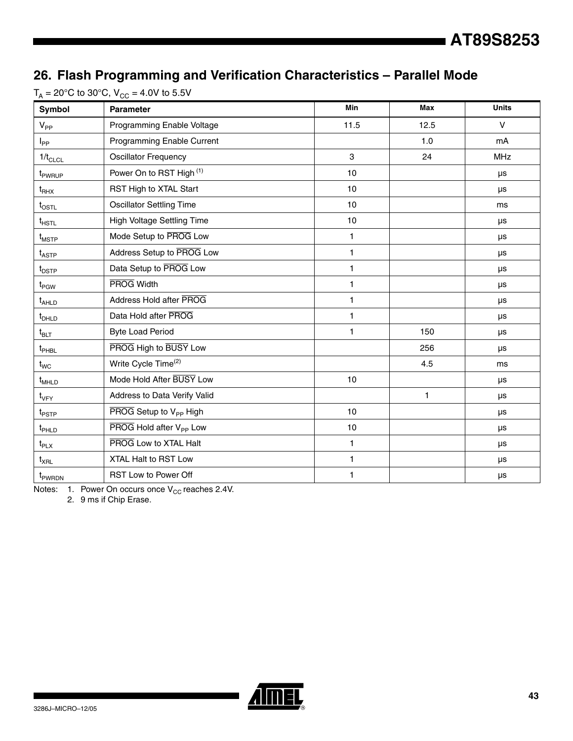## 26. Flash Programming and Verification Characteristics – Parallel Mode

$T_A$ = 20°C to 30°C, $V_{CC}$ = 4.0V to 5.5V

| Symbol | Parameter | Min | Max | Units |
|---|---|---|---|---|
| $V_{PP}$ | Programming Enable Voltage | 11.5 | 12.5 | V |
| $I_{PP}$ | Programming Enable Current | | 1.0 | mA |
| $1/t_{CLCL}$ | Oscillator Frequency | 3 | 24 | MHz |
| $t_{PWRUP}$ | Power On to RST High [1] | 10 | | µs |
| $t_{RHX}$ | RST High to XTAL Start | 10 | | µs |
| $t_{OSTL}$ | Oscillator Settling Time | 10 | | ms |
| $t_{HSTL}$ | High Voltage Settling Time | 10 | | µs |
| $t_{MSTP}$ | Mode Setup to $\overline{PROG}$ Low | 1 | | µs |
| $t_{ASTP}$ | Address Setup to $\overline{PROG}$ Low | 1 | | µs |
| $t_{DSTP}$ | Data Setup to $\overline{PROG}$ Low | 1 | | µs |
| $t_{PGW}$ | $\overline{PROG}$ Width | 1 | | µs |
| $t_{AHLD}$ | Address Hold after $\overline{PROG}$ | 1 | | µs |
| $t_{DHLD}$ | Data Hold after $\overline{PROG}$ | 1 | | µs |
| $t_{BLT}$ | Byte Load Period | 1 | 150 | µs |
| $t_{PHBL}$ | $\overline{PROG}$ High to $\overline{BUSY}$ Low | | 256 | µs |
| $t_{WC}$ | Write Cycle Time[2] | | 4.5 | ms |
| $t_{MHLD}$ | Mode Hold After $\overline{BUSY}$ Low | 10 | | µs |
| $t_{VFY}$ | Address to Data Verify Valid | | 1 | µs |
| $t_{PSTP}$ | $\overline{PROG}$ Setup to $V_{PP}$ High | 10 | | µs |
| $t_{PHLD}$ | $\overline{PROG}$ Hold after $V_{PP}$ Low | 10 | | µs |
| $t_{PLX}$ | $\overline{PROG}$ Low to XTAL Halt | 1 | | µs |
| $t_{XRL}$ | XTAL Halt to RST Low | 1 | | µs |
| $t_{PWRDN}$ | RST Low to Power Off | 1 | | µs |

Notes: 1. Power On occurs once $V_{CC}$ reaches 2.4V.
2. 9 ms if Chip Erase.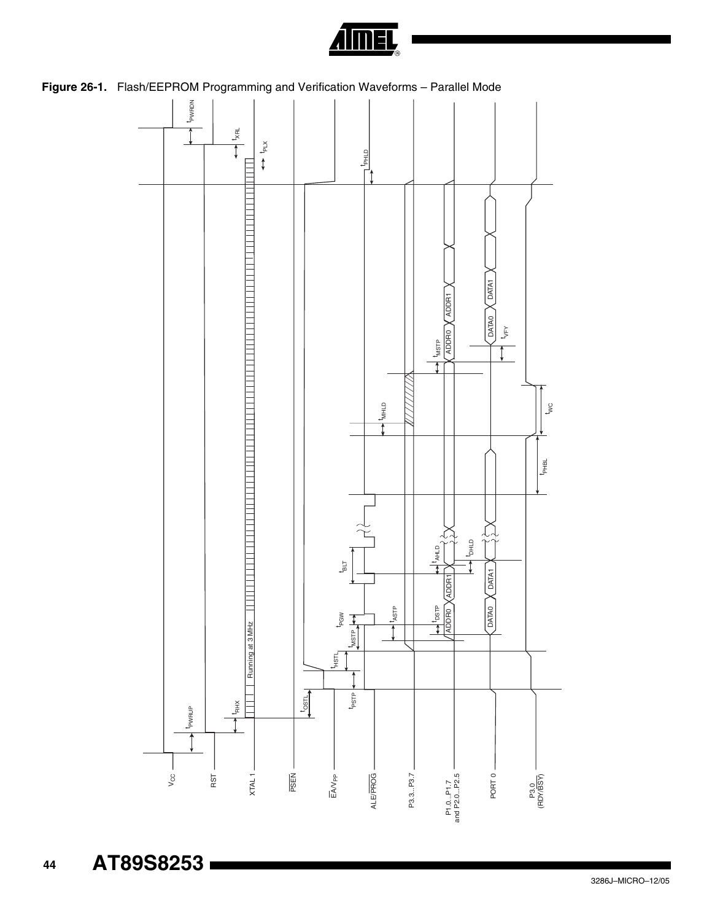**Figure 26-1.** Flash/EEPROM Programming and Verification Waveforms – Parallel Mode

$V_{CC}$

RST

XTAL 1

$\overline{PSEN}$

$\overline{EA}/V_{PP}$

ALE/$\overline{PROG}$

P3.3...P3.7

P1.0...P1.7 and P2.0...P2.5

PORT 0

P3.0 (RDY/$\overline{BSY}$)

Running at 3 MHz

$t_{PWRUP}$ $t_{RHX}$ $t_{OSTL}$ $t_{PSTP}$ $t_{HSTL}$ $t_{MSTP}$ $t_{PGW}$ $t_{ASTP}$ $t_{DSTP}$ $t_{BLT}$ $t_{AHLD}$ $t_{DHLD}$ $t_{PHBL}$ $t_{WC}$ $t_{MHLD}$ $t_{MSTP}$ $t_{VFY}$ $t_{PHLD}$ $t_{PLX}$ $t_{XRL}$ $t_{PWRDN}$

ADDR0 ADDR1 DATA0 DATA1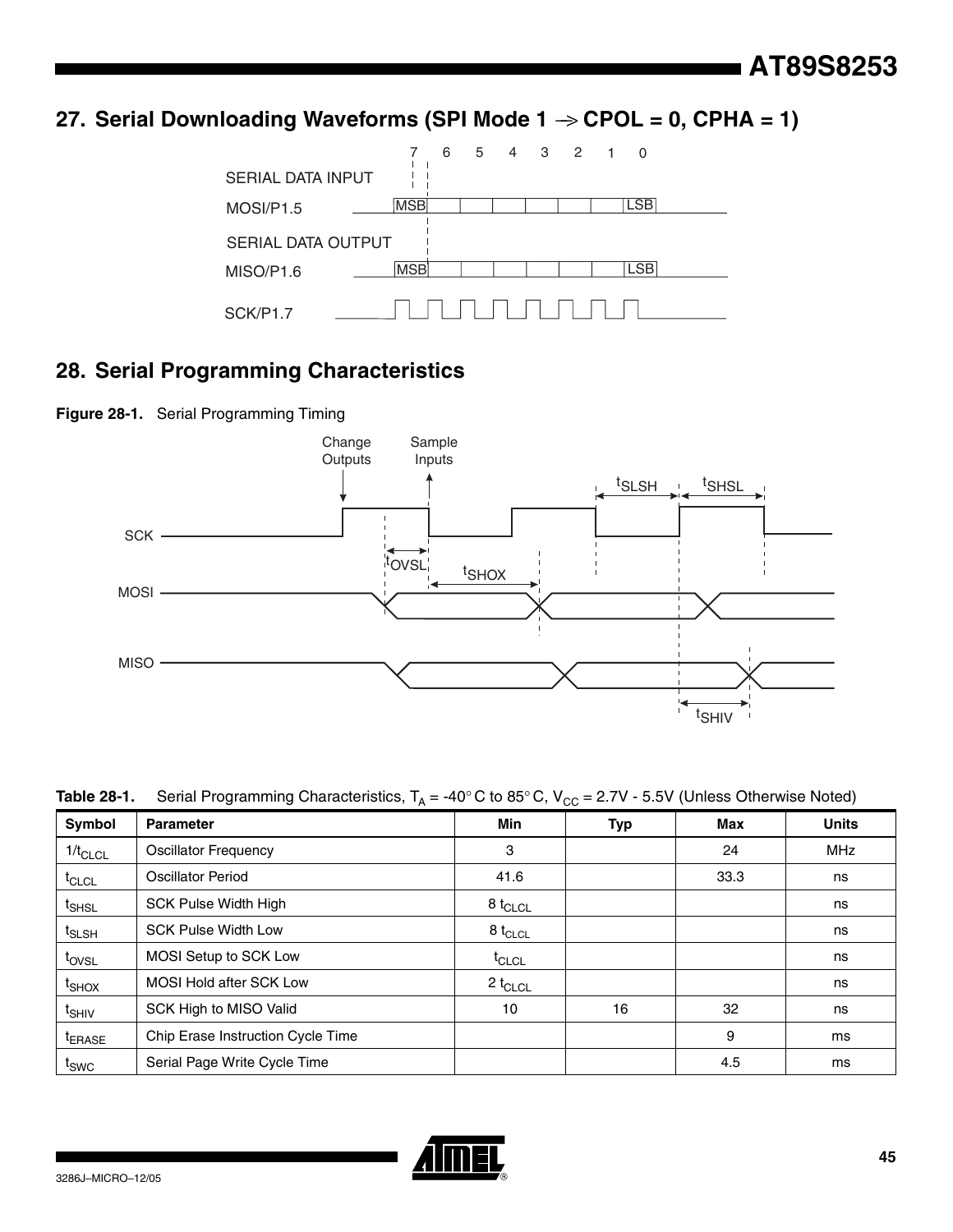## 27. Serial Downloading Waveforms (SPI Mode 1 → CPOL = 0, CPHA = 1)

## 28. Serial Programming Characteristics

**Figure 28-1.** Serial Programming Timing

**Table 28-1.** Serial Programming Characteristics, $T_A$ = -40° C to 85° C, $V_{CC}$ = 2.7V - 5.5V (Unless Otherwise Noted)

| Symbol | Parameter | Min | Typ | Max | Units |
|---|---|---|---|---|---|
| $1/t_{CLCL}$ | Oscillator Frequency | 3 | | 24 | MHz |
| $t_{CLCL}$ | Oscillator Period | 41.6 | | 33.3 | ns |
| $t_{SHSL}$ | SCK Pulse Width High | 8 $t_{CLCL}$ | | | ns |
| $t_{SLSH}$ | SCK Pulse Width Low | 8 $t_{CLCL}$ | | | ns |
| $t_{OVSL}$ | MOSI Setup to SCK Low | $t_{CLCL}$ | | | ns |
| $t_{SHOX}$ | MOSI Hold after SCK Low | 2 $t_{CLCL}$ | | | ns |
| $t_{SHIV}$ | SCK High to MISO Valid | 10 | 16 | 32 | ns |
| $t_{ERASE}$ | Chip Erase Instruction Cycle Time | | | 9 | ms |
| $t_{SWC}$ | Serial Page Write Cycle Time | | | 4.5 | ms |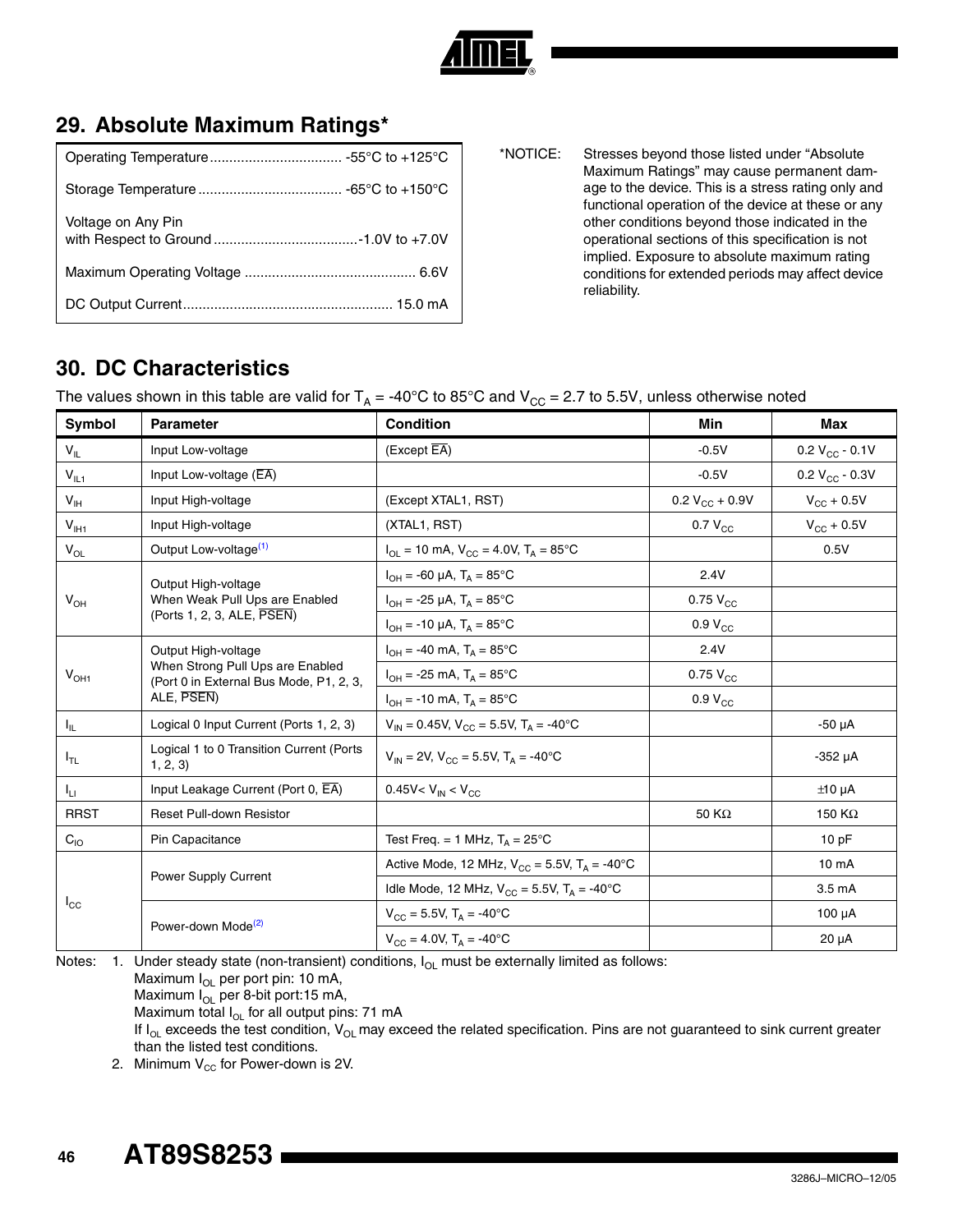## 29. Absolute Maximum Ratings*

| | |
|---|---|
| Operating Temperature | -55°C to +125°C |
| Storage Temperature | -65°C to +150°C |
| Voltage on Any Pin with Respect to Ground | -1.0V to +7.0V |
| Maximum Operating Voltage | 6.6V |
| DC Output Current | 15.0 mA |

*NOTICE: Stresses beyond those listed under "Absolute Maximum Ratings" may cause permanent damage to the device. This is a stress rating only and functional operation of the device at these or any other conditions beyond those indicated in the operational sections of this specification is not implied. Exposure to absolute maximum rating conditions for extended periods may affect device reliability.

## 30. DC Characteristics

The values shown in this table are valid for $T_A$ = -40°C to 85°C and $V_{CC}$ = 2.7 to 5.5V, unless otherwise noted

| Symbol | Parameter | Condition | Min | Max |
|---|---|---|---|---|
| $V_{IL}$ | Input Low-voltage | (Except $\overline{EA}$) | -0.5V | 0.2 $V_{CC}$ - 0.1V |
| $V_{IL1}$ | Input Low-voltage ($\overline{EA}$) | | -0.5V | 0.2 $V_{CC}$ - 0.3V |
| $V_{IH}$ | Input High-voltage | (Except XTAL1, RST) | 0.2 $V_{CC}$ + 0.9V | $V_{CC}$ + 0.5V |
| $V_{IH1}$ | Input High-voltage | (XTAL1, RST) | 0.7 $V_{CC}$ | $V_{CC}$ + 0.5V |
| $V_{OL}$ | Output Low-voltage[1] | $I_{OL}$ = 10 mA, $V_{CC}$ = 4.0V, $T_A$ = 85°C | | 0.5V |
| $V_{OH}$ | Output High-voltage When Weak Pull Ups are Enabled (Ports 1, 2, 3, ALE, $\overline{PSEN}$) | $I_{OH}$ = -60 µA, $T_A$ = 85°C | 2.4V | |
| | | $I_{OH}$ = -25 µA, $T_A$ = 85°C | 0.75 $V_{CC}$ | |
| | | $I_{OH}$ = -10 µA, $T_A$ = 85°C | 0.9 $V_{CC}$ | |
| $V_{OH1}$ | Output High-voltage When Strong Pull Ups are Enabled (Port 0 in External Bus Mode, P1, 2, 3, ALE, $\overline{PSEN}$) | $I_{OH}$ = -40 mA, $T_A$ = 85°C | 2.4V | |
| | | $I_{OH}$ = -25 mA, $T_A$ = 85°C | 0.75 $V_{CC}$ | |
| | | $I_{OH}$ = -10 mA, $T_A$ = 85°C | 0.9 $V_{CC}$ | |
| $I_{IL}$ | Logical 0 Input Current (Ports 1, 2, 3) | $V_{IN}$ = 0.45V, $V_{CC}$ = 5.5V, $T_A$ = -40°C | | -50 µA |
| $I_{TL}$ | Logical 1 to 0 Transition Current (Ports 1, 2, 3) | $V_{IN}$ = 2V, $V_{CC}$ = 5.5V, $T_A$ = -40°C | | -352 µA |
| $I_{LI}$ | Input Leakage Current (Port 0, $\overline{EA}$) | 0.45V< $V_{IN}$ < $V_{CC}$ | | ±10 µA |
| RRST | Reset Pull-down Resistor | | 50 KΩ | 150 KΩ |
| $C_{IO}$ | Pin Capacitance | Test Freq. = 1 MHz, $T_A$ = 25°C | | 10 pF |
| $I_{CC}$ | Power Supply Current | Active Mode, 12 MHz, $V_{CC}$ = 5.5V, $T_A$ = -40°C | | 10 mA |
| | | Idle Mode, 12 MHz, $V_{CC}$ = 5.5V, $T_A$ = -40°C | | 3.5 mA |
| | Power-down Mode[2] | $V_{CC}$ = 5.5V, $T_A$ = -40°C | | 100 µA |
| | | $V_{CC}$ = 4.0V, $T_A$ = -40°C | | 20 µA |

Notes:
1. Under steady state (non-transient) conditions, $I_{OL}$ must be externally limited as follows:
   Maximum $I_{OL}$ per port pin: 10 mA,
   Maximum $I_{OL}$ per 8-bit port:15 mA,
   Maximum total $I_{OL}$ for all output pins: 71 mA
   If $I_{OL}$ exceeds the test condition, $V_{OL}$ may exceed the related specification. Pins are not guaranteed to sink current greater than the listed test conditions.
2. Minimum $V_{CC}$ for Power-down is 2V.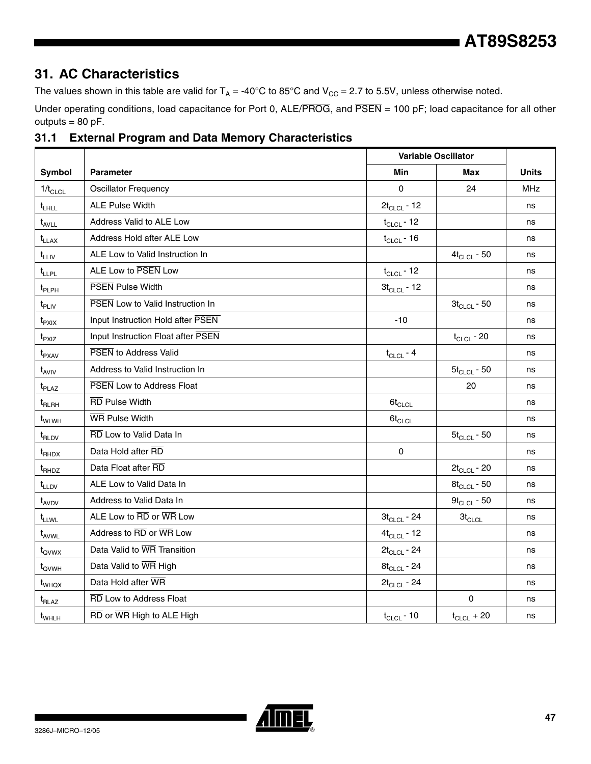## 31. AC Characteristics

The values shown in this table are valid for $T_A$ = -40°C to 85°C and $V_{CC}$ = 2.7 to 5.5V, unless otherwise noted.

Under operating conditions, load capacitance for Port 0, ALE/$\overline{PROG}$, and $\overline{PSEN}$ = 100 pF; load capacitance for all other outputs = 80 pF.

### 31.1 External Program and Data Memory Characteristics

| Symbol | Parameter | Variable Oscillator | | Units |
|---|---|---|---|---|
| | | Min | Max | |
| $1/t_{CLCL}$ | Oscillator Frequency | 0 | 24 | MHz |
| $t_{LHLL}$ | ALE Pulse Width | $2t_{CLCL}$ - 12 | | ns |
| $t_{AVLL}$ | Address Valid to ALE Low | $t_{CLCL}$ - 12 | | ns |
| $t_{LLAX}$ | Address Hold after ALE Low | $t_{CLCL}$ - 16 | | ns |
| $t_{LLIV}$ | ALE Low to Valid Instruction In | | $4t_{CLCL}$ - 50 | ns |
| $t_{LLPL}$ | ALE Low to $\overline{PSEN}$ Low | $t_{CLCL}$ - 12 | | ns |
| $t_{PLPH}$ | $\overline{PSEN}$ Pulse Width | $3t_{CLCL}$ - 12 | | ns |
| $t_{PLIV}$ | $\overline{PSEN}$ Low to Valid Instruction In | | $3t_{CLCL}$ - 50 | ns |
| $t_{PXIX}$ | Input Instruction Hold after $\overline{PSEN}$ | -10 | | ns |
| $t_{PXIZ}$ | Input Instruction Float after $\overline{PSEN}$ | | $t_{CLCL}$ - 20 | ns |
| $t_{PXAV}$ | $\overline{PSEN}$ to Address Valid | $t_{CLCL}$ - 4 | | ns |
| $t_{AVIV}$ | Address to Valid Instruction In | | $5t_{CLCL}$ - 50 | ns |
| $t_{PLAZ}$ | $\overline{PSEN}$ Low to Address Float | | 20 | ns |
| $t_{RLRH}$ | $\overline{RD}$ Pulse Width | $6t_{CLCL}$ | | ns |
| $t_{WLWH}$ | $\overline{WR}$ Pulse Width | $6t_{CLCL}$ | | ns |
| $t_{RLDV}$ | $\overline{RD}$ Low to Valid Data In | | $5t_{CLCL}$ - 50 | ns |
| $t_{RHDX}$ | Data Hold after $\overline{RD}$ | 0 | | ns |
| $t_{RHDZ}$ | Data Float after $\overline{RD}$ | | $2t_{CLCL}$ - 20 | ns |
| $t_{LLDV}$ | ALE Low to Valid Data In | | $8t_{CLCL}$ - 50 | ns |
| $t_{AVDV}$ | Address to Valid Data In | | $9t_{CLCL}$ - 50 | ns |
| $t_{LLWL}$ | ALE Low to $\overline{RD}$ or $\overline{WR}$ Low | $3t_{CLCL}$ - 24 | $3t_{CLCL}$ | ns |
| $t_{AVWL}$ | Address to $\overline{RD}$ or $\overline{WR}$ Low | $4t_{CLCL}$ - 12 | | ns |
| $t_{QVWX}$ | Data Valid to $\overline{WR}$ Transition | $2t_{CLCL}$ - 24 | | ns |
| $t_{QVWH}$ | Data Valid to $\overline{WR}$ High | $8t_{CLCL}$ - 24 | | ns |
| $t_{WHQX}$ | Data Hold after $\overline{WR}$ | $2t_{CLCL}$ - 24 | | ns |
| $t_{RLAZ}$ | $\overline{RD}$ Low to Address Float | | 0 | ns |
| $t_{WHLH}$ | $\overline{RD}$ or $\overline{WR}$ High to ALE High | $t_{CLCL}$ - 10 | $t_{CLCL}$ + 20 | ns |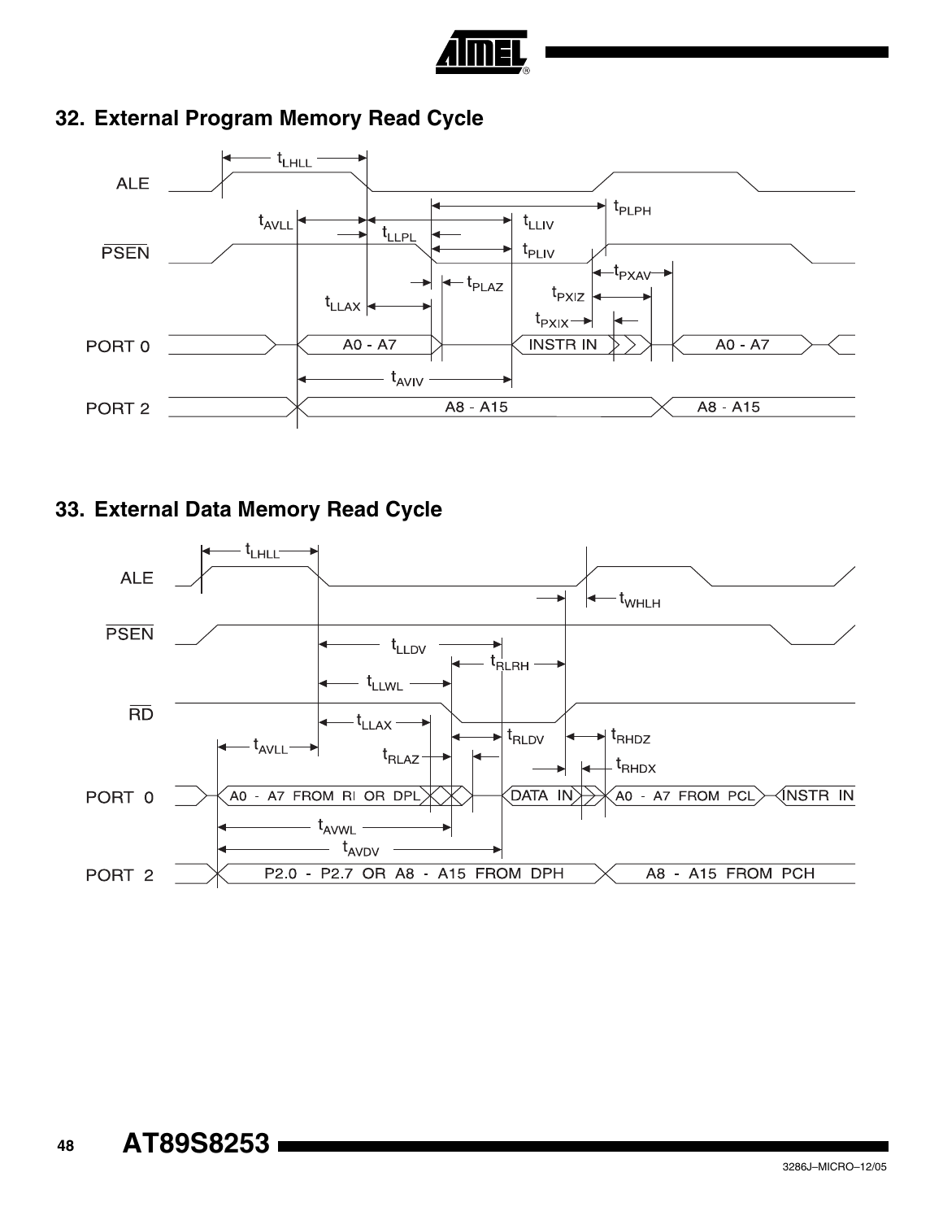## 32. External Program Memory Read Cycle

## 33. External Data Memory Read Cycle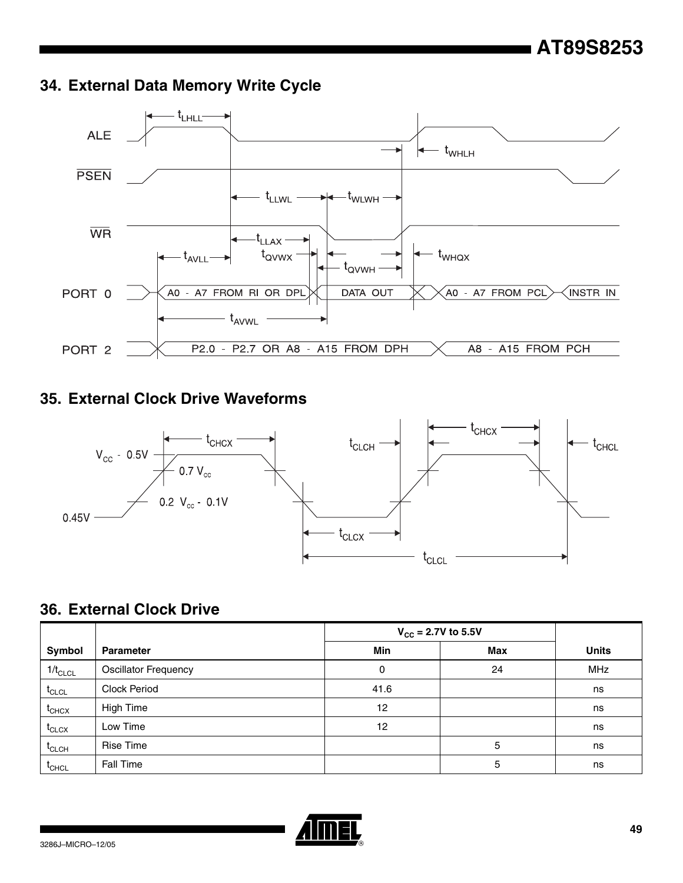## 34. External Data Memory Write Cycle

## 35. External Clock Drive Waveforms

## 36. External Clock Drive

| Symbol | Parameter | $V_{CC}$ = 2.7V to 5.5V | | Units |
|---|---|---|---|---|
| | | Min | Max | |
| $1/t_{CLCL}$ | Oscillator Frequency | 0 | 24 | MHz |
| $t_{CLCL}$ | Clock Period | 41.6 | | ns |
| $t_{CHCX}$ | High Time | 12 | | ns |
| $t_{CLCX}$ | Low Time | 12 | | ns |
| $t_{CLCH}$ | Rise Time | | 5 | ns |
| $t_{CHCL}$ | Fall Time | | 5 | ns |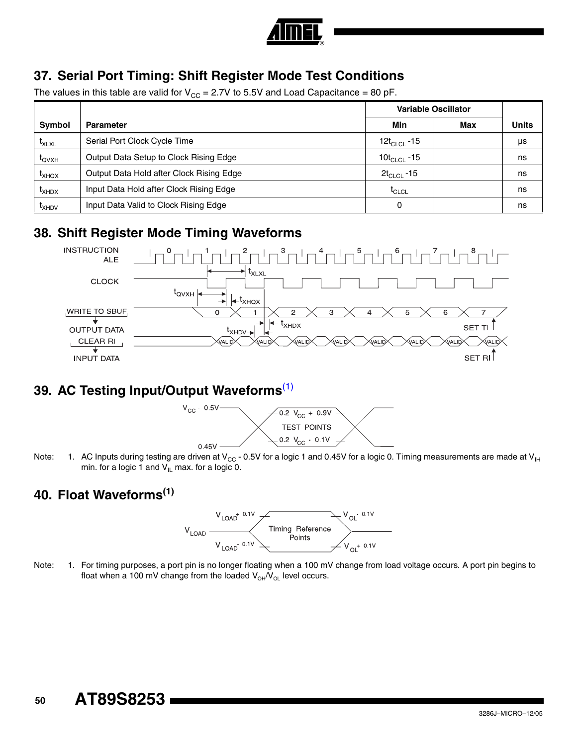## 37. Serial Port Timing: Shift Register Mode Test Conditions

The values in this table are valid for $V_{CC}$ = 2.7V to 5.5V and Load Capacitance = 80 pF.

| | | Variable Oscillator | | |
|---|---|---|---|---|
| Symbol | Parameter | Min | Max | Units |
| $t_{XLXL}$ | Serial Port Clock Cycle Time | $12t_{CLCL}$ -15 | | µs |
| $t_{QVXH}$ | Output Data Setup to Clock Rising Edge | $10t_{CLCL}$ -15 | | ns |
| $t_{XHQX}$ | Output Data Hold after Clock Rising Edge | $2t_{CLCL}$ -15 | | ns |
| $t_{XHDX}$ | Input Data Hold after Clock Rising Edge | $t_{CLCL}$ | | ns |
| $t_{XHDV}$ | Input Data Valid to Clock Rising Edge | 0 | | ns |

## 38. Shift Register Mode Timing Waveforms

INSTRUCTION ALE, CLOCK, WRITE TO SBUF → OUTPUT DATA, CLEAR RI → INPUT DATA, $t_{XLXL}$, $t_{QVXH}$, $t_{XHQX}$, $t_{XHDV}$, $t_{XHDX}$, SET TI, SET RI

## 39. AC Testing Input/Output Waveforms[(1)]

$V_{CC}$ - 0.5V, 0.45V, 0.2 $V_{CC}$ + 0.9V, TEST POINTS, 0.2 $V_{CC}$ - 0.1V

Note: 1. AC Inputs during testing are driven at $V_{CC}$ - 0.5V for a logic 1 and 0.45V for a logic 0. Timing measurements are made at $V_{IH}$ min. for a logic 1 and $V_{IL}$ max. for a logic 0.

## 40. Float Waveforms[(1)]

$V_{LOAD}$, $V_{LOAD}$+ 0.1V, $V_{LOAD}$- 0.1V, Timing Reference Points, $V_{OL}$- 0.1V, $V_{OL}$+ 0.1V

Note: 1. For timing purposes, a port pin is no longer floating when a 100 mV change from load voltage occurs. A port pin begins to float when a 100 mV change from the loaded $V_{OH}/V_{OL}$ level occurs.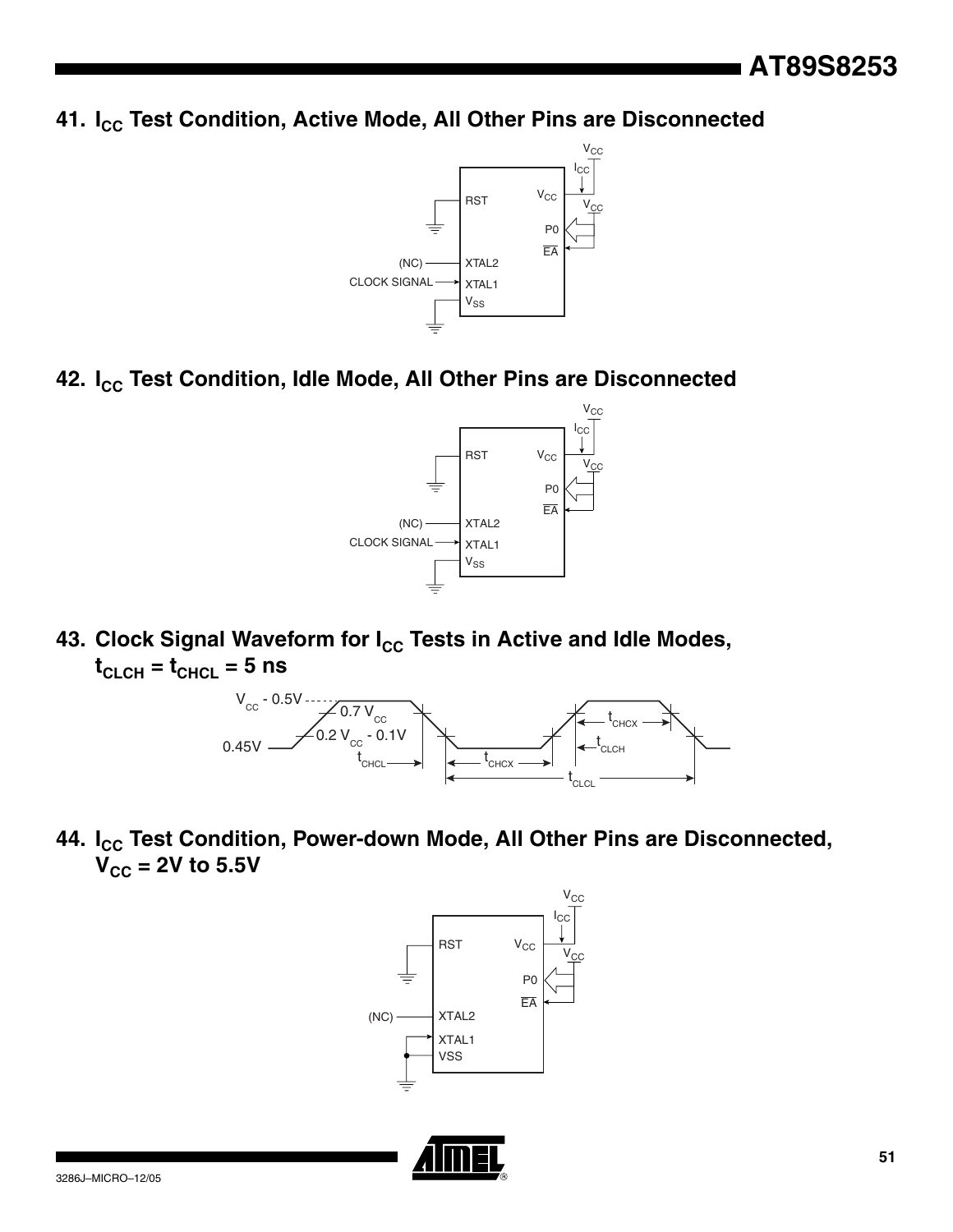## 41. $I_{CC}$ Test Condition, Active Mode, All Other Pins are Disconnected

## 42. $I_{CC}$ Test Condition, Idle Mode, All Other Pins are Disconnected

## 43. Clock Signal Waveform for $I_{CC}$ Tests in Active and Idle Modes, $t_{CLCH} = t_{CHCL} = 5$ ns

## 44. $I_{CC}$ Test Condition, Power-down Mode, All Other Pins are Disconnected, $V_{CC}$ = 2V to 5.5V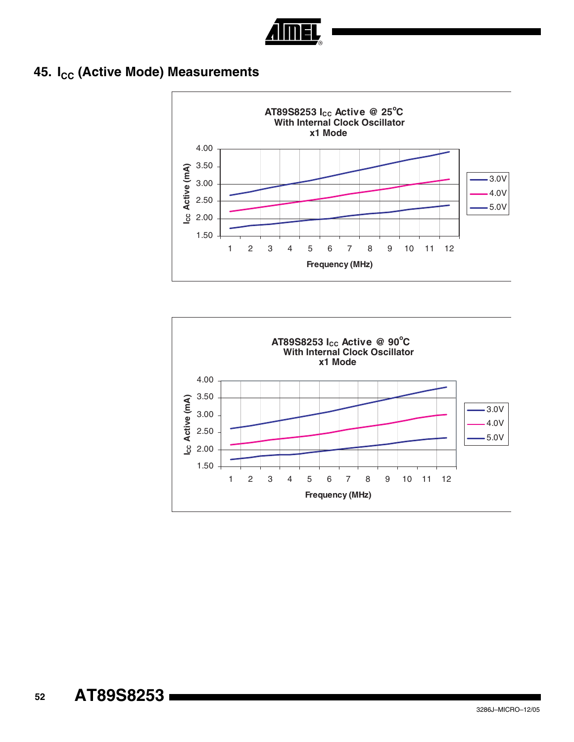## 45. $I_{CC}$ (Active Mode) Measurements

**AT89S8253 $I_{CC}$ Active @ 25°C**
**With Internal Clock Oscillator**
**x1 Mode**

Y-axis: $I_{CC}$ Active (mA) — 1.50, 2.00, 2.50, 3.00, 3.50, 4.00

X-axis: Frequency (MHz) — 1, 2, 3, 4, 5, 6, 7, 8, 9, 10, 11, 12

Legend: 3.0V, 4.0V, 5.0V

**AT89S8253 $I_{CC}$ Active @ 90°C**
**With Internal Clock Oscillator**
**x1 Mode**

Y-axis: $I_{CC}$ Active (mA) — 1.50, 2.00, 2.50, 3.00, 3.50, 4.00

X-axis: Frequency (MHz) — 1, 2, 3, 4, 5, 6, 7, 8, 9, 10, 11, 12

Legend: 3.0V, 4.0V, 5.0V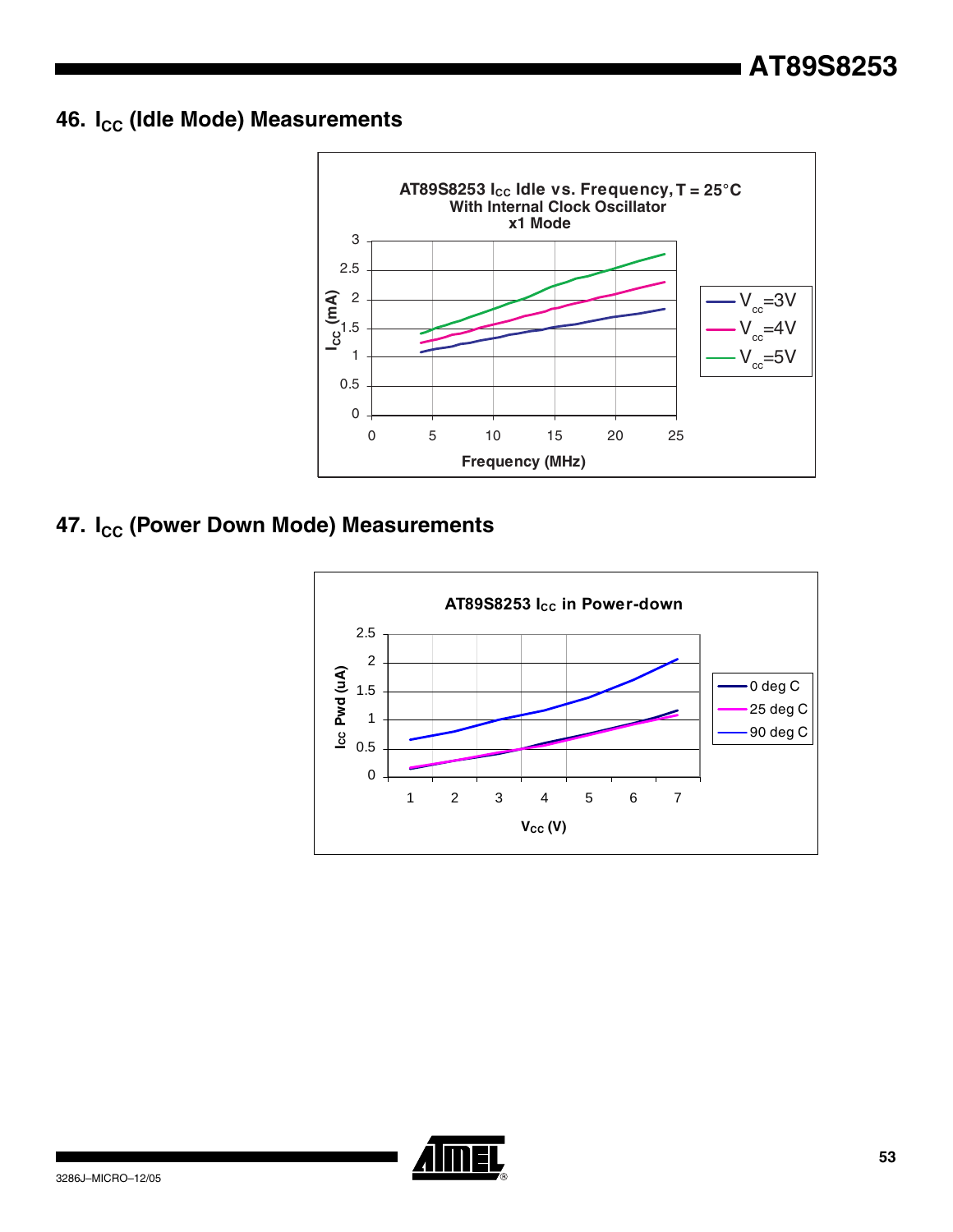## 46. $I_{CC}$ (Idle Mode) Measurements

AT89S8253 $I_{CC}$ Idle vs. Frequency, T = 25°C
With Internal Clock Oscillator
x1 Mode

## 47. $I_{CC}$ (Power Down Mode) Measurements

AT89S8253 $I_{CC}$ in Power-down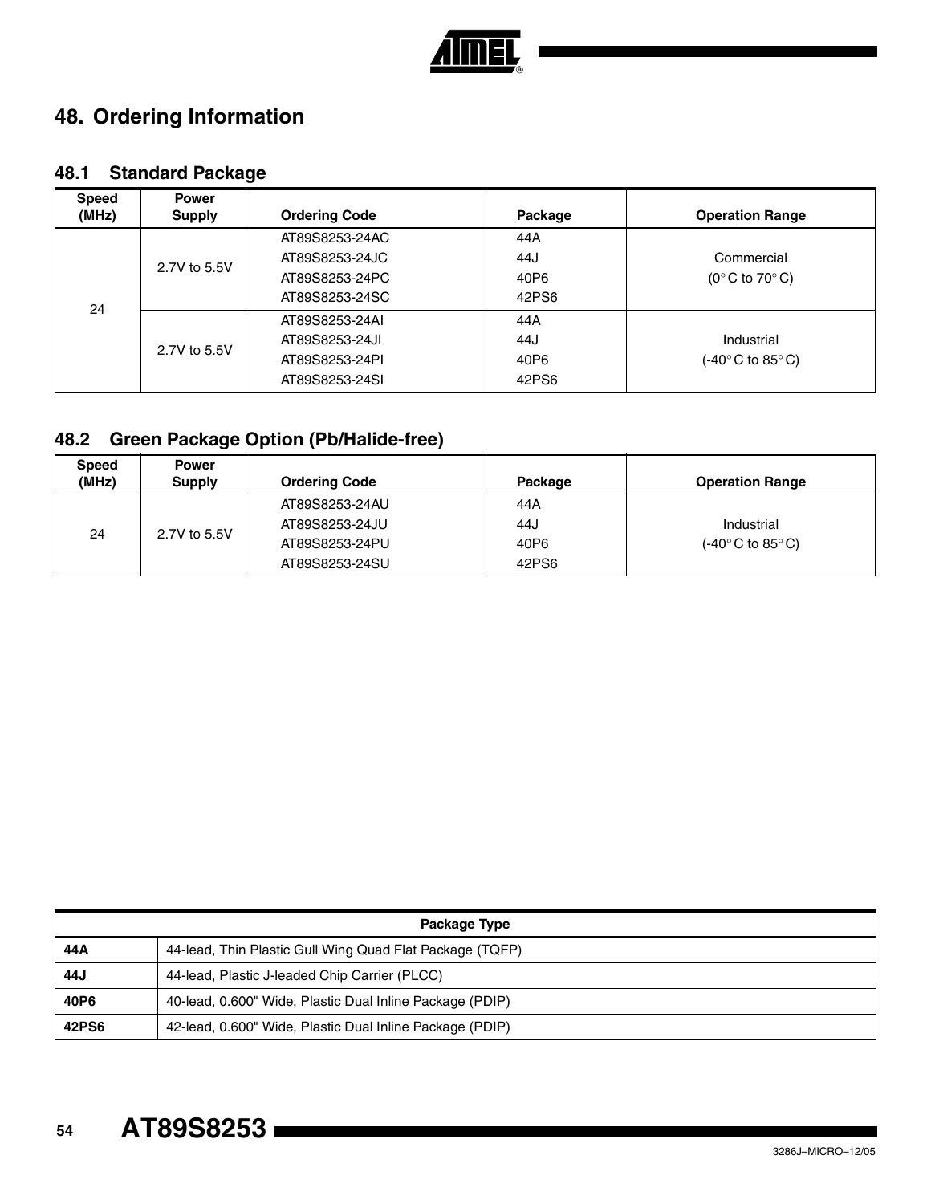# 48. Ordering Information

## 48.1 Standard Package

| Speed (MHz) | Power Supply | Ordering Code | Package | Operation Range |
|---|---|---|---|---|
| 24 | 2.7V to 5.5V | AT89S8253-24AC | 44A | Commercial (0° C to 70° C) |
| | | AT89S8253-24JC | 44J | |
| | | AT89S8253-24PC | 40P6 | |
| | | AT89S8253-24SC | 42PS6 | |
| | 2.7V to 5.5V | AT89S8253-24AI | 44A | Industrial (-40° C to 85° C) |
| | | AT89S8253-24JI | 44J | |
| | | AT89S8253-24PI | 40P6 | |
| | | AT89S8253-24SI | 42PS6 | |

## 48.2 Green Package Option (Pb/Halide-free)

| Speed (MHz) | Power Supply | Ordering Code | Package | Operation Range |
|---|---|---|---|---|
| 24 | 2.7V to 5.5V | AT89S8253-24AU | 44A | Industrial (-40° C to 85° C) |
| | | AT89S8253-24JU | 44J | |
| | | AT89S8253-24PU | 40P6 | |
| | | AT89S8253-24SU | 42PS6 | |

| Package Type | |
|---|---|
| **44A** | 44-lead, Thin Plastic Gull Wing Quad Flat Package (TQFP) |
| **44J** | 44-lead, Plastic J-leaded Chip Carrier (PLCC) |
| **40P6** | 40-lead, 0.600" Wide, Plastic Dual Inline Package (PDIP) |
| **42PS6** | 42-lead, 0.600" Wide, Plastic Dual Inline Package (PDIP) |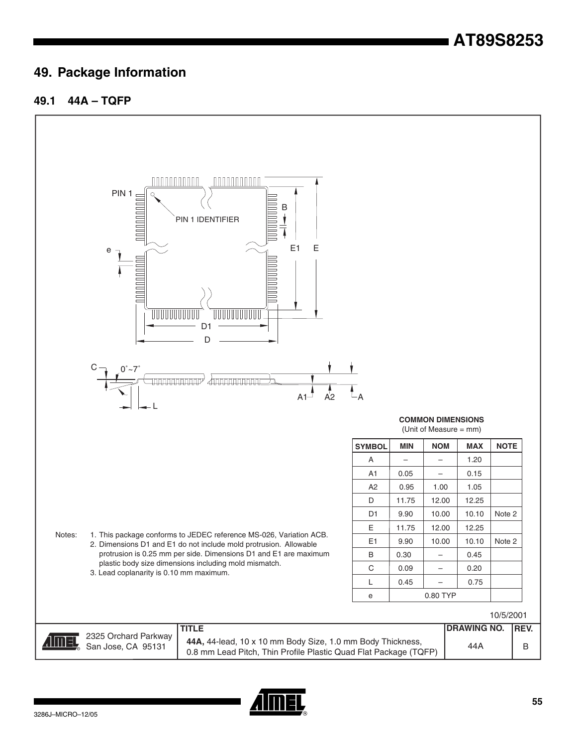# 49. Package Information

## 49.1 44A – TQFP

**COMMON DIMENSIONS**
(Unit of Measure = mm)

| SYMBOL | MIN | NOM | MAX | NOTE |
|---|---|---|---|---|
| A | – | – | 1.20 | |
| A1 | 0.05 | – | 0.15 | |
| A2 | 0.95 | 1.00 | 1.05 | |
| D | 11.75 | 12.00 | 12.25 | |
| D1 | 9.90 | 10.00 | 10.10 | Note 2 |
| E | 11.75 | 12.00 | 12.25 | |
| E1 | 9.90 | 10.00 | 10.10 | Note 2 |
| B | 0.30 | – | 0.45 | |
| C | 0.09 | – | 0.20 | |
| L | 0.45 | – | 0.75 | |
| e | | 0.80 TYP | | |

Notes:
1. This package conforms to JEDEC reference MS-026, Variation ACB.
2. Dimensions D1 and E1 do not include mold protrusion. Allowable protrusion is 0.25 mm per side. Dimensions D1 and E1 are maximum plastic body size dimensions including mold mismatch.
3. Lead coplanarity is 0.10 mm maximum.

10/5/2001

| | TITLE | DRAWING NO. | REV. |
|---|---|---|---|
| 2325 Orchard Parkway San Jose, CA 95131 | **44A,** 44-lead, 10 x 10 mm Body Size, 1.0 mm Body Thickness, 0.8 mm Lead Pitch, Thin Profile Plastic Quad Flat Package (TQFP) | 44A | B |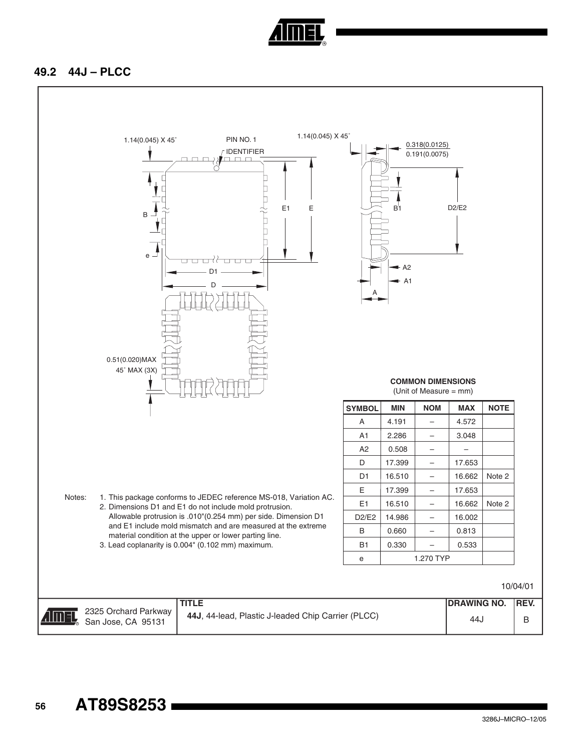## 49.2 44J – PLCC

1.14(0.045) X 45˚

PIN NO. 1

IDENTIFIER

1.14(0.045) X 45˚

0.318(0.0125)
0.191(0.0075)

B1

D2/E2

E1

E

B

e

D1

D

A2

A1

A

0.51(0.020)MAX
45˚ MAX (3X)

**COMMON DIMENSIONS**
(Unit of Measure = mm)

| SYMBOL | MIN | NOM | MAX | NOTE |
|---|---|---|---|---|
| A | 4.191 | – | 4.572 | |
| A1 | 2.286 | – | 3.048 | |
| A2 | 0.508 | – | – | |
| D | 17.399 | – | 17.653 | |
| D1 | 16.510 | – | 16.662 | Note 2 |
| E | 17.399 | – | 17.653 | |
| E1 | 16.510 | – | 16.662 | Note 2 |
| D2/E2 | 14.986 | – | 16.002 | |
| B | 0.660 | – | 0.813 | |
| B1 | 0.330 | – | 0.533 | |
| e | 1.270 TYP | | | |

Notes:
1. This package conforms to JEDEC reference MS-018, Variation AC.
2. Dimensions D1 and E1 do not include mold protrusion. Allowable protrusion is .010"(0.254 mm) per side. Dimension D1 and E1 include mold mismatch and are measured at the extreme material condition at the upper or lower parting line.
3. Lead coplanarity is 0.004" (0.102 mm) maximum.

10/04/01

| 2325 Orchard Parkway San Jose, CA 95131 | TITLE **44J**, 44-lead, Plastic J-leaded Chip Carrier (PLCC) | DRAWING NO. 44J | REV. B |
|---|---|---|---|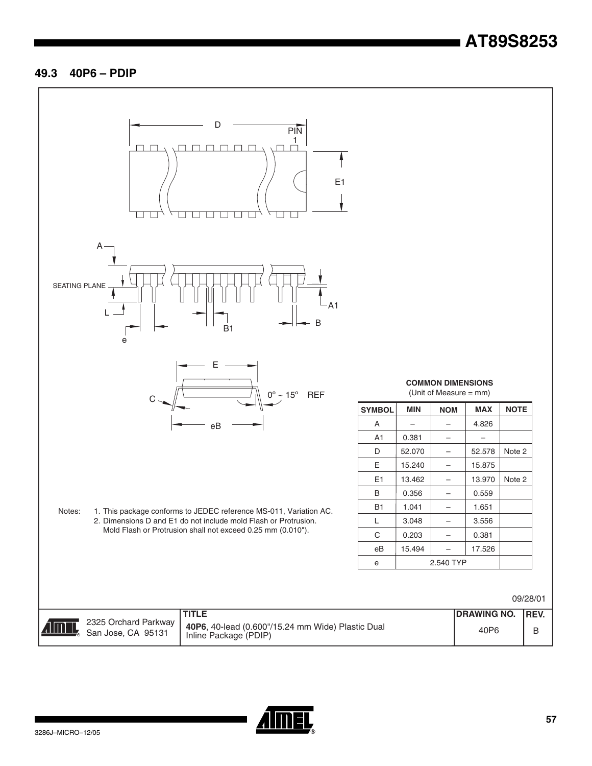## 49.3 40P6 – PDIP

**COMMON DIMENSIONS**
(Unit of Measure = mm)

| SYMBOL | MIN | NOM | MAX | NOTE |
|---|---|---|---|---|
| A | – | – | 4.826 | |
| A1 | 0.381 | – | – | |
| D | 52.070 | – | 52.578 | Note 2 |
| E | 15.240 | – | 15.875 | |
| E1 | 13.462 | – | 13.970 | Note 2 |
| B | 0.356 | – | 0.559 | |
| B1 | 1.041 | – | 1.651 | |
| L | 3.048 | – | 3.556 | |
| C | 0.203 | – | 0.381 | |
| eB | 15.494 | – | 17.526 | |
| e | 2.540 TYP | | | |

Notes:
1. This package conforms to JEDEC reference MS-011, Variation AC.
2. Dimensions D and E1 do not include mold Flash or Protrusion. Mold Flash or Protrusion shall not exceed 0.25 mm (0.010").

09/28/01

| 2325 Orchard Parkway San Jose, CA 95131 | TITLE **40P6**, 40-lead (0.600"/15.24 mm Wide) Plastic Dual Inline Package (PDIP) | DRAWING NO. 40P6 | REV. B |
|---|---|---|---|

3286J–MICRO–12/05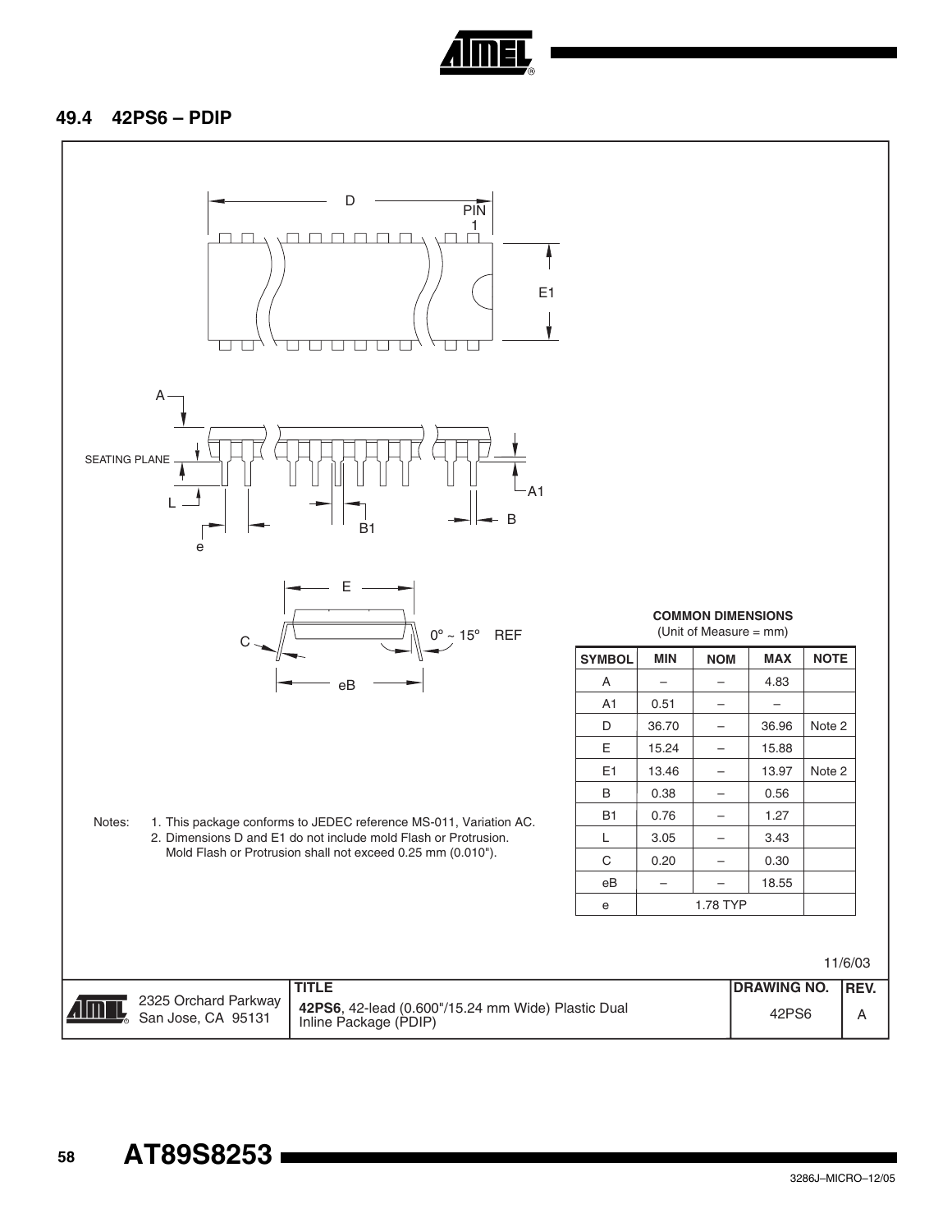## 49.4 42PS6 – PDIP

**COMMON DIMENSIONS**
(Unit of Measure = mm)

| SYMBOL | MIN | NOM | MAX | NOTE |
|---|---|---|---|---|
| A | – | – | 4.83 | |
| A1 | 0.51 | – | – | |
| D | 36.70 | – | 36.96 | Note 2 |
| E | 15.24 | – | 15.88 | |
| E1 | 13.46 | – | 13.97 | Note 2 |
| B | 0.38 | – | 0.56 | |
| B1 | 0.76 | – | 1.27 | |
| L | 3.05 | – | 3.43 | |
| C | 0.20 | – | 0.30 | |
| eB | – | – | 18.55 | |
| e | 1.78 TYP | | | |

Notes:
1. This package conforms to JEDEC reference MS-011, Variation AC.
2. Dimensions D and E1 do not include mold Flash or Protrusion. Mold Flash or Protrusion shall not exceed 0.25 mm (0.010").

11/6/03

| | TITLE | DRAWING NO. | REV. |
|---|---|---|---|
| 2325 Orchard Parkway San Jose, CA 95131 | **42PS6**, 42-lead (0.600"/15.24 mm Wide) Plastic Dual Inline Package (PDIP) | 42PS6 | A |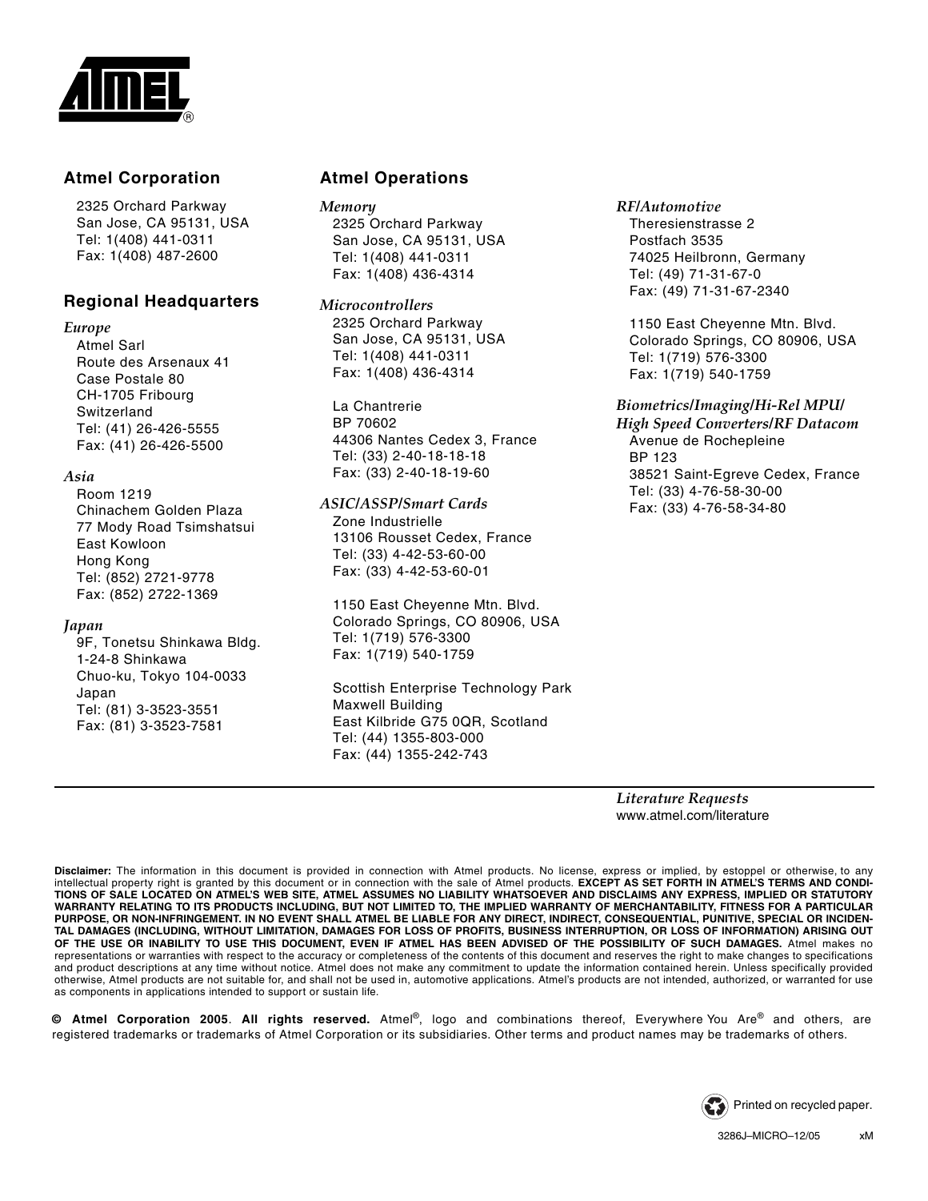## Atmel Corporation

2325 Orchard Parkway
San Jose, CA 95131, USA
Tel: 1(408) 441-0311
Fax: 1(408) 487-2600

## Regional Headquarters

*Europe*
Atmel Sarl
Route des Arsenaux 41
Case Postale 80
CH-1705 Fribourg
Switzerland
Tel: (41) 26-426-5555
Fax: (41) 26-426-5500

*Asia*
Room 1219
Chinachem Golden Plaza
77 Mody Road Tsimshatsui
East Kowloon
Hong Kong
Tel: (852) 2721-9778
Fax: (852) 2722-1369

*Japan*
9F, Tonetsu Shinkawa Bldg.
1-24-8 Shinkawa
Chuo-ku, Tokyo 104-0033
Japan
Tel: (81) 3-3523-3551
Fax: (81) 3-3523-7581

## Atmel Operations

*Memory*
2325 Orchard Parkway
San Jose, CA 95131, USA
Tel: 1(408) 441-0311
Fax: 1(408) 436-4314

*Microcontrollers*
2325 Orchard Parkway
San Jose, CA 95131, USA
Tel: 1(408) 441-0311
Fax: 1(408) 436-4314

La Chantrerie
BP 70602
44306 Nantes Cedex 3, France
Tel: (33) 2-40-18-18-18
Fax: (33) 2-40-18-19-60

*ASIC/ASSP/Smart Cards*
Zone Industrielle
13106 Rousset Cedex, France
Tel: (33) 4-42-53-60-00
Fax: (33) 4-42-53-60-01

1150 East Cheyenne Mtn. Blvd.
Colorado Springs, CO 80906, USA
Tel: 1(719) 576-3300
Fax: 1(719) 540-1759

Scottish Enterprise Technology Park
Maxwell Building
East Kilbride G75 0QR, Scotland
Tel: (44) 1355-803-000
Fax: (44) 1355-242-743

*RF/Automotive*
Theresienstrasse 2
Postfach 3535
74025 Heilbronn, Germany
Tel: (49) 71-31-67-0
Fax: (49) 71-31-67-2340

1150 East Cheyenne Mtn. Blvd.
Colorado Springs, CO 80906, USA
Tel: 1(719) 576-3300
Fax: 1(719) 540-1759

*Biometrics/Imaging/Hi-Rel MPU/ High Speed Converters/RF Datacom*
Avenue de Rochepleine
BP 123
38521 Saint-Egreve Cedex, France
Tel: (33) 4-76-58-30-00
Fax: (33) 4-76-58-34-80

*Literature Requests*
www.atmel.com/literature

**Disclaimer:** The information in this document is provided in connection with Atmel products. No license, express or implied, by estoppel or otherwise, to any intellectual property right is granted by this document or in connection with the sale of Atmel products. **EXCEPT AS SET FORTH IN ATMEL'S TERMS AND CONDITIONS OF SALE LOCATED ON ATMEL'S WEB SITE, ATMEL ASSUMES NO LIABILITY WHATSOEVER AND DISCLAIMS ANY EXPRESS, IMPLIED OR STATUTORY WARRANTY RELATING TO ITS PRODUCTS INCLUDING, BUT NOT LIMITED TO, THE IMPLIED WARRANTY OF MERCHANTABILITY, FITNESS FOR A PARTICULAR PURPOSE, OR NON-INFRINGEMENT. IN NO EVENT SHALL ATMEL BE LIABLE FOR ANY DIRECT, INDIRECT, CONSEQUENTIAL, PUNITIVE, SPECIAL OR INCIDENTAL DAMAGES (INCLUDING, WITHOUT LIMITATION, DAMAGES FOR LOSS OF PROFITS, BUSINESS INTERRUPTION, OR LOSS OF INFORMATION) ARISING OUT OF THE USE OR INABILITY TO USE THIS DOCUMENT, EVEN IF ATMEL HAS BEEN ADVISED OF THE POSSIBILITY OF SUCH DAMAGES.** Atmel makes no representations or warranties with respect to the accuracy or completeness of the contents of this document and reserves the right to make changes to specifications and product descriptions at any time without notice. Atmel does not make any commitment to update the information contained herein. Unless specifically provided otherwise, Atmel products are not suitable for, and shall not be used in, automotive applications. Atmel's products are not intended, authorized, or warranted for use as components in applications intended to support or sustain life.

**© Atmel Corporation 2005. All rights reserved.** Atmel®, logo and combinations thereof, Everywhere You Are® and others, are registered trademarks or trademarks of Atmel Corporation or its subsidiaries. Other terms and product names may be trademarks of others.

Printed on recycled paper.

3286J–MICRO–12/05 xM